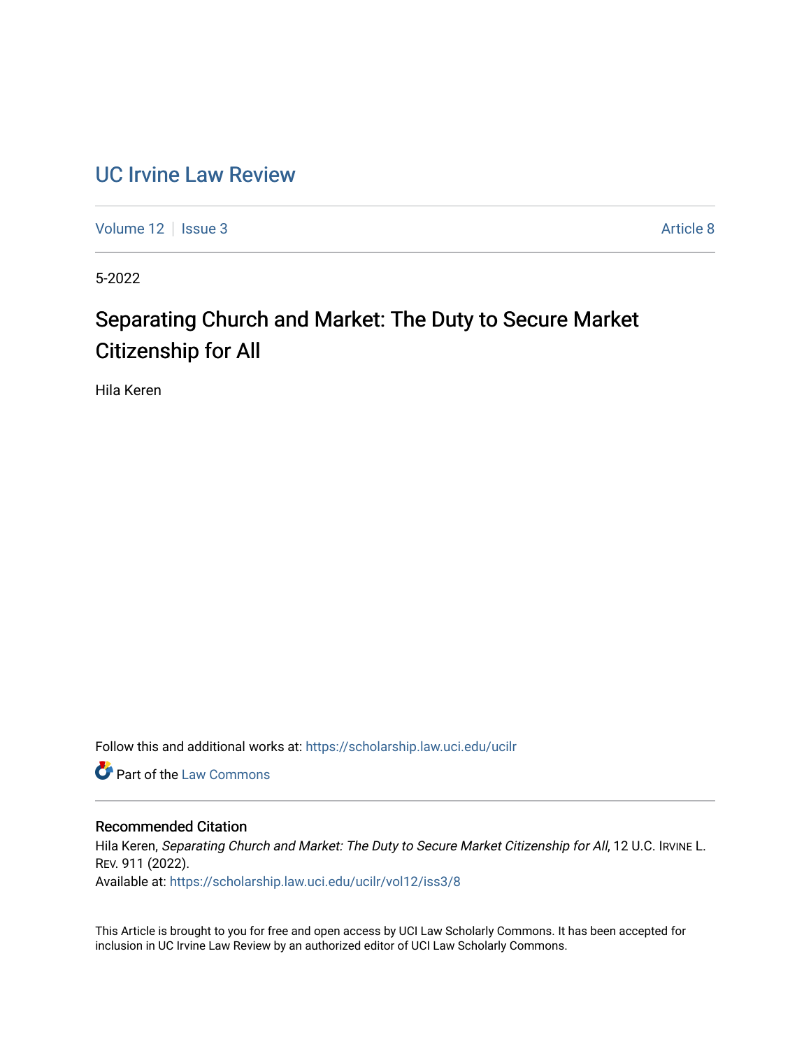# UC Irvine Law Review

Volume 12 | Issue 3 | Article 8

5-2022

## Separating Church and Market: The Duty to Secure Market Citizenship for All

Hila Keren

Follow this and additional works at: https://scholarship.law.uci.edu/ucilr

Part of the Law Commons

### Recommended Citation

Hila Keren, *Separating Church and Market: The Duty to Secure Market Citizenship for All*, 12 U.C. Irvine L. Rev. 911 (2022).

Available at: https://scholarship.law.uci.edu/ucilr/vol12/iss3/8

This Article is brought to you for free and open access by UCI Law Scholarly Commons. It has been accepted for inclusion in UC Irvine Law Review by an authorized editor of UCI Law Scholarly Commons.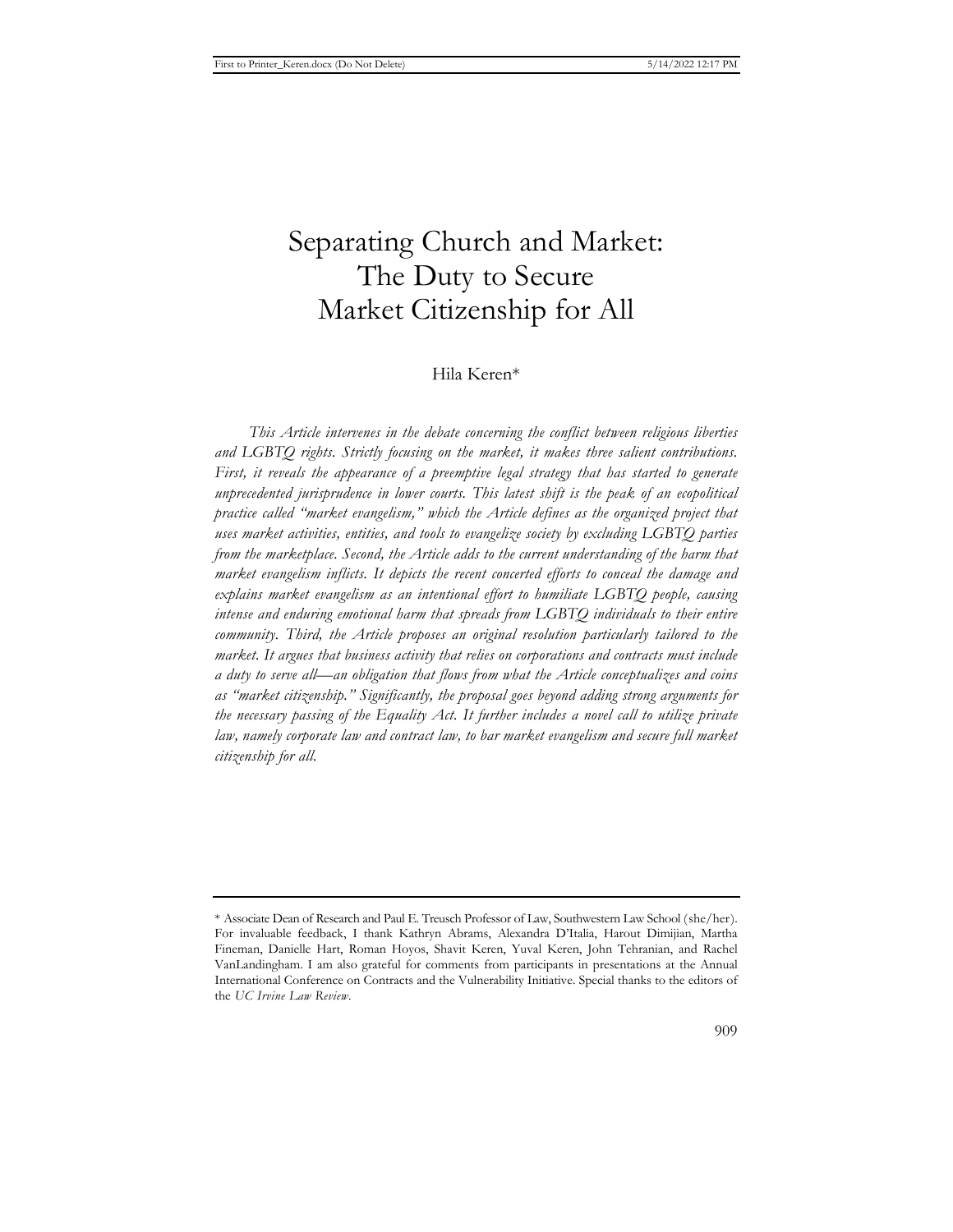# Separating Church and Market: The Duty to Secure Market Citizenship for All

Hila Keren*

*This Article intervenes in the debate concerning the conflict between religious liberties and LGBTQ rights. Strictly focusing on the market, it makes three salient contributions. First, it reveals the appearance of a preemptive legal strategy that has started to generate unprecedented jurisprudence in lower courts. This latest shift is the peak of an ecopolitical practice called "market evangelism," which the Article defines as the organized project that uses market activities, entities, and tools to evangelize society by excluding LGBTQ parties from the marketplace. Second, the Article adds to the current understanding of the harm that market evangelism inflicts. It depicts the recent concerted efforts to conceal the damage and explains market evangelism as an intentional effort to humiliate LGBTQ people, causing intense and enduring emotional harm that spreads from LGBTQ individuals to their entire community. Third, the Article proposes an original resolution particularly tailored to the market. It argues that business activity that relies on corporations and contracts must include a duty to serve all—an obligation that flows from what the Article conceptualizes and coins as "market citizenship." Significantly, the proposal goes beyond adding strong arguments for the necessary passing of the Equality Act. It further includes a novel call to utilize private law, namely corporate law and contract law, to bar market evangelism and secure full market citizenship for all.*

---

\* Associate Dean of Research and Paul E. Treusch Professor of Law, Southwestern Law School (she/her). For invaluable feedback, I thank Kathryn Abrams, Alexandra D'Italia, Harout Dimijian, Martha Fineman, Danielle Hart, Roman Hoyos, Shavit Keren, Yuval Keren, John Tehranian, and Rachel VanLandingham. I am also grateful for comments from participants in presentations at the Annual International Conference on Contracts and the Vulnerability Initiative. Special thanks to the editors of the *UC Irvine Law Review*.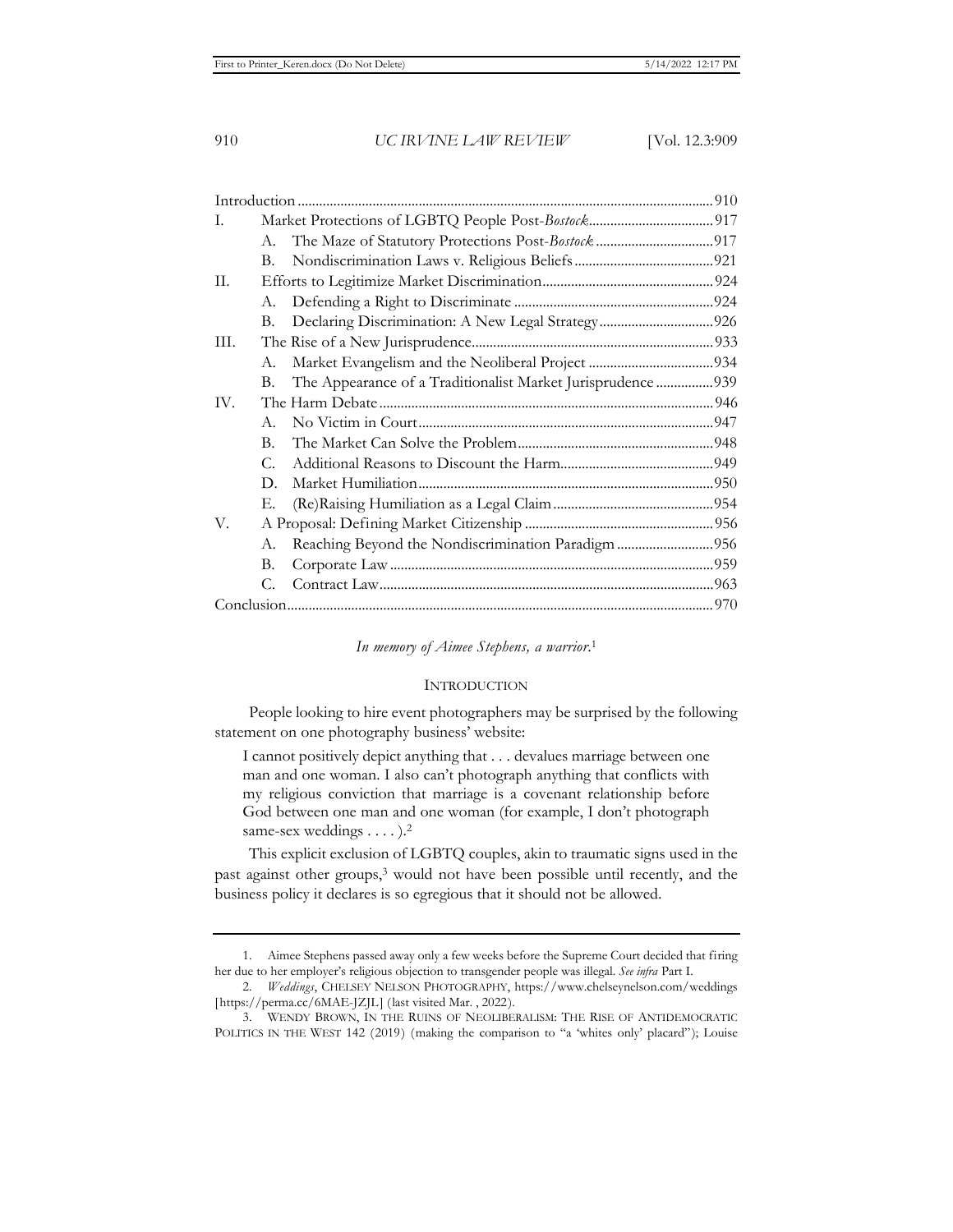| | | | |
|---|---|---|---|
| Introduction | | | 910 |
| I. | Market Protections of LGBTQ People Post-*Bostock* | | 917 |
| | A. | The Maze of Statutory Protections Post-*Bostock* | 917 |
| | B. | Nondiscrimination Laws v. Religious Beliefs | 921 |
| II. | Efforts to Legitimize Market Discrimination | | 924 |
| | A. | Defending a Right to Discriminate | 924 |
| | B. | Declaring Discrimination: A New Legal Strategy | 926 |
| III. | The Rise of a New Jurisprudence | | 933 |
| | A. | Market Evangelism and the Neoliberal Project | 934 |
| | B. | The Appearance of a Traditionalist Market Jurisprudence | 939 |
| IV. | The Harm Debate | | 946 |
| | A. | No Victim in Court | 947 |
| | B. | The Market Can Solve the Problem | 948 |
| | C. | Additional Reasons to Discount the Harm | 949 |
| | D. | Market Humiliation | 950 |
| | E. | (Re)Raising Humiliation as a Legal Claim | 954 |
| V. | A Proposal: Defining Market Citizenship | | 956 |
| | A. | Reaching Beyond the Nondiscrimination Paradigm | 956 |
| | B. | Corporate Law | 959 |
| | C. | Contract Law | 963 |
| Conclusion | | | 970 |

*In memory of Aimee Stephens, a warrior.*[1]

## INTRODUCTION

People looking to hire event photographers may be surprised by the following statement on one photography business' website:

> I cannot positively depict anything that . . . devalues marriage between one man and one woman. I also can't photograph anything that conflicts with my religious conviction that marriage is a covenant relationship before God between one man and one woman (for example, I don't photograph same-sex weddings . . . . ).[2]

This explicit exclusion of LGBTQ couples, akin to traumatic signs used in the past against other groups,[3] would not have been possible until recently, and the business policy it declares is so egregious that it should not be allowed.

---

1. Aimee Stephens passed away only a few weeks before the Supreme Court decided that firing her due to her employer's religious objection to transgender people was illegal. *See infra* Part I.

2. *Weddings*, CHELSEY NELSON PHOTOGRAPHY, https://www.chelseynelson.com/weddings [https://perma.cc/6MAE-JZJL] (last visited Mar. , 2022).

3. WENDY BROWN, IN THE RUINS OF NEOLIBERALISM: THE RISE OF ANTIDEMOCRATIC POLITICS IN THE WEST 142 (2019) (making the comparison to "a 'whites only' placard"); Louise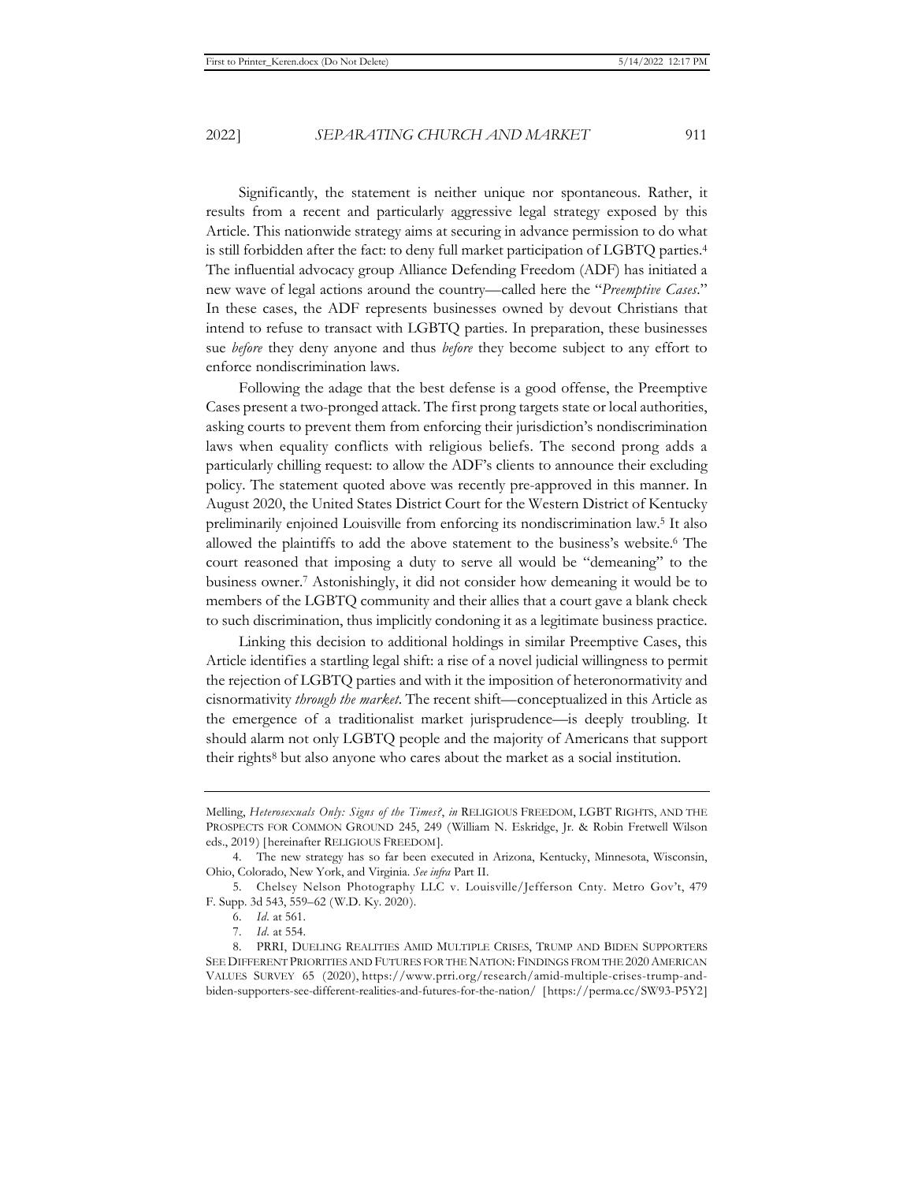Significantly, the statement is neither unique nor spontaneous. Rather, it results from a recent and particularly aggressive legal strategy exposed by this Article. This nationwide strategy aims at securing in advance permission to do what is still forbidden after the fact: to deny full market participation of LGBTQ parties.[4] The influential advocacy group Alliance Defending Freedom (ADF) has initiated a new wave of legal actions around the country—called here the "*Preemptive Cases*." In these cases, the ADF represents businesses owned by devout Christians that intend to refuse to transact with LGBTQ parties. In preparation, these businesses sue *before* they deny anyone and thus *before* they become subject to any effort to enforce nondiscrimination laws.

Following the adage that the best defense is a good offense, the Preemptive Cases present a two-pronged attack. The first prong targets state or local authorities, asking courts to prevent them from enforcing their jurisdiction's nondiscrimination laws when equality conflicts with religious beliefs. The second prong adds a particularly chilling request: to allow the ADF's clients to announce their excluding policy. The statement quoted above was recently pre-approved in this manner. In August 2020, the United States District Court for the Western District of Kentucky preliminarily enjoined Louisville from enforcing its nondiscrimination law.[5] It also allowed the plaintiffs to add the above statement to the business's website.[6] The court reasoned that imposing a duty to serve all would be "demeaning" to the business owner.[7] Astonishingly, it did not consider how demeaning it would be to members of the LGBTQ community and their allies that a court gave a blank check to such discrimination, thus implicitly condoning it as a legitimate business practice.

Linking this decision to additional holdings in similar Preemptive Cases, this Article identifies a startling legal shift: a rise of a novel judicial willingness to permit the rejection of LGBTQ parties and with it the imposition of heteronormativity and cisnormativity *through the market*. The recent shift—conceptualized in this Article as the emergence of a traditionalist market jurisprudence—is deeply troubling. It should alarm not only LGBTQ people and the majority of Americans that support their rights[8] but also anyone who cares about the market as a social institution.

---

Melling, *Heterosexuals Only: Signs of the Times?*, *in* RELIGIOUS FREEDOM, LGBT RIGHTS, AND THE PROSPECTS FOR COMMON GROUND 245, 249 (William N. Eskridge, Jr. & Robin Fretwell Wilson eds., 2019) [hereinafter RELIGIOUS FREEDOM].

4. The new strategy has so far been executed in Arizona, Kentucky, Minnesota, Wisconsin, Ohio, Colorado, New York, and Virginia. *See infra* Part II.

5. Chelsey Nelson Photography LLC v. Louisville/Jefferson Cnty. Metro Gov't, 479 F. Supp. 3d 543, 559–62 (W.D. Ky. 2020).

6. *Id.* at 561.

7. *Id.* at 554.

8. PRRI, DUELING REALITIES AMID MULTIPLE CRISES, TRUMP AND BIDEN SUPPORTERS SEE DIFFERENT PRIORITIES AND FUTURES FOR THE NATION: FINDINGS FROM THE 2020 AMERICAN VALUES SURVEY 65 (2020), https://www.prri.org/research/amid-multiple-crises-trump-and-biden-supporters-see-different-realities-and-futures-for-the-nation/ [https://perma.cc/SW93-P5Y2]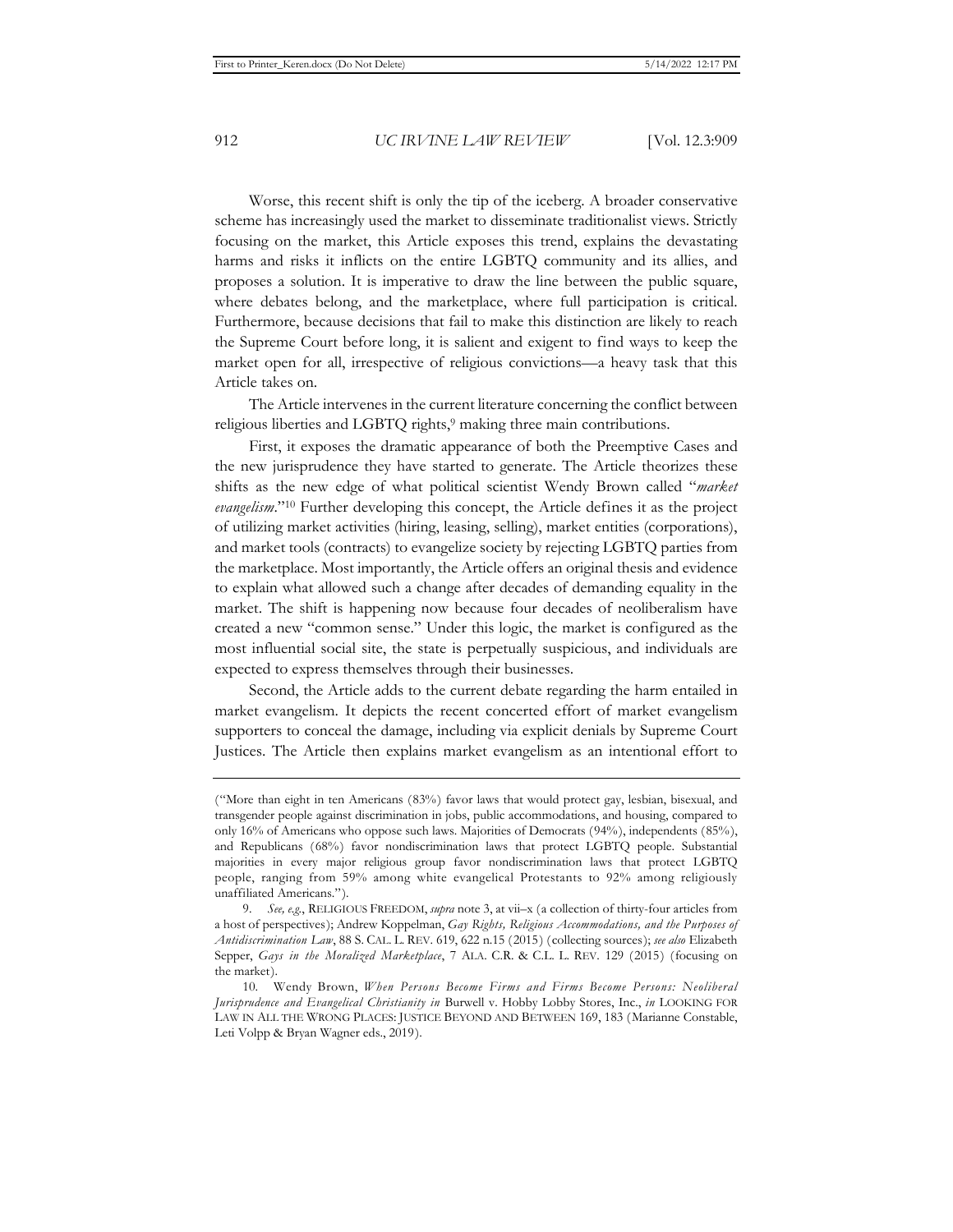Worse, this recent shift is only the tip of the iceberg. A broader conservative scheme has increasingly used the market to disseminate traditionalist views. Strictly focusing on the market, this Article exposes this trend, explains the devastating harms and risks it inflicts on the entire LGBTQ community and its allies, and proposes a solution. It is imperative to draw the line between the public square, where debates belong, and the marketplace, where full participation is critical. Furthermore, because decisions that fail to make this distinction are likely to reach the Supreme Court before long, it is salient and exigent to find ways to keep the market open for all, irrespective of religious convictions—a heavy task that this Article takes on.

The Article intervenes in the current literature concerning the conflict between religious liberties and LGBTQ rights,[9] making three main contributions.

First, it exposes the dramatic appearance of both the Preemptive Cases and the new jurisprudence they have started to generate. The Article theorizes these shifts as the new edge of what political scientist Wendy Brown called "*market evangelism*."[10] Further developing this concept, the Article defines it as the project of utilizing market activities (hiring, leasing, selling), market entities (corporations), and market tools (contracts) to evangelize society by rejecting LGBTQ parties from the marketplace. Most importantly, the Article offers an original thesis and evidence to explain what allowed such a change after decades of demanding equality in the market. The shift is happening now because four decades of neoliberalism have created a new "common sense." Under this logic, the market is configured as the most influential social site, the state is perpetually suspicious, and individuals are expected to express themselves through their businesses.

Second, the Article adds to the current debate regarding the harm entailed in market evangelism. It depicts the recent concerted effort of market evangelism supporters to conceal the damage, including via explicit denials by Supreme Court Justices. The Article then explains market evangelism as an intentional effort to

---

("More than eight in ten Americans (83%) favor laws that would protect gay, lesbian, bisexual, and transgender people against discrimination in jobs, public accommodations, and housing, compared to only 16% of Americans who oppose such laws. Majorities of Democrats (94%), independents (85%), and Republicans (68%) favor nondiscrimination laws that protect LGBTQ people. Substantial majorities in every major religious group favor nondiscrimination laws that protect LGBTQ people, ranging from 59% among white evangelical Protestants to 92% among religiously unaffiliated Americans.").

9. *See, e.g.*, RELIGIOUS FREEDOM, *supra* note 3, at vii–x (a collection of thirty-four articles from a host of perspectives); Andrew Koppelman, *Gay Rights, Religious Accommodations, and the Purposes of Antidiscrimination Law*, 88 S. CAL. L. REV. 619, 622 n.15 (2015) (collecting sources); *see also* Elizabeth Sepper, *Gays in the Moralized Marketplace*, 7 ALA. C.R. & C.L. L. REV. 129 (2015) (focusing on the market).

10. Wendy Brown, *When Persons Become Firms and Firms Become Persons: Neoliberal Jurisprudence and Evangelical Christianity in* Burwell v. Hobby Lobby Stores, Inc., *in* LOOKING FOR LAW IN ALL THE WRONG PLACES: JUSTICE BEYOND AND BETWEEN 169, 183 (Marianne Constable, Leti Volpp & Bryan Wagner eds., 2019).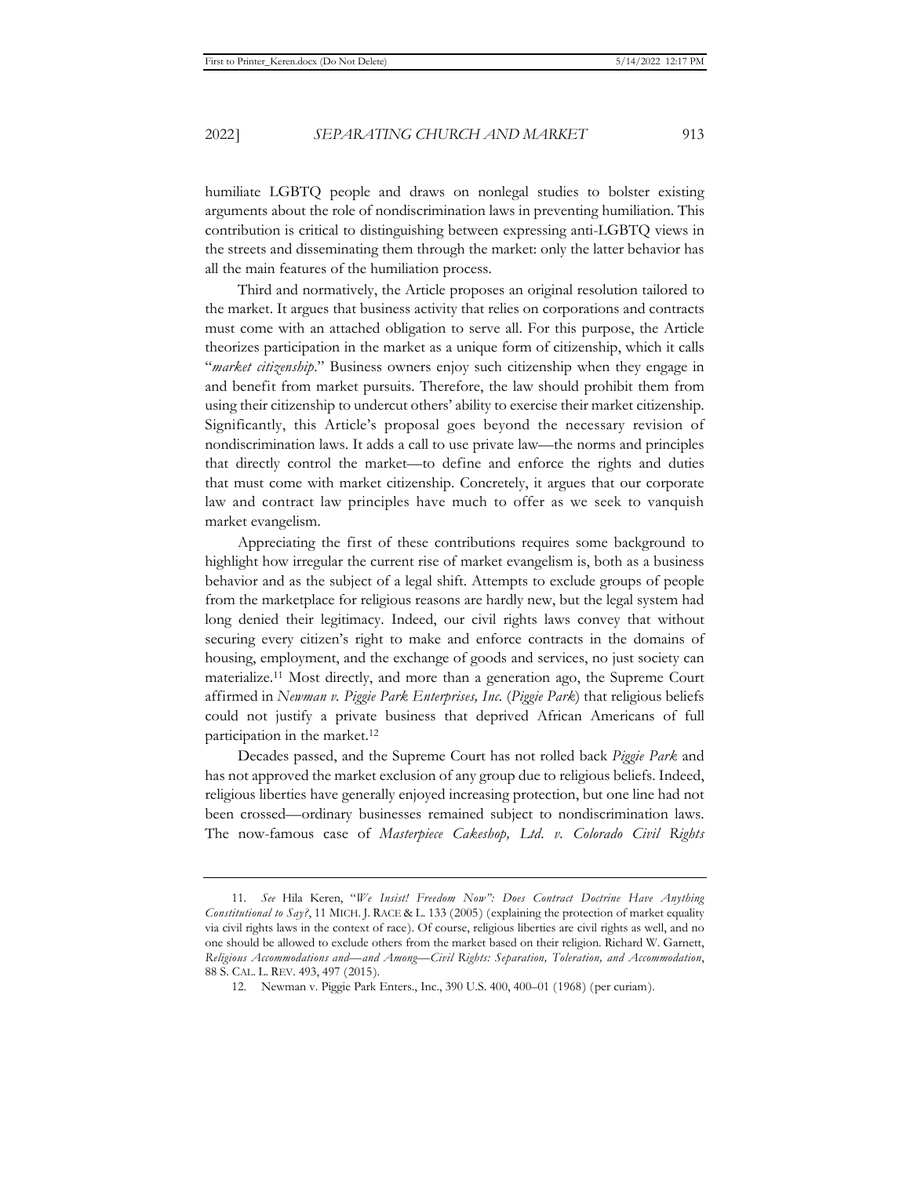humiliate LGBTQ people and draws on nonlegal studies to bolster existing arguments about the role of nondiscrimination laws in preventing humiliation. This contribution is critical to distinguishing between expressing anti-LGBTQ views in the streets and disseminating them through the market: only the latter behavior has all the main features of the humiliation process.

Third and normatively, the Article proposes an original resolution tailored to the market. It argues that business activity that relies on corporations and contracts must come with an attached obligation to serve all. For this purpose, the Article theorizes participation in the market as a unique form of citizenship, which it calls "*market citizenship*." Business owners enjoy such citizenship when they engage in and benefit from market pursuits. Therefore, the law should prohibit them from using their citizenship to undercut others' ability to exercise their market citizenship. Significantly, this Article's proposal goes beyond the necessary revision of nondiscrimination laws. It adds a call to use private law—the norms and principles that directly control the market—to define and enforce the rights and duties that must come with market citizenship. Concretely, it argues that our corporate law and contract law principles have much to offer as we seek to vanquish market evangelism.

Appreciating the first of these contributions requires some background to highlight how irregular the current rise of market evangelism is, both as a business behavior and as the subject of a legal shift. Attempts to exclude groups of people from the marketplace for religious reasons are hardly new, but the legal system had long denied their legitimacy. Indeed, our civil rights laws convey that without securing every citizen's right to make and enforce contracts in the domains of housing, employment, and the exchange of goods and services, no just society can materialize.[11] Most directly, and more than a generation ago, the Supreme Court affirmed in *Newman v. Piggie Park Enterprises, Inc.* (*Piggie Park*) that religious beliefs could not justify a private business that deprived African Americans of full participation in the market.[12]

Decades passed, and the Supreme Court has not rolled back *Piggie Park* and has not approved the market exclusion of any group due to religious beliefs. Indeed, religious liberties have generally enjoyed increasing protection, but one line had not been crossed—ordinary businesses remained subject to nondiscrimination laws. The now-famous case of *Masterpiece Cakeshop, Ltd. v. Colorado Civil Rights*

---

11. *See* Hila Keren, "*We Insist! Freedom Now": Does Contract Doctrine Have Anything Constitutional to Say?*, 11 MICH. J. RACE & L. 133 (2005) (explaining the protection of market equality via civil rights laws in the context of race). Of course, religious liberties are civil rights as well, and no one should be allowed to exclude others from the market based on their religion. Richard W. Garnett, *Religious Accommodations and—and Among—Civil Rights: Separation, Toleration, and Accommodation*, 88 S. CAL. L. REV. 493, 497 (2015).

12. Newman v. Piggie Park Enters., Inc., 390 U.S. 400, 400–01 (1968) (per curiam).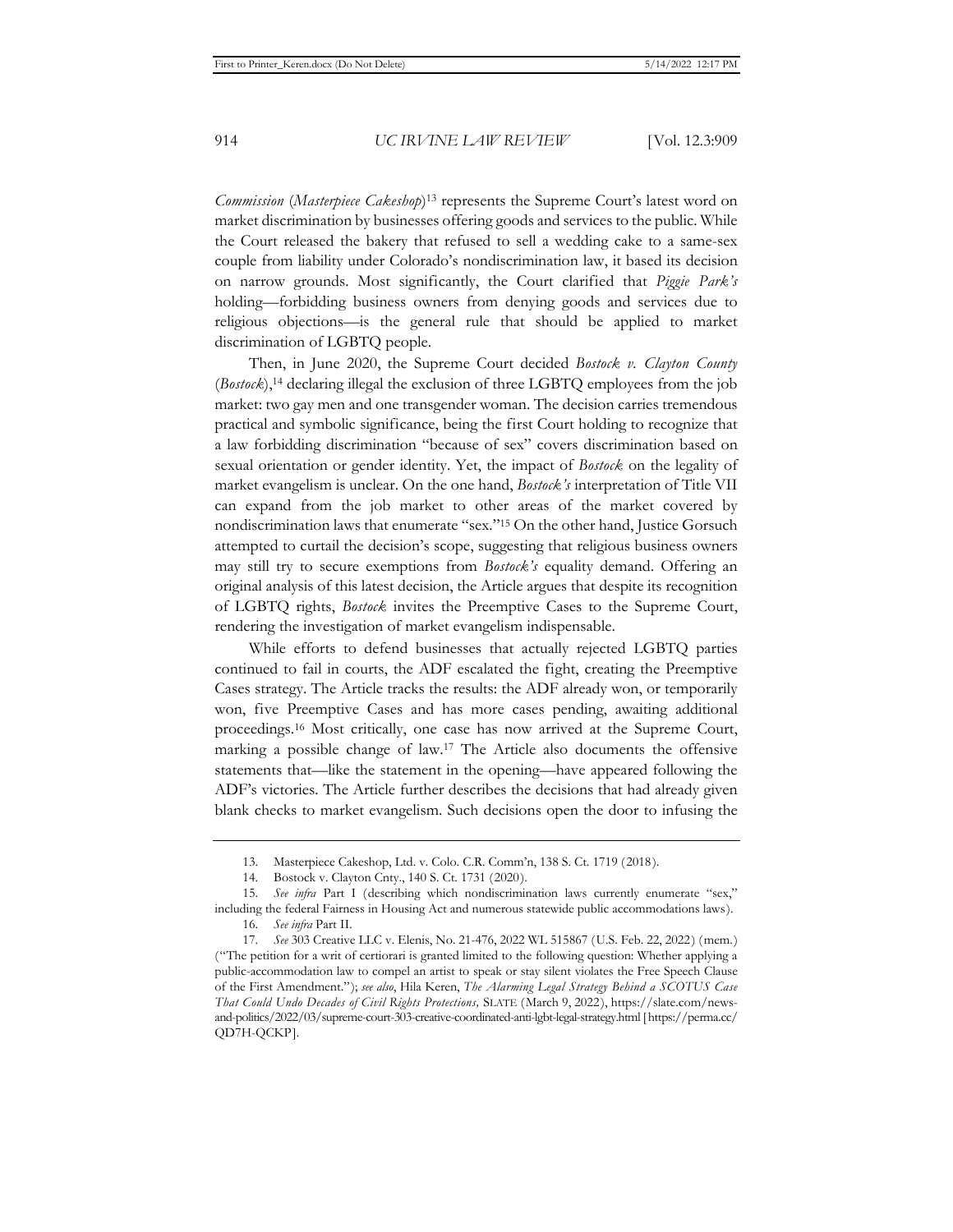*Commission* (*Masterpiece Cakeshop*)[13] represents the Supreme Court's latest word on market discrimination by businesses offering goods and services to the public. While the Court released the bakery that refused to sell a wedding cake to a same-sex couple from liability under Colorado's nondiscrimination law, it based its decision on narrow grounds. Most significantly, the Court clarified that *Piggie Park's* holding—forbidding business owners from denying goods and services due to religious objections—is the general rule that should be applied to market discrimination of LGBTQ people.

Then, in June 2020, the Supreme Court decided *Bostock v. Clayton County* (*Bostock*),[14] declaring illegal the exclusion of three LGBTQ employees from the job market: two gay men and one transgender woman. The decision carries tremendous practical and symbolic significance, being the first Court holding to recognize that a law forbidding discrimination "because of sex" covers discrimination based on sexual orientation or gender identity. Yet, the impact of *Bostock* on the legality of market evangelism is unclear. On the one hand, *Bostock's* interpretation of Title VII can expand from the job market to other areas of the market covered by nondiscrimination laws that enumerate "sex."[15] On the other hand, Justice Gorsuch attempted to curtail the decision's scope, suggesting that religious business owners may still try to secure exemptions from *Bostock's* equality demand. Offering an original analysis of this latest decision, the Article argues that despite its recognition of LGBTQ rights, *Bostock* invites the Preemptive Cases to the Supreme Court, rendering the investigation of market evangelism indispensable.

While efforts to defend businesses that actually rejected LGBTQ parties continued to fail in courts, the ADF escalated the fight, creating the Preemptive Cases strategy. The Article tracks the results: the ADF already won, or temporarily won, five Preemptive Cases and has more cases pending, awaiting additional proceedings.[16] Most critically, one case has now arrived at the Supreme Court, marking a possible change of law.[17] The Article also documents the offensive statements that—like the statement in the opening—have appeared following the ADF's victories. The Article further describes the decisions that had already given blank checks to market evangelism. Such decisions open the door to infusing the

---

13. Masterpiece Cakeshop, Ltd. v. Colo. C.R. Comm'n, 138 S. Ct. 1719 (2018).

14. Bostock v. Clayton Cnty., 140 S. Ct. 1731 (2020).

15. *See infra* Part I (describing which nondiscrimination laws currently enumerate "sex," including the federal Fairness in Housing Act and numerous statewide public accommodations laws).

16. *See infra* Part II.

17. *See* 303 Creative LLC v. Elenis, No. 21-476, 2022 WL 515867 (U.S. Feb. 22, 2022) (mem.) ("The petition for a writ of certiorari is granted limited to the following question: Whether applying a public-accommodation law to compel an artist to speak or stay silent violates the Free Speech Clause of the First Amendment."); *see also*, Hila Keren, *The Alarming Legal Strategy Behind a SCOTUS Case That Could Undo Decades of Civil Rights Protections,* SLATE (March 9, 2022), https://slate.com/news-and-politics/2022/03/supreme-court-303-creative-coordinated-anti-lgbt-legal-strategy.html [https://perma.cc/QD7H-QCKP].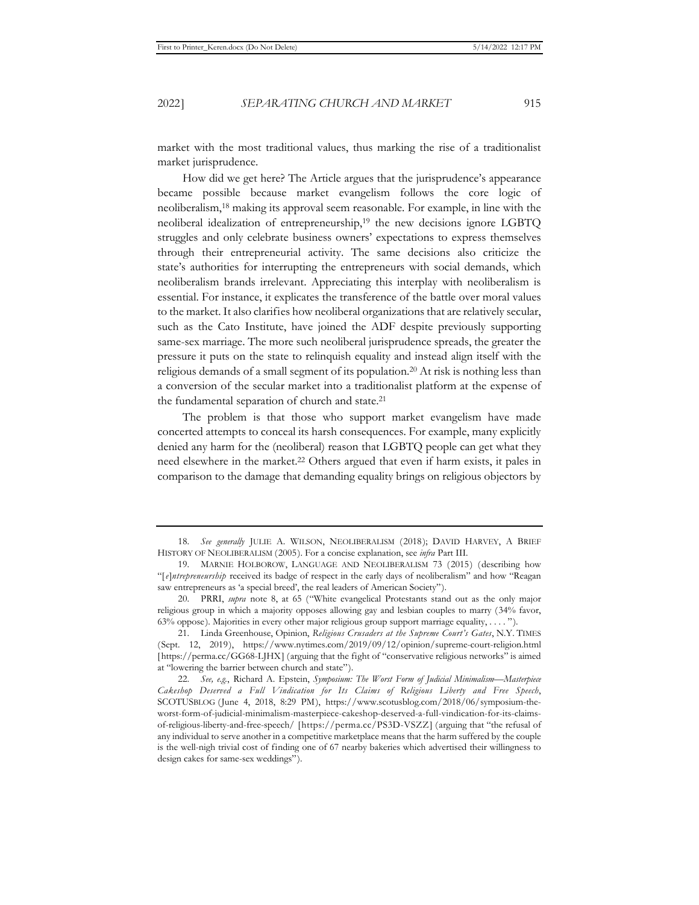market with the most traditional values, thus marking the rise of a traditionalist market jurisprudence.

How did we get here? The Article argues that the jurisprudence's appearance became possible because market evangelism follows the core logic of neoliberalism,[18] making its approval seem reasonable. For example, in line with the neoliberal idealization of entrepreneurship,[19] the new decisions ignore LGBTQ struggles and only celebrate business owners' expectations to express themselves through their entrepreneurial activity. The same decisions also criticize the state's authorities for interrupting the entrepreneurs with social demands, which neoliberalism brands irrelevant. Appreciating this interplay with neoliberalism is essential. For instance, it explicates the transference of the battle over moral values to the market. It also clarifies how neoliberal organizations that are relatively secular, such as the Cato Institute, have joined the ADF despite previously supporting same-sex marriage. The more such neoliberal jurisprudence spreads, the greater the pressure it puts on the state to relinquish equality and instead align itself with the religious demands of a small segment of its population.[20] At risk is nothing less than a conversion of the secular market into a traditionalist platform at the expense of the fundamental separation of church and state.[21]

The problem is that those who support market evangelism have made concerted attempts to conceal its harsh consequences. For example, many explicitly denied any harm for the (neoliberal) reason that LGBTQ people can get what they need elsewhere in the market.[22] Others argued that even if harm exists, it pales in comparison to the damage that demanding equality brings on religious objectors by

---

18. *See generally* JULIE A. WILSON, NEOLIBERALISM (2018); DAVID HARVEY, A BRIEF HISTORY OF NEOLIBERALISM (2005). For a concise explanation, see *infra* Part III.

19. MARNIE HOLBOROW, LANGUAGE AND NEOLIBERALISM 73 (2015) (describing how "[*e*]*ntrepreneurship* received its badge of respect in the early days of neoliberalism" and how "Reagan saw entrepreneurs as 'a special breed', the real leaders of American Society").

20. PRRI, *supra* note 8, at 65 ("White evangelical Protestants stand out as the only major religious group in which a majority opposes allowing gay and lesbian couples to marry (34% favor, 63% oppose). Majorities in every other major religious group support marriage equality, . . . .").

21. Linda Greenhouse, Opinion, *Religious Crusaders at the Supreme Court's Gates*, N.Y. TIMES (Sept. 12, 2019), https://www.nytimes.com/2019/09/12/opinion/supreme-court-religion.html [https://perma.cc/GG68-LJHX] (arguing that the fight of "conservative religious networks" is aimed at "lowering the barrier between church and state").

22. *See, e.g.*, Richard A. Epstein, *Symposium: The Worst Form of Judicial Minimalism—Masterpiece Cakeshop Deserved a Full Vindication for Its Claims of Religious Liberty and Free Speech*, SCOTUSBLOG (June 4, 2018, 8:29 PM), https://www.scotusblog.com/2018/06/symposium-the-worst-form-of-judicial-minimalism-masterpiece-cakeshop-deserved-a-full-vindication-for-its-claims-of-religious-liberty-and-free-speech/ [https://perma.cc/PS3D-VSZZ] (arguing that "the refusal of any individual to serve another in a competitive marketplace means that the harm suffered by the couple is the well-nigh trivial cost of finding one of 67 nearby bakeries which advertised their willingness to design cakes for same-sex weddings").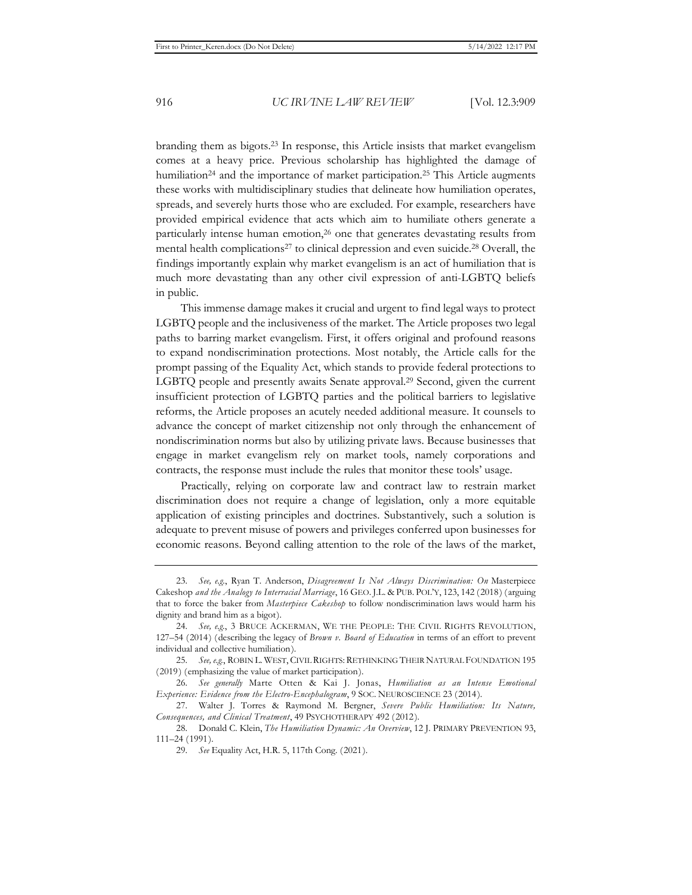branding them as bigots.[23] In response, this Article insists that market evangelism comes at a heavy price. Previous scholarship has highlighted the damage of humiliation[24] and the importance of market participation.[25] This Article augments these works with multidisciplinary studies that delineate how humiliation operates, spreads, and severely hurts those who are excluded. For example, researchers have provided empirical evidence that acts which aim to humiliate others generate a particularly intense human emotion,[26] one that generates devastating results from mental health complications[27] to clinical depression and even suicide.[28] Overall, the findings importantly explain why market evangelism is an act of humiliation that is much more devastating than any other civil expression of anti-LGBTQ beliefs in public.

This immense damage makes it crucial and urgent to find legal ways to protect LGBTQ people and the inclusiveness of the market. The Article proposes two legal paths to barring market evangelism. First, it offers original and profound reasons to expand nondiscrimination protections. Most notably, the Article calls for the prompt passing of the Equality Act, which stands to provide federal protections to LGBTQ people and presently awaits Senate approval.[29] Second, given the current insufficient protection of LGBTQ parties and the political barriers to legislative reforms, the Article proposes an acutely needed additional measure. It counsels to advance the concept of market citizenship not only through the enhancement of nondiscrimination norms but also by utilizing private laws. Because businesses that engage in market evangelism rely on market tools, namely corporations and contracts, the response must include the rules that monitor these tools' usage.

Practically, relying on corporate law and contract law to restrain market discrimination does not require a change of legislation, only a more equitable application of existing principles and doctrines. Substantively, such a solution is adequate to prevent misuse of powers and privileges conferred upon businesses for economic reasons. Beyond calling attention to the role of the laws of the market,

---

23. *See, e.g.*, Ryan T. Anderson, *Disagreement Is Not Always Discrimination: On* Masterpiece Cakeshop *and the Analogy to Interracial Marriage*, 16 GEO. J.L. & PUB. POL'Y, 123, 142 (2018) (arguing that to force the baker from *Masterpiece Cakeshop* to follow nondiscrimination laws would harm his dignity and brand him as a bigot).

24. *See, e.g.*, 3 BRUCE ACKERMAN, WE THE PEOPLE: THE CIVIL RIGHTS REVOLUTION, 127–54 (2014) (describing the legacy of *Brown v. Board of Education* in terms of an effort to prevent individual and collective humiliation).

25. *See, e.g.*, ROBIN L. WEST, CIVIL RIGHTS: RETHINKING THEIR NATURAL FOUNDATION 195 (2019) (emphasizing the value of market participation).

26. *See generally* Marte Otten & Kai J. Jonas, *Humiliation as an Intense Emotional Experience: Evidence from the Electro-Encephalogram*, 9 SOC. NEUROSCIENCE 23 (2014).

27. Walter J. Torres & Raymond M. Bergner, *Severe Public Humiliation: Its Nature, Consequences, and Clinical Treatment*, 49 PSYCHOTHERAPY 492 (2012).

28. Donald C. Klein, *The Humiliation Dynamic: An Overview*, 12 J. PRIMARY PREVENTION 93, 111–24 (1991).

29. *See* Equality Act, H.R. 5, 117th Cong. (2021).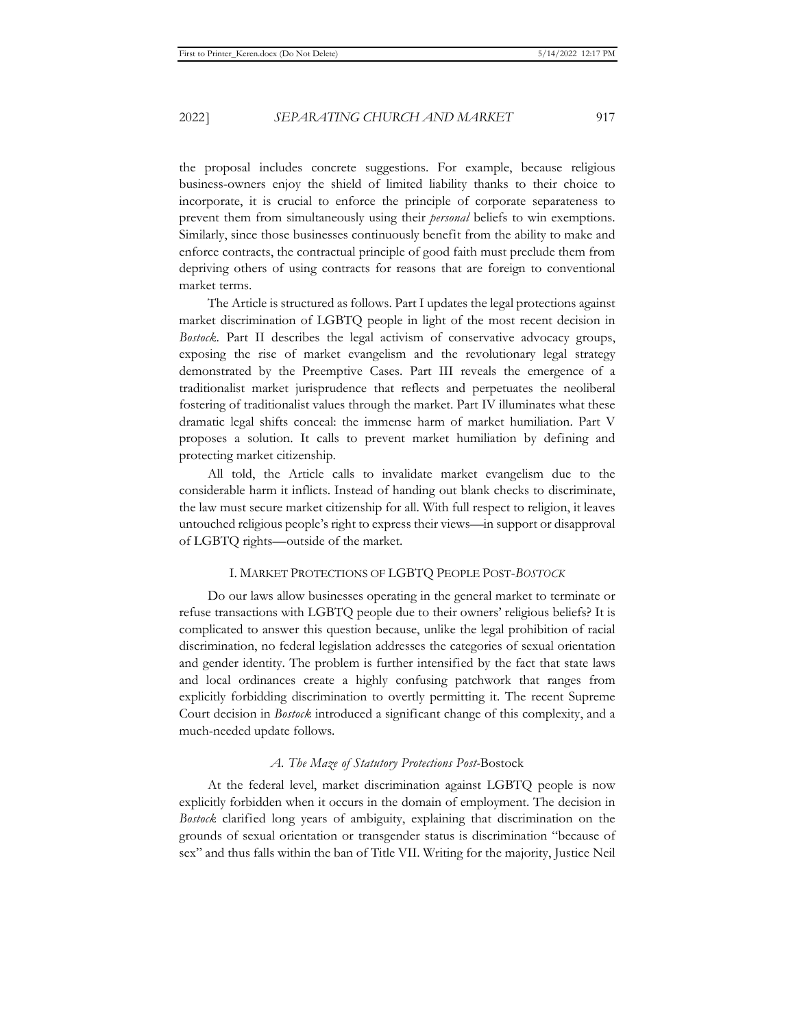the proposal includes concrete suggestions. For example, because religious business-owners enjoy the shield of limited liability thanks to their choice to incorporate, it is crucial to enforce the principle of corporate separateness to prevent them from simultaneously using their *personal* beliefs to win exemptions. Similarly, since those businesses continuously benefit from the ability to make and enforce contracts, the contractual principle of good faith must preclude them from depriving others of using contracts for reasons that are foreign to conventional market terms.

The Article is structured as follows. Part I updates the legal protections against market discrimination of LGBTQ people in light of the most recent decision in *Bostock*. Part II describes the legal activism of conservative advocacy groups, exposing the rise of market evangelism and the revolutionary legal strategy demonstrated by the Preemptive Cases. Part III reveals the emergence of a traditionalist market jurisprudence that reflects and perpetuates the neoliberal fostering of traditionalist values through the market. Part IV illuminates what these dramatic legal shifts conceal: the immense harm of market humiliation. Part V proposes a solution. It calls to prevent market humiliation by defining and protecting market citizenship.

All told, the Article calls to invalidate market evangelism due to the considerable harm it inflicts. Instead of handing out blank checks to discriminate, the law must secure market citizenship for all. With full respect to religion, it leaves untouched religious people's right to express their views—in support or disapproval of LGBTQ rights—outside of the market.

## I. MARKET PROTECTIONS OF LGBTQ PEOPLE POST-*BOSTOCK*

Do our laws allow businesses operating in the general market to terminate or refuse transactions with LGBTQ people due to their owners' religious beliefs? It is complicated to answer this question because, unlike the legal prohibition of racial discrimination, no federal legislation addresses the categories of sexual orientation and gender identity. The problem is further intensified by the fact that state laws and local ordinances create a highly confusing patchwork that ranges from explicitly forbidding discrimination to overtly permitting it. The recent Supreme Court decision in *Bostock* introduced a significant change of this complexity, and a much-needed update follows.

### *A. The Maze of Statutory Protections Post-*Bostock

At the federal level, market discrimination against LGBTQ people is now explicitly forbidden when it occurs in the domain of employment. The decision in *Bostock* clarified long years of ambiguity, explaining that discrimination on the grounds of sexual orientation or transgender status is discrimination "because of sex" and thus falls within the ban of Title VII. Writing for the majority, Justice Neil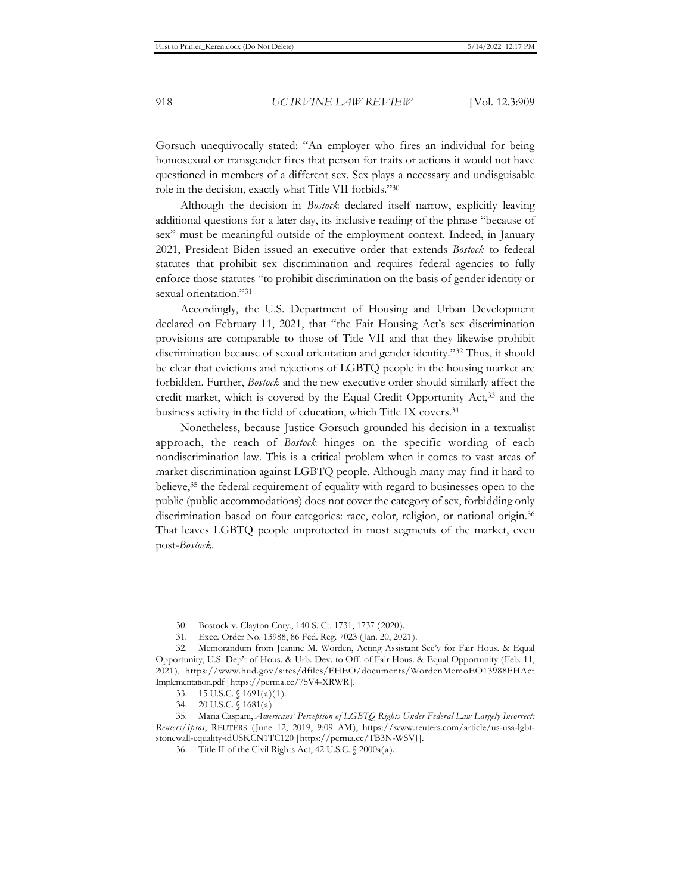Gorsuch unequivocally stated: "An employer who fires an individual for being homosexual or transgender fires that person for traits or actions it would not have questioned in members of a different sex. Sex plays a necessary and undisguisable role in the decision, exactly what Title VII forbids."[30]

Although the decision in *Bostock* declared itself narrow, explicitly leaving additional questions for a later day, its inclusive reading of the phrase "because of sex" must be meaningful outside of the employment context. Indeed, in January 2021, President Biden issued an executive order that extends *Bostock* to federal statutes that prohibit sex discrimination and requires federal agencies to fully enforce those statutes "to prohibit discrimination on the basis of gender identity or sexual orientation."[31]

Accordingly, the U.S. Department of Housing and Urban Development declared on February 11, 2021, that "the Fair Housing Act's sex discrimination provisions are comparable to those of Title VII and that they likewise prohibit discrimination because of sexual orientation and gender identity."[32] Thus, it should be clear that evictions and rejections of LGBTQ people in the housing market are forbidden. Further, *Bostock* and the new executive order should similarly affect the credit market, which is covered by the Equal Credit Opportunity Act,[33] and the business activity in the field of education, which Title IX covers.[34]

Nonetheless, because Justice Gorsuch grounded his decision in a textualist approach, the reach of *Bostock* hinges on the specific wording of each nondiscrimination law. This is a critical problem when it comes to vast areas of market discrimination against LGBTQ people. Although many may find it hard to believe,[35] the federal requirement of equality with regard to businesses open to the public (public accommodations) does not cover the category of sex, forbidding only discrimination based on four categories: race, color, religion, or national origin.[36] That leaves LGBTQ people unprotected in most segments of the market, even post-*Bostock*.

---

30. Bostock v. Clayton Cnty., 140 S. Ct. 1731, 1737 (2020).

31. Exec. Order No. 13988, 86 Fed. Reg. 7023 (Jan. 20, 2021).

32. Memorandum from Jeanine M. Worden, Acting Assistant Sec'y for Fair Hous. & Equal Opportunity, U.S. Dep't of Hous. & Urb. Dev. to Off. of Fair Hous. & Equal Opportunity (Feb. 11, 2021), https://www.hud.gov/sites/dfiles/FHEO/documents/WordenMemoEO13988FHActImplementation.pdf [https://perma.cc/75V4-XRWR].

33. 15 U.S.C. § 1691(a)(1).

34. 20 U.S.C. § 1681(a).

35. Maria Caspani, *Americans' Perception of LGBTQ Rights Under Federal Law Largely Incorrect: Reuters/Ipsos*, REUTERS (June 12, 2019, 9:09 AM), https://www.reuters.com/article/us-usa-lgbt-stonewall-equality-idUSKCN1TC120 [https://perma.cc/TB3N-WSVJ].

36. Title II of the Civil Rights Act, 42 U.S.C. § 2000a(a).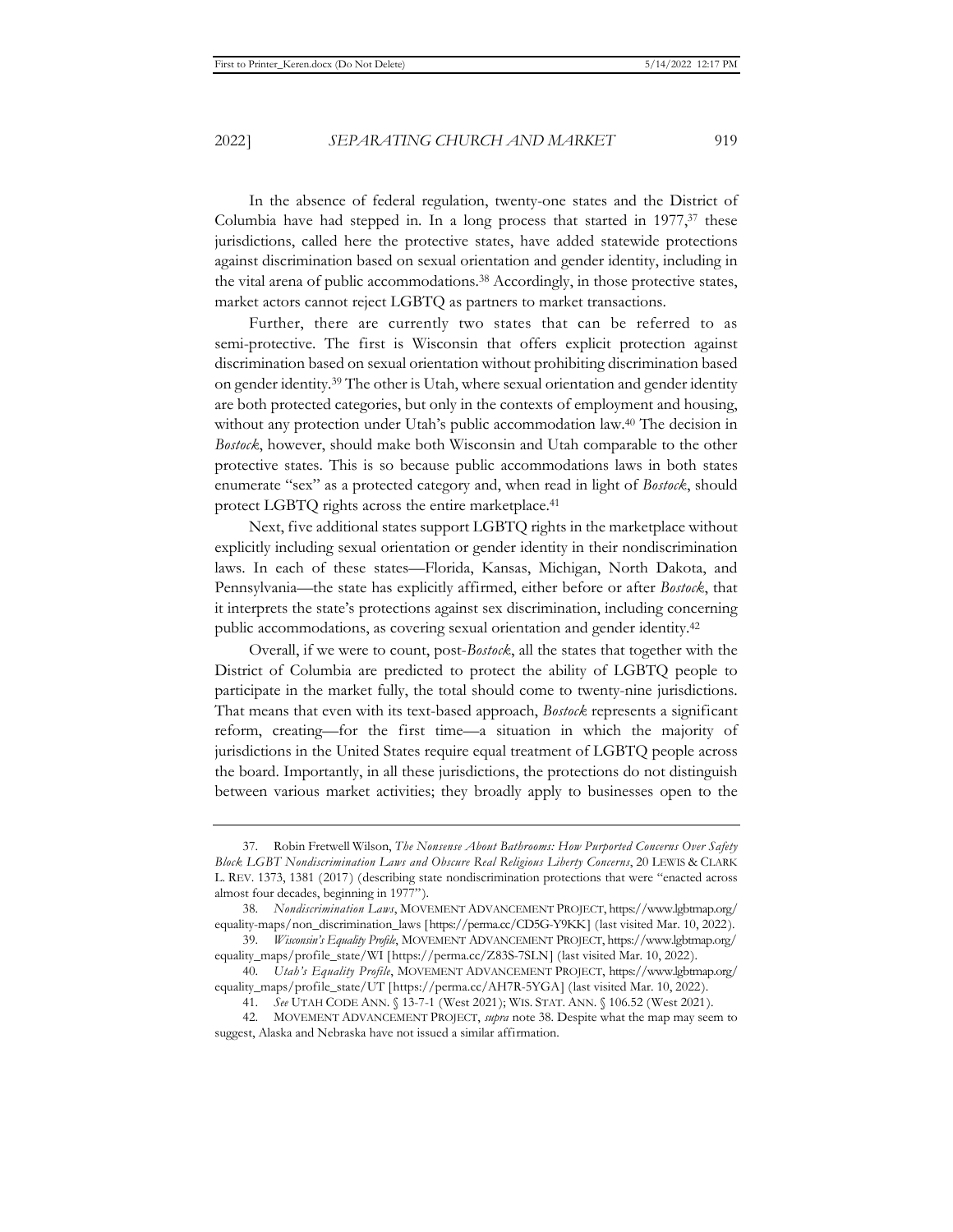In the absence of federal regulation, twenty-one states and the District of Columbia have had stepped in. In a long process that started in 1977,[37] these jurisdictions, called here the protective states, have added statewide protections against discrimination based on sexual orientation and gender identity, including in the vital arena of public accommodations.[38] Accordingly, in those protective states, market actors cannot reject LGBTQ as partners to market transactions.

Further, there are currently two states that can be referred to as semi-protective. The first is Wisconsin that offers explicit protection against discrimination based on sexual orientation without prohibiting discrimination based on gender identity.[39] The other is Utah, where sexual orientation and gender identity are both protected categories, but only in the contexts of employment and housing, without any protection under Utah's public accommodation law.[40] The decision in *Bostock*, however, should make both Wisconsin and Utah comparable to the other protective states. This is so because public accommodations laws in both states enumerate "sex" as a protected category and, when read in light of *Bostock*, should protect LGBTQ rights across the entire marketplace.[41]

Next, five additional states support LGBTQ rights in the marketplace without explicitly including sexual orientation or gender identity in their nondiscrimination laws. In each of these states—Florida, Kansas, Michigan, North Dakota, and Pennsylvania—the state has explicitly affirmed, either before or after *Bostock*, that it interprets the state's protections against sex discrimination, including concerning public accommodations, as covering sexual orientation and gender identity.[42]

Overall, if we were to count, post-*Bostock*, all the states that together with the District of Columbia are predicted to protect the ability of LGBTQ people to participate in the market fully, the total should come to twenty-nine jurisdictions. That means that even with its text-based approach, *Bostock* represents a significant reform, creating—for the first time—a situation in which the majority of jurisdictions in the United States require equal treatment of LGBTQ people across the board. Importantly, in all these jurisdictions, the protections do not distinguish between various market activities; they broadly apply to businesses open to the

---

37. Robin Fretwell Wilson, *The Nonsense About Bathrooms: How Purported Concerns Over Safety Block LGBT Nondiscrimination Laws and Obscure Real Religious Liberty Concerns*, 20 LEWIS & CLARK L. REV. 1373, 1381 (2017) (describing state nondiscrimination protections that were "enacted across almost four decades, beginning in 1977").

38. *Nondiscrimination Laws*, MOVEMENT ADVANCEMENT PROJECT, https://www.lgbtmap.org/equality-maps/non_discrimination_laws [https://perma.cc/CD5G-Y9KK] (last visited Mar. 10, 2022).

39. *Wisconsin's Equality Profile*, MOVEMENT ADVANCEMENT PROJECT, https://www.lgbtmap.org/equality_maps/profile_state/WI [https://perma.cc/Z83S-7SLN] (last visited Mar. 10, 2022).

40. *Utah's Equality Profile*, MOVEMENT ADVANCEMENT PROJECT, https://www.lgbtmap.org/equality_maps/profile_state/UT [https://perma.cc/AH7R-5YGA] (last visited Mar. 10, 2022).

41. *See* UTAH CODE ANN. § 13-7-1 (West 2021); WIS. STAT. ANN. § 106.52 (West 2021).

42. MOVEMENT ADVANCEMENT PROJECT, *supra* note 38. Despite what the map may seem to suggest, Alaska and Nebraska have not issued a similar affirmation.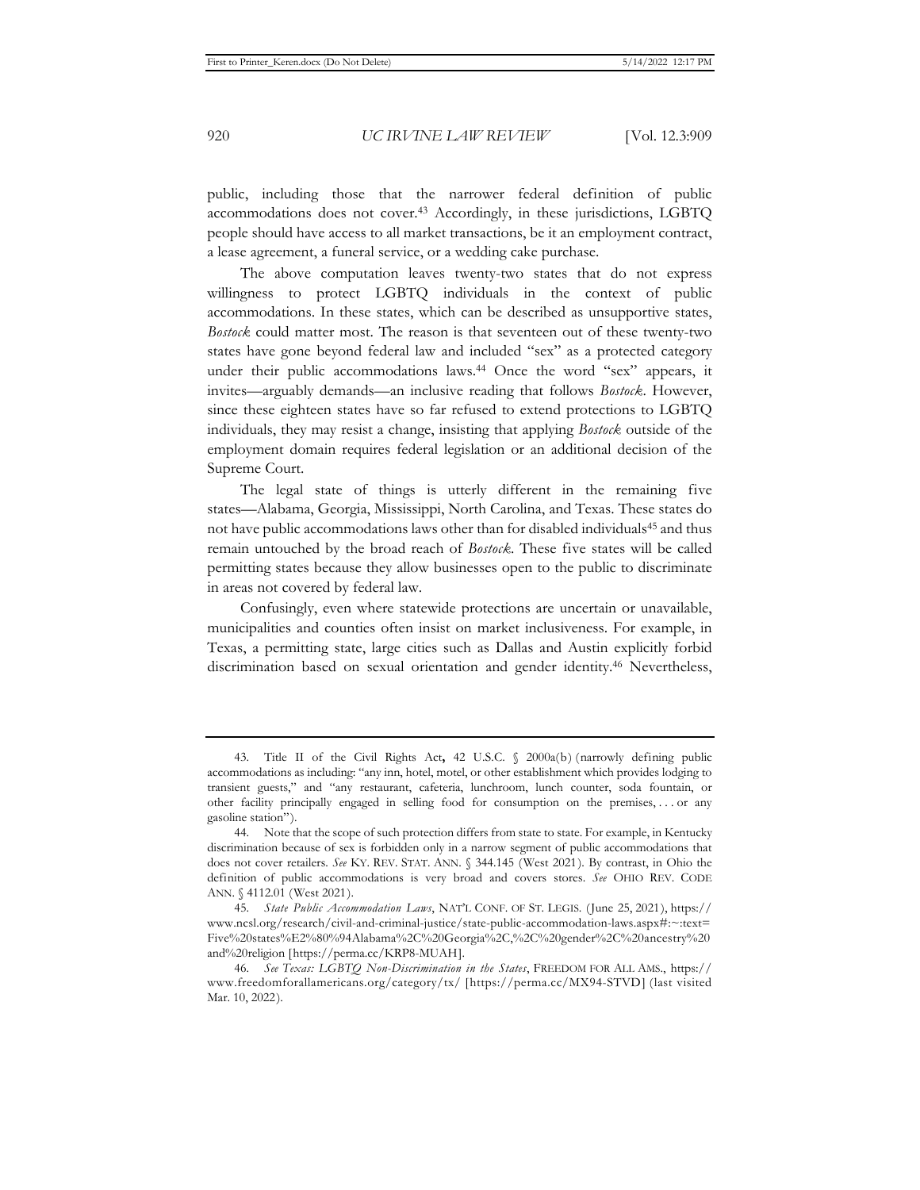public, including those that the narrower federal definition of public accommodations does not cover.[43] Accordingly, in these jurisdictions, LGBTQ people should have access to all market transactions, be it an employment contract, a lease agreement, a funeral service, or a wedding cake purchase.

The above computation leaves twenty-two states that do not express willingness to protect LGBTQ individuals in the context of public accommodations. In these states, which can be described as unsupportive states, *Bostock* could matter most. The reason is that seventeen out of these twenty-two states have gone beyond federal law and included "sex" as a protected category under their public accommodations laws.[44] Once the word "sex" appears, it invites—arguably demands—an inclusive reading that follows *Bostock*. However, since these eighteen states have so far refused to extend protections to LGBTQ individuals, they may resist a change, insisting that applying *Bostock* outside of the employment domain requires federal legislation or an additional decision of the Supreme Court.

The legal state of things is utterly different in the remaining five states—Alabama, Georgia, Mississippi, North Carolina, and Texas. These states do not have public accommodations laws other than for disabled individuals[45] and thus remain untouched by the broad reach of *Bostock*. These five states will be called permitting states because they allow businesses open to the public to discriminate in areas not covered by federal law.

Confusingly, even where statewide protections are uncertain or unavailable, municipalities and counties often insist on market inclusiveness. For example, in Texas, a permitting state, large cities such as Dallas and Austin explicitly forbid discrimination based on sexual orientation and gender identity.[46] Nevertheless,

---

43. Title II of the Civil Rights Act, 42 U.S.C. § 2000a(b) (narrowly defining public accommodations as including: "any inn, hotel, motel, or other establishment which provides lodging to transient guests," and "any restaurant, cafeteria, lunchroom, lunch counter, soda fountain, or other facility principally engaged in selling food for consumption on the premises, . . . or any gasoline station").

44. Note that the scope of such protection differs from state to state. For example, in Kentucky discrimination because of sex is forbidden only in a narrow segment of public accommodations that does not cover retailers. *See* KY. REV. STAT. ANN. § 344.145 (West 2021). By contrast, in Ohio the definition of public accommodations is very broad and covers stores. *See* OHIO REV. CODE ANN. § 4112.01 (West 2021).

45. *State Public Accommodation Laws*, NAT'L CONF. OF ST. LEGIS. (June 25, 2021), https://www.ncsl.org/research/civil-and-criminal-justice/state-public-accommodation-laws.aspx#:~:text=Five%20states%E2%80%94Alabama%2C%20Georgia%2C,%2C%20gender%2C%20ancestry%20and%20religion [https://perma.cc/KRP8-MUAH].

46. *See Texas: LGBTQ Non-Discrimination in the States*, FREEDOM FOR ALL AMS., https://www.freedomforallamericans.org/category/tx/ [https://perma.cc/MX94-STVD] (last visited Mar. 10, 2022).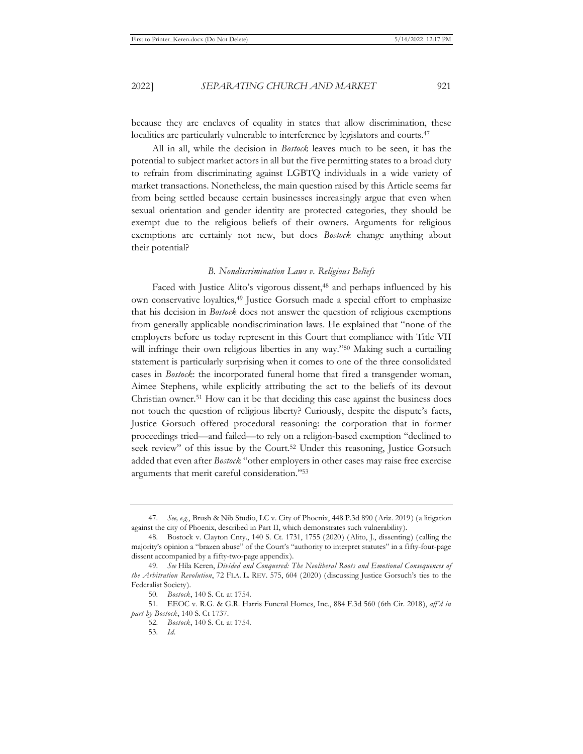because they are enclaves of equality in states that allow discrimination, these localities are particularly vulnerable to interference by legislators and courts.[47]

All in all, while the decision in *Bostock* leaves much to be seen, it has the potential to subject market actors in all but the five permitting states to a broad duty to refrain from discriminating against LGBTQ individuals in a wide variety of market transactions. Nonetheless, the main question raised by this Article seems far from being settled because certain businesses increasingly argue that even when sexual orientation and gender identity are protected categories, they should be exempt due to the religious beliefs of their owners. Arguments for religious exemptions are certainly not new, but does *Bostock* change anything about their potential?

### *B. Nondiscrimination Laws v. Religious Beliefs*

Faced with Justice Alito's vigorous dissent,[48] and perhaps influenced by his own conservative loyalties,[49] Justice Gorsuch made a special effort to emphasize that his decision in *Bostock* does not answer the question of religious exemptions from generally applicable nondiscrimination laws. He explained that "none of the employers before us today represent in this Court that compliance with Title VII will infringe their own religious liberties in any way."[50] Making such a curtailing statement is particularly surprising when it comes to one of the three consolidated cases in *Bostock*: the incorporated funeral home that fired a transgender woman, Aimee Stephens, while explicitly attributing the act to the beliefs of its devout Christian owner.[51] How can it be that deciding this case against the business does not touch the question of religious liberty? Curiously, despite the dispute's facts, Justice Gorsuch offered procedural reasoning: the corporation that in former proceedings tried—and failed—to rely on a religion-based exemption "declined to seek review" of this issue by the Court.[52] Under this reasoning, Justice Gorsuch added that even after *Bostock* "other employers in other cases may raise free exercise arguments that merit careful consideration."[53]

---

47. *See, e.g.*, Brush & Nib Studio, LC v. City of Phoenix, 448 P.3d 890 (Ariz. 2019) (a litigation against the city of Phoenix, described in Part II, which demonstrates such vulnerability).

48. Bostock v. Clayton Cnty., 140 S. Ct. 1731, 1755 (2020) (Alito, J., dissenting) (calling the majority's opinion a "brazen abuse" of the Court's "authority to interpret statutes" in a fifty-four-page dissent accompanied by a fifty-two-page appendix).

49. *See* Hila Keren, *Divided and Conquered: The Neoliberal Roots and Emotional Consequences of the Arbitration Revolution*, 72 FLA. L. REV. 575, 604 (2020) (discussing Justice Gorsuch's ties to the Federalist Society).

50. *Bostock*, 140 S. Ct. at 1754.

51. EEOC v. R.G. & G.R. Harris Funeral Homes, Inc., 884 F.3d 560 (6th Cir. 2018), *aff'd in part by Bostock*, 140 S. Ct 1737.

52. *Bostock*, 140 S. Ct. at 1754.

53. *Id.*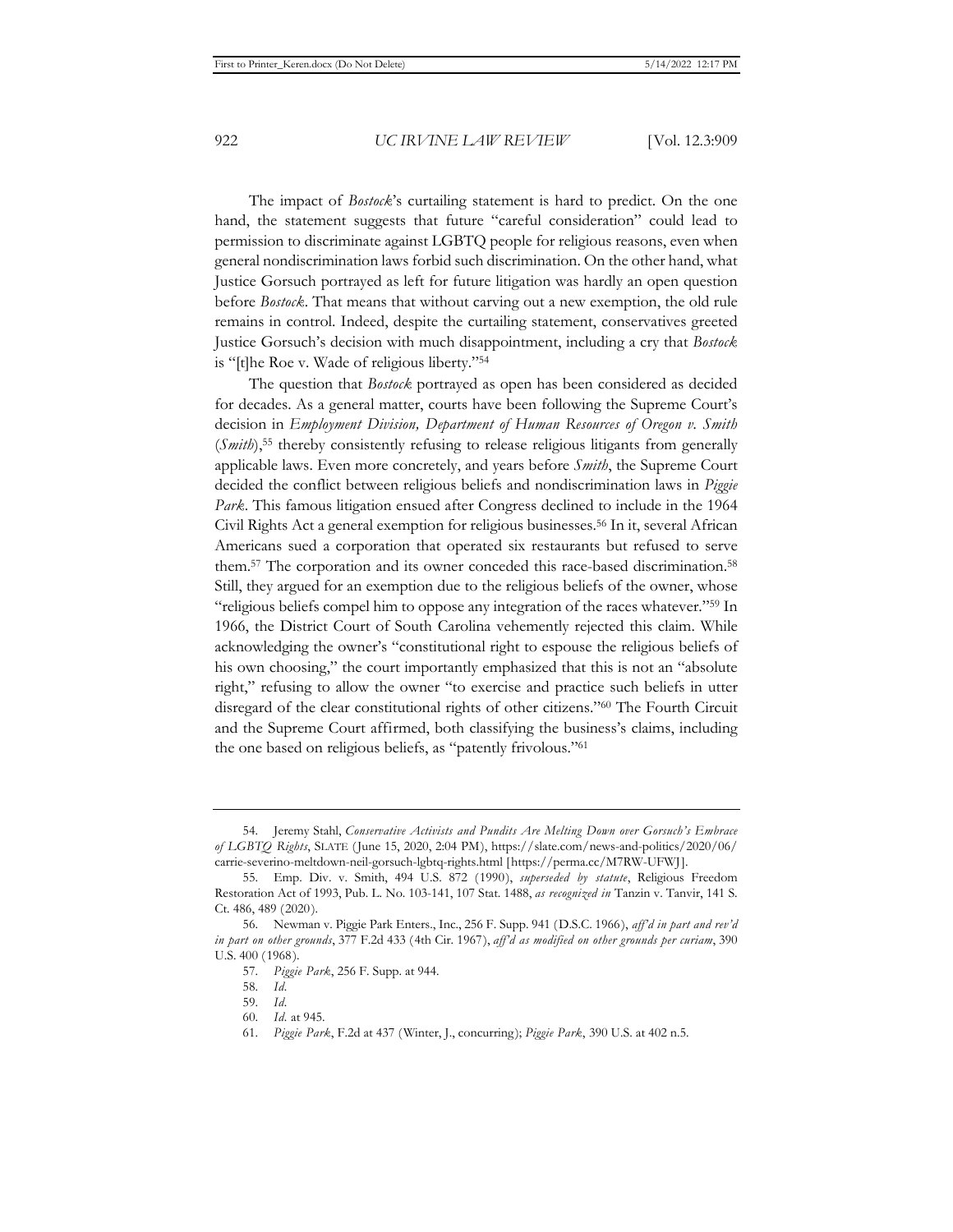The impact of *Bostock*'s curtailing statement is hard to predict. On the one hand, the statement suggests that future "careful consideration" could lead to permission to discriminate against LGBTQ people for religious reasons, even when general nondiscrimination laws forbid such discrimination. On the other hand, what Justice Gorsuch portrayed as left for future litigation was hardly an open question before *Bostock*. That means that without carving out a new exemption, the old rule remains in control. Indeed, despite the curtailing statement, conservatives greeted Justice Gorsuch's decision with much disappointment, including a cry that *Bostock* is "[t]he Roe v. Wade of religious liberty."[54]

The question that *Bostock* portrayed as open has been considered as decided for decades. As a general matter, courts have been following the Supreme Court's decision in *Employment Division, Department of Human Resources of Oregon v. Smith* (*Smith*),[55] thereby consistently refusing to release religious litigants from generally applicable laws. Even more concretely, and years before *Smith*, the Supreme Court decided the conflict between religious beliefs and nondiscrimination laws in *Piggie Park*. This famous litigation ensued after Congress declined to include in the 1964 Civil Rights Act a general exemption for religious businesses.[56] In it, several African Americans sued a corporation that operated six restaurants but refused to serve them.[57] The corporation and its owner conceded this race-based discrimination.[58] Still, they argued for an exemption due to the religious beliefs of the owner, whose "religious beliefs compel him to oppose any integration of the races whatever."[59] In 1966, the District Court of South Carolina vehemently rejected this claim. While acknowledging the owner's "constitutional right to espouse the religious beliefs of his own choosing," the court importantly emphasized that this is not an "absolute right," refusing to allow the owner "to exercise and practice such beliefs in utter disregard of the clear constitutional rights of other citizens."[60] The Fourth Circuit and the Supreme Court affirmed, both classifying the business's claims, including the one based on religious beliefs, as "patently frivolous."[61]

---

54. Jeremy Stahl, *Conservative Activists and Pundits Are Melting Down over Gorsuch's Embrace of LGBTQ Rights*, SLATE (June 15, 2020, 2:04 PM), https://slate.com/news-and-politics/2020/06/carrie-severino-meltdown-neil-gorsuch-lgbtq-rights.html [https://perma.cc/M7RW-UFWJ].

55. Emp. Div. v. Smith, 494 U.S. 872 (1990), *superseded by statute*, Religious Freedom Restoration Act of 1993, Pub. L. No. 103-141, 107 Stat. 1488, *as recognized in* Tanzin v. Tanvir, 141 S. Ct. 486, 489 (2020).

56. Newman v. Piggie Park Enters., Inc., 256 F. Supp. 941 (D.S.C. 1966), *aff'd in part and rev'd in part on other grounds*, 377 F.2d 433 (4th Cir. 1967), *aff'd as modified on other grounds per curiam*, 390 U.S. 400 (1968).

57. *Piggie Park*, 256 F. Supp. at 944.

58. *Id.*

59. *Id.*

60. *Id.* at 945.

61. *Piggie Park*, F.2d at 437 (Winter, J., concurring); *Piggie Park*, 390 U.S. at 402 n.5.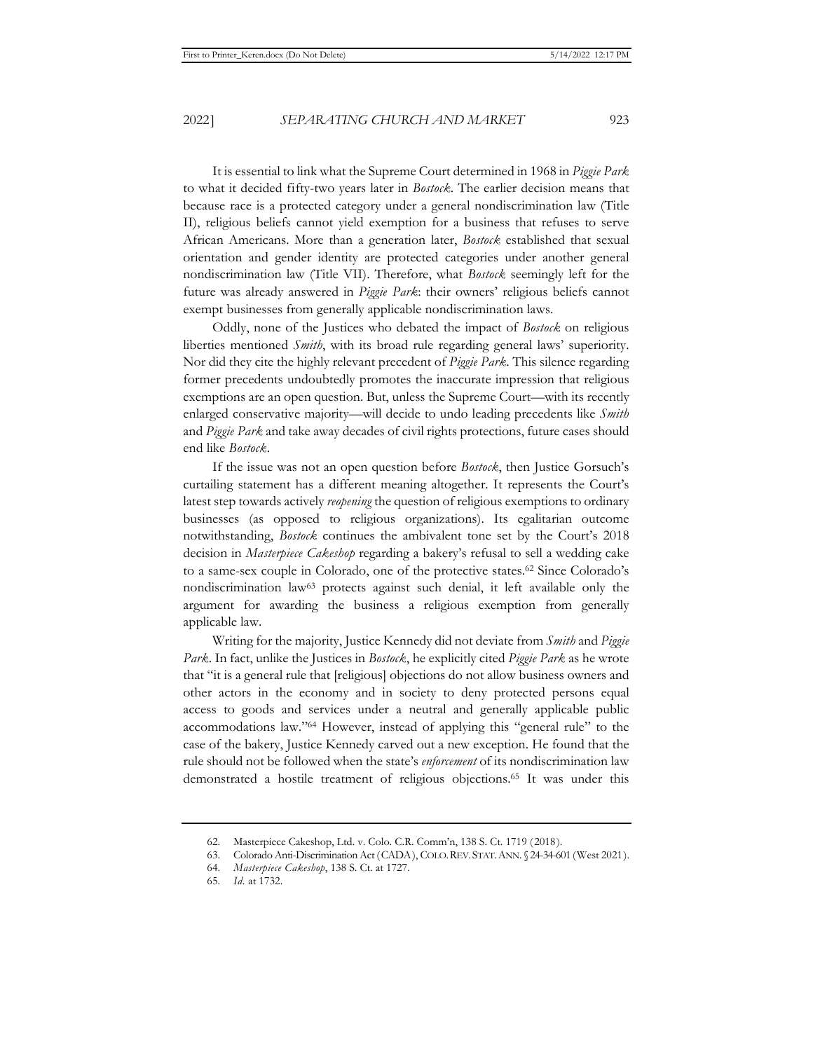It is essential to link what the Supreme Court determined in 1968 in *Piggie Park* to what it decided fifty-two years later in *Bostock*. The earlier decision means that because race is a protected category under a general nondiscrimination law (Title II), religious beliefs cannot yield exemption for a business that refuses to serve African Americans. More than a generation later, *Bostock* established that sexual orientation and gender identity are protected categories under another general nondiscrimination law (Title VII). Therefore, what *Bostock* seemingly left for the future was already answered in *Piggie Park*: their owners' religious beliefs cannot exempt businesses from generally applicable nondiscrimination laws.

Oddly, none of the Justices who debated the impact of *Bostock* on religious liberties mentioned *Smith*, with its broad rule regarding general laws' superiority. Nor did they cite the highly relevant precedent of *Piggie Park*. This silence regarding former precedents undoubtedly promotes the inaccurate impression that religious exemptions are an open question. But, unless the Supreme Court—with its recently enlarged conservative majority—will decide to undo leading precedents like *Smith* and *Piggie Park* and take away decades of civil rights protections, future cases should end like *Bostock*.

If the issue was not an open question before *Bostock*, then Justice Gorsuch's curtailing statement has a different meaning altogether. It represents the Court's latest step towards actively *reopening* the question of religious exemptions to ordinary businesses (as opposed to religious organizations). Its egalitarian outcome notwithstanding, *Bostock* continues the ambivalent tone set by the Court's 2018 decision in *Masterpiece Cakeshop* regarding a bakery's refusal to sell a wedding cake to a same-sex couple in Colorado, one of the protective states.[62] Since Colorado's nondiscrimination law[63] protects against such denial, it left available only the argument for awarding the business a religious exemption from generally applicable law.

Writing for the majority, Justice Kennedy did not deviate from *Smith* and *Piggie Park*. In fact, unlike the Justices in *Bostock*, he explicitly cited *Piggie Park* as he wrote that "it is a general rule that [religious] objections do not allow business owners and other actors in the economy and in society to deny protected persons equal access to goods and services under a neutral and generally applicable public accommodations law."[64] However, instead of applying this "general rule" to the case of the bakery, Justice Kennedy carved out a new exception. He found that the rule should not be followed when the state's *enforcement* of its nondiscrimination law demonstrated a hostile treatment of religious objections.[65] It was under this

---

62. Masterpiece Cakeshop, Ltd. v. Colo. C.R. Comm'n, 138 S. Ct. 1719 (2018).

63. Colorado Anti-Discrimination Act (CADA), COLO. REV. STAT. ANN. § 24-34-601 (West 2021).

64. *Masterpiece Cakeshop*, 138 S. Ct. at 1727.

65. *Id.* at 1732.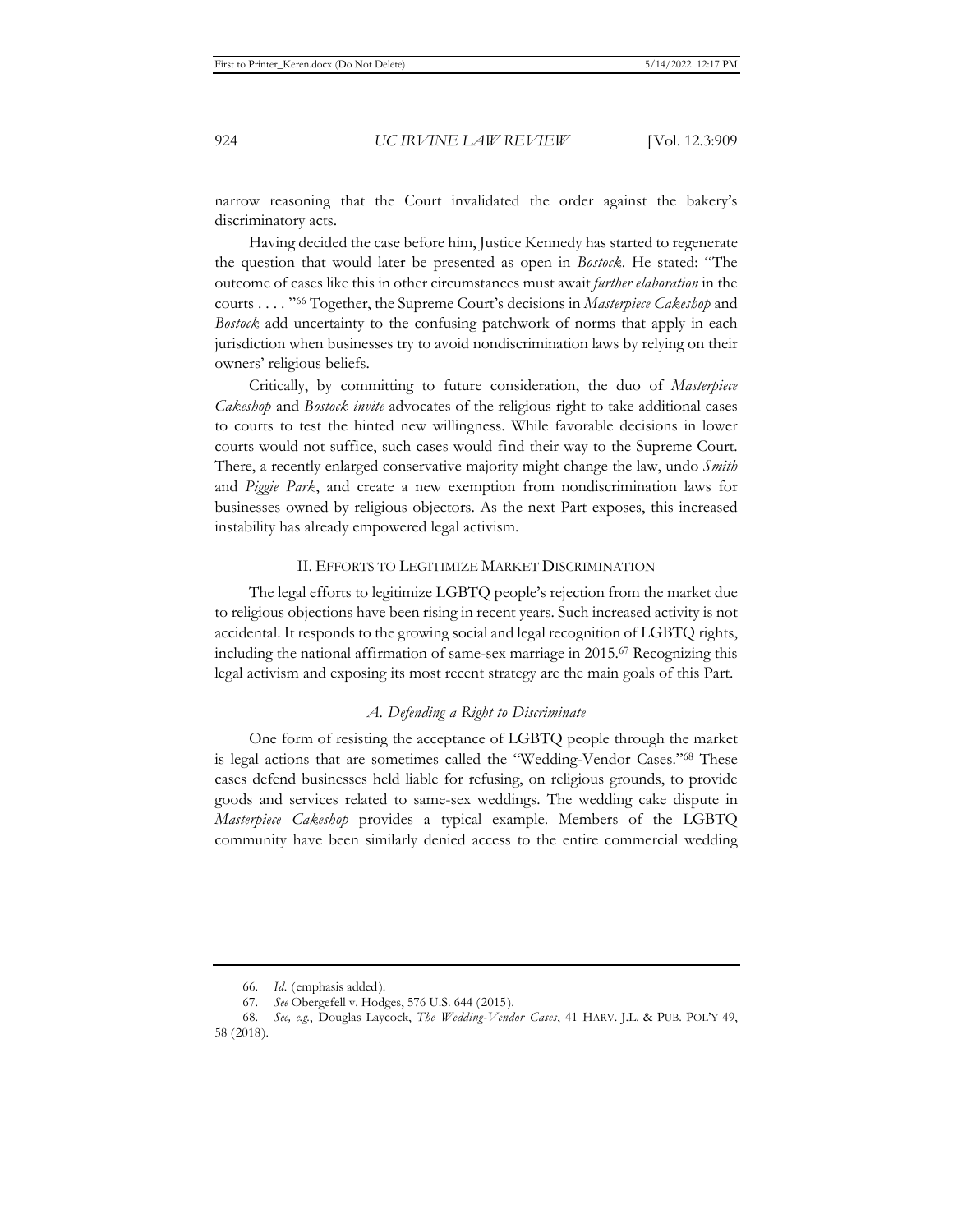narrow reasoning that the Court invalidated the order against the bakery's discriminatory acts.

Having decided the case before him, Justice Kennedy has started to regenerate the question that would later be presented as open in *Bostock*. He stated: "The outcome of cases like this in other circumstances must await *further elaboration* in the courts . . . ."[66] Together, the Supreme Court's decisions in *Masterpiece Cakeshop* and *Bostock* add uncertainty to the confusing patchwork of norms that apply in each jurisdiction when businesses try to avoid nondiscrimination laws by relying on their owners' religious beliefs.

Critically, by committing to future consideration, the duo of *Masterpiece Cakeshop* and *Bostock invite* advocates of the religious right to take additional cases to courts to test the hinted new willingness. While favorable decisions in lower courts would not suffice, such cases would find their way to the Supreme Court. There, a recently enlarged conservative majority might change the law, undo *Smith* and *Piggie Park*, and create a new exemption from nondiscrimination laws for businesses owned by religious objectors. As the next Part exposes, this increased instability has already empowered legal activism.

## II. Efforts to Legitimize Market Discrimination

The legal efforts to legitimize LGBTQ people's rejection from the market due to religious objections have been rising in recent years. Such increased activity is not accidental. It responds to the growing social and legal recognition of LGBTQ rights, including the national affirmation of same-sex marriage in 2015.[67] Recognizing this legal activism and exposing its most recent strategy are the main goals of this Part.

### *A. Defending a Right to Discriminate*

One form of resisting the acceptance of LGBTQ people through the market is legal actions that are sometimes called the "Wedding-Vendor Cases."[68] These cases defend businesses held liable for refusing, on religious grounds, to provide goods and services related to same-sex weddings. The wedding cake dispute in *Masterpiece Cakeshop* provides a typical example. Members of the LGBTQ community have been similarly denied access to the entire commercial wedding

---

66. *Id.* (emphasis added).

67. *See* Obergefell v. Hodges, 576 U.S. 644 (2015).

68. *See, e.g.*, Douglas Laycock, *The Wedding-Vendor Cases*, 41 HARV. J.L. & PUB. POL'Y 49, 58 (2018).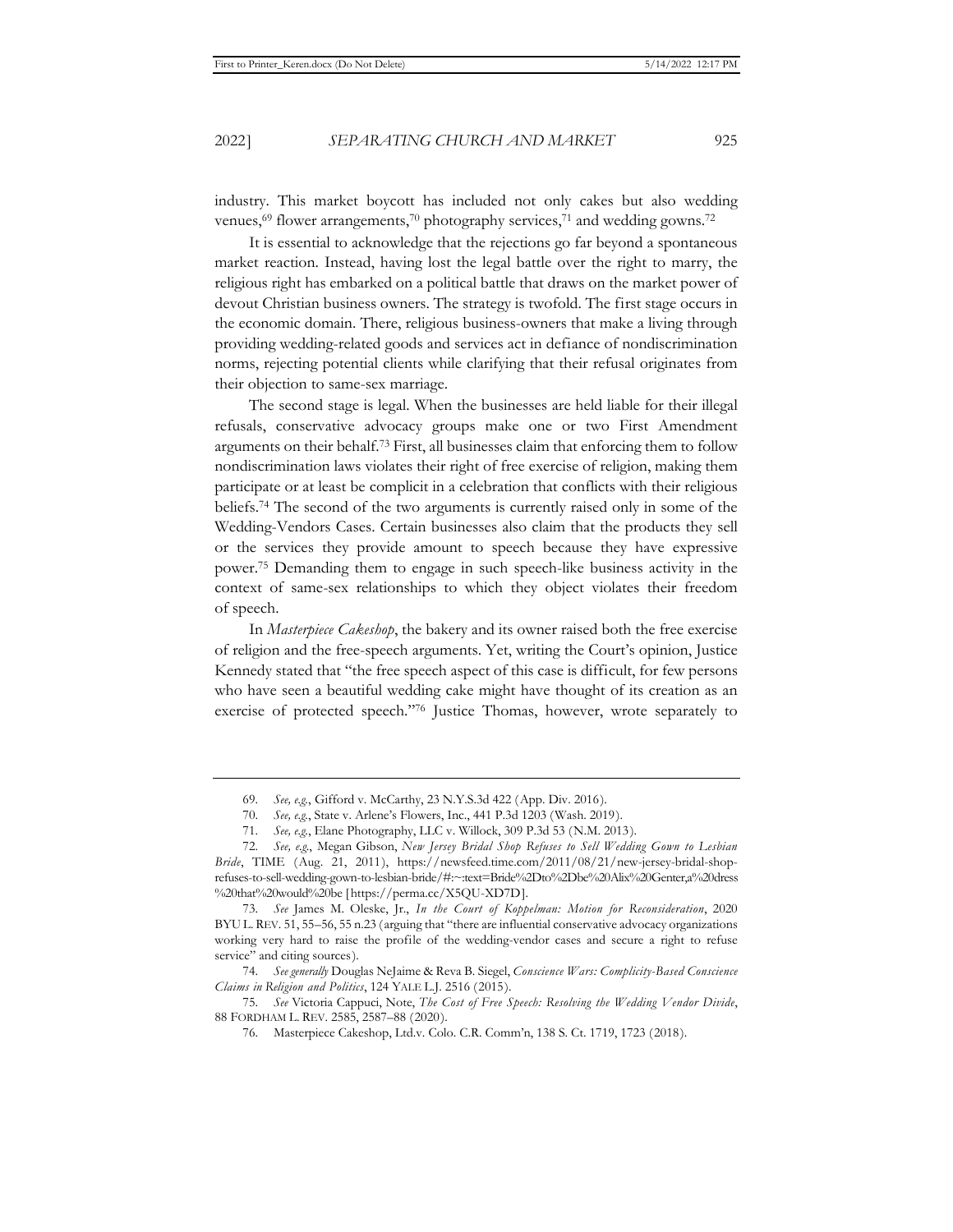industry. This market boycott has included not only cakes but also wedding venues,[69] flower arrangements,[70] photography services,[71] and wedding gowns.[72]

It is essential to acknowledge that the rejections go far beyond a spontaneous market reaction. Instead, having lost the legal battle over the right to marry, the religious right has embarked on a political battle that draws on the market power of devout Christian business owners. The strategy is twofold. The first stage occurs in the economic domain. There, religious business-owners that make a living through providing wedding-related goods and services act in defiance of nondiscrimination norms, rejecting potential clients while clarifying that their refusal originates from their objection to same-sex marriage.

The second stage is legal. When the businesses are held liable for their illegal refusals, conservative advocacy groups make one or two First Amendment arguments on their behalf.[73] First, all businesses claim that enforcing them to follow nondiscrimination laws violates their right of free exercise of religion, making them participate or at least be complicit in a celebration that conflicts with their religious beliefs.[74] The second of the two arguments is currently raised only in some of the Wedding-Vendors Cases. Certain businesses also claim that the products they sell or the services they provide amount to speech because they have expressive power.[75] Demanding them to engage in such speech-like business activity in the context of same-sex relationships to which they object violates their freedom of speech.

In *Masterpiece Cakeshop*, the bakery and its owner raised both the free exercise of religion and the free-speech arguments. Yet, writing the Court's opinion, Justice Kennedy stated that "the free speech aspect of this case is difficult, for few persons who have seen a beautiful wedding cake might have thought of its creation as an exercise of protected speech."[76] Justice Thomas, however, wrote separately to

---

69. *See, e.g.*, Gifford v. McCarthy, 23 N.Y.S.3d 422 (App. Div. 2016).

70. *See, e.g.*, State v. Arlene's Flowers, Inc., 441 P.3d 1203 (Wash. 2019).

71. *See, e.g.*, Elane Photography, LLC v. Willock, 309 P.3d 53 (N.M. 2013).

72. *See, e.g.*, Megan Gibson, *New Jersey Bridal Shop Refuses to Sell Wedding Gown to Lesbian Bride*, TIME (Aug. 21, 2011), https://newsfeed.time.com/2011/08/21/new-jersey-bridal-shop-refuses-to-sell-wedding-gown-to-lesbian-bride/#:~:text=Bride%2Dto%2Dbe%20Alix%20Genter,a%20dress%20that%20would%20be [https://perma.cc/X5QU-XD7D].

73. *See* James M. Oleske, Jr., *In the Court of Koppelman: Motion for Reconsideration*, 2020 BYU L. REV. 51, 55–56, 55 n.23 (arguing that "there are influential conservative advocacy organizations working very hard to raise the profile of the wedding-vendor cases and secure a right to refuse service" and citing sources).

74. *See generally* Douglas NeJaime & Reva B. Siegel, *Conscience Wars: Complicity-Based Conscience Claims in Religion and Politics*, 124 YALE L.J. 2516 (2015).

75. *See* Victoria Cappuci, Note, *The Cost of Free Speech: Resolving the Wedding Vendor Divide*, 88 FORDHAM L. REV. 2585, 2587–88 (2020).

76. Masterpiece Cakeshop, Ltd.v. Colo. C.R. Comm'n, 138 S. Ct. 1719, 1723 (2018).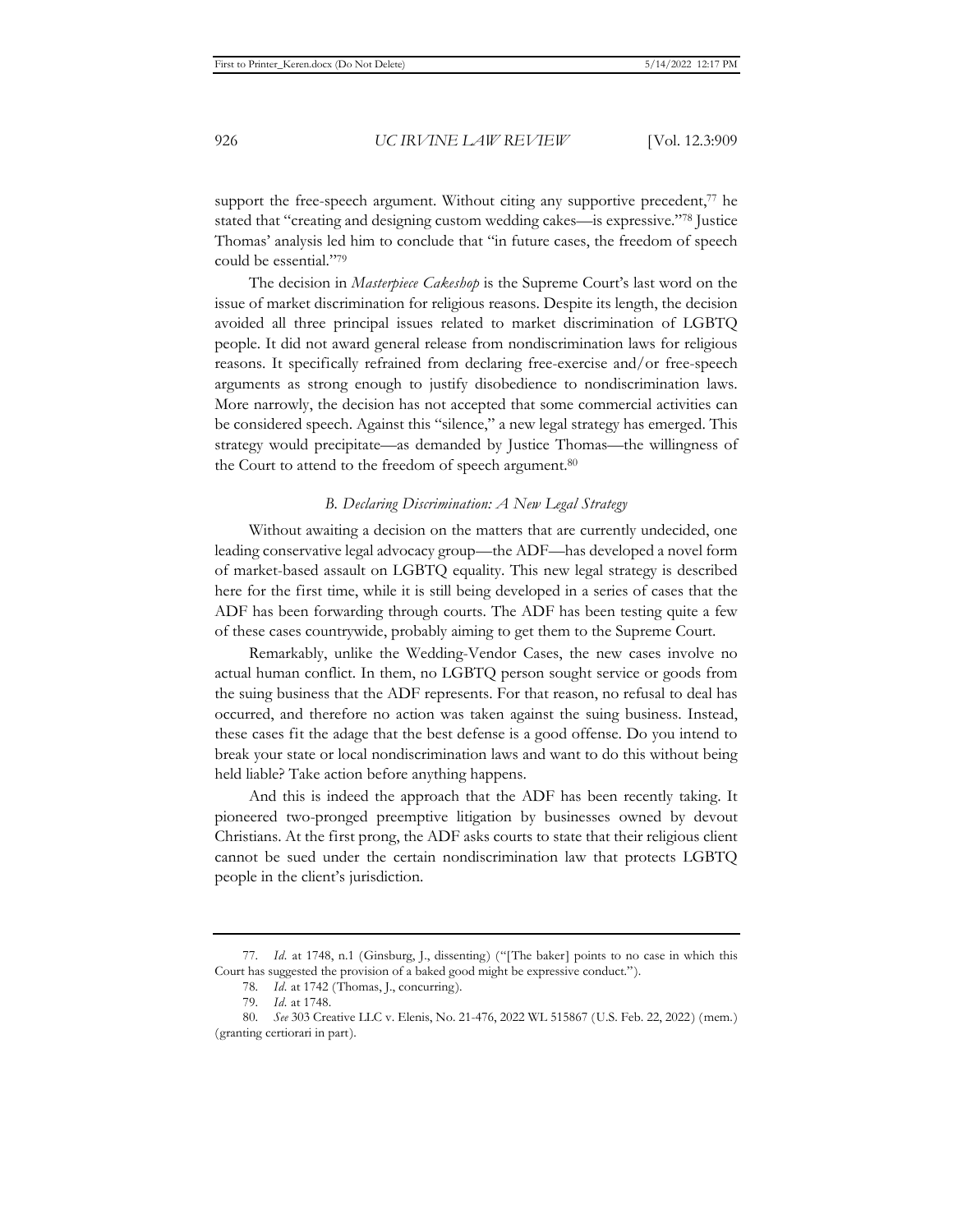support the free-speech argument. Without citing any supportive precedent,[77] he stated that "creating and designing custom wedding cakes—is expressive."[78] Justice Thomas' analysis led him to conclude that "in future cases, the freedom of speech could be essential."[79]

The decision in *Masterpiece Cakeshop* is the Supreme Court's last word on the issue of market discrimination for religious reasons. Despite its length, the decision avoided all three principal issues related to market discrimination of LGBTQ people. It did not award general release from nondiscrimination laws for religious reasons. It specifically refrained from declaring free-exercise and/or free-speech arguments as strong enough to justify disobedience to nondiscrimination laws. More narrowly, the decision has not accepted that some commercial activities can be considered speech. Against this "silence," a new legal strategy has emerged. This strategy would precipitate—as demanded by Justice Thomas—the willingness of the Court to attend to the freedom of speech argument.[80]

### *B. Declaring Discrimination: A New Legal Strategy*

Without awaiting a decision on the matters that are currently undecided, one leading conservative legal advocacy group—the ADF—has developed a novel form of market-based assault on LGBTQ equality. This new legal strategy is described here for the first time, while it is still being developed in a series of cases that the ADF has been forwarding through courts. The ADF has been testing quite a few of these cases countrywide, probably aiming to get them to the Supreme Court.

Remarkably, unlike the Wedding-Vendor Cases, the new cases involve no actual human conflict. In them, no LGBTQ person sought service or goods from the suing business that the ADF represents. For that reason, no refusal to deal has occurred, and therefore no action was taken against the suing business. Instead, these cases fit the adage that the best defense is a good offense. Do you intend to break your state or local nondiscrimination laws and want to do this without being held liable? Take action before anything happens.

And this is indeed the approach that the ADF has been recently taking. It pioneered two-pronged preemptive litigation by businesses owned by devout Christians. At the first prong, the ADF asks courts to state that their religious client cannot be sued under the certain nondiscrimination law that protects LGBTQ people in the client's jurisdiction.

---

77. *Id.* at 1748, n.1 (Ginsburg, J., dissenting) ("[The baker] points to no case in which this Court has suggested the provision of a baked good might be expressive conduct.").

78. *Id.* at 1742 (Thomas, J., concurring).

79. *Id.* at 1748.

80. *See* 303 Creative LLC v. Elenis, No. 21-476, 2022 WL 515867 (U.S. Feb. 22, 2022) (mem.) (granting certiorari in part).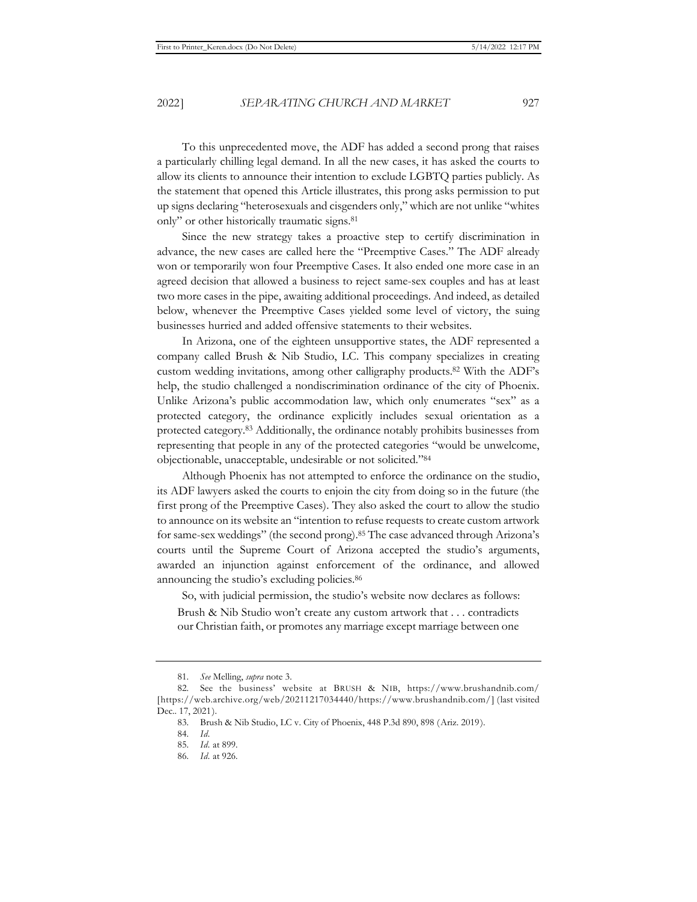To this unprecedented move, the ADF has added a second prong that raises a particularly chilling legal demand. In all the new cases, it has asked the courts to allow its clients to announce their intention to exclude LGBTQ parties publicly. As the statement that opened this Article illustrates, this prong asks permission to put up signs declaring "heterosexuals and cisgenders only," which are not unlike "whites only" or other historically traumatic signs.[81]

Since the new strategy takes a proactive step to certify discrimination in advance, the new cases are called here the "Preemptive Cases." The ADF already won or temporarily won four Preemptive Cases. It also ended one more case in an agreed decision that allowed a business to reject same-sex couples and has at least two more cases in the pipe, awaiting additional proceedings. And indeed, as detailed below, whenever the Preemptive Cases yielded some level of victory, the suing businesses hurried and added offensive statements to their websites.

In Arizona, one of the eighteen unsupportive states, the ADF represented a company called Brush & Nib Studio, LC. This company specializes in creating custom wedding invitations, among other calligraphy products.[82] With the ADF's help, the studio challenged a nondiscrimination ordinance of the city of Phoenix. Unlike Arizona's public accommodation law, which only enumerates "sex" as a protected category, the ordinance explicitly includes sexual orientation as a protected category.[83] Additionally, the ordinance notably prohibits businesses from representing that people in any of the protected categories "would be unwelcome, objectionable, unacceptable, undesirable or not solicited."[84]

Although Phoenix has not attempted to enforce the ordinance on the studio, its ADF lawyers asked the courts to enjoin the city from doing so in the future (the first prong of the Preemptive Cases). They also asked the court to allow the studio to announce on its website an "intention to refuse requests to create custom artwork for same-sex weddings" (the second prong).[85] The case advanced through Arizona's courts until the Supreme Court of Arizona accepted the studio's arguments, awarded an injunction against enforcement of the ordinance, and allowed announcing the studio's excluding policies.[86]

So, with judicial permission, the studio's website now declares as follows:

> Brush & Nib Studio won't create any custom artwork that . . . contradicts our Christian faith, or promotes any marriage except marriage between one

---

81. *See* Melling, *supra* note 3.

82. See the business' website at BRUSH & NIB, https://www.brushandnib.com/ [https://web.archive.org/web/20211217034440/https://www.brushandnib.com/] (last visited Dec.. 17, 2021).

83. Brush & Nib Studio, LC v. City of Phoenix, 448 P.3d 890, 898 (Ariz. 2019).

84. *Id*.

85. *Id.* at 899.

86. *Id.* at 926.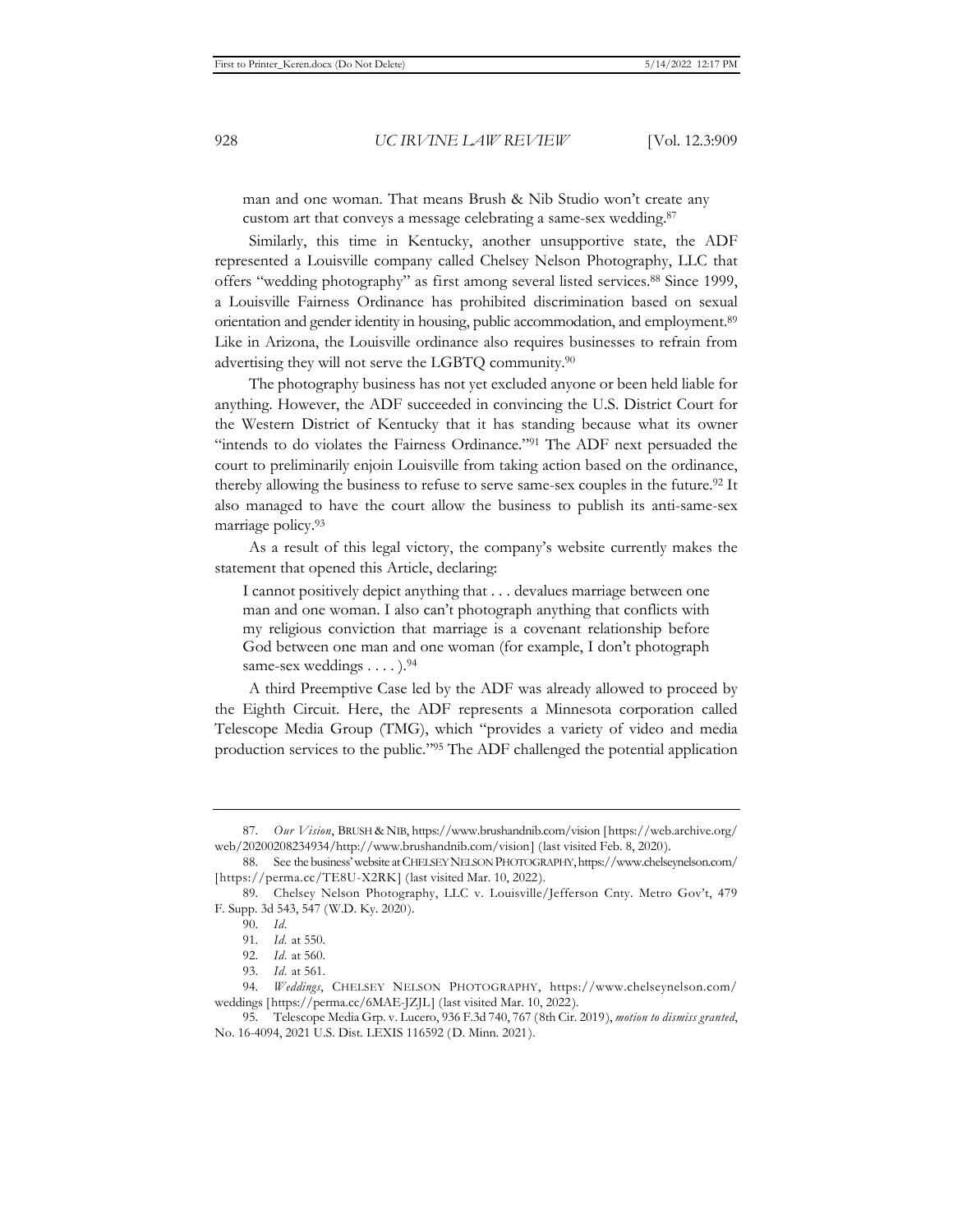> man and one woman. That means Brush & Nib Studio won't create any custom art that conveys a message celebrating a same-sex wedding.[87]

Similarly, this time in Kentucky, another unsupportive state, the ADF represented a Louisville company called Chelsey Nelson Photography, LLC that offers "wedding photography" as first among several listed services.[88] Since 1999, a Louisville Fairness Ordinance has prohibited discrimination based on sexual orientation and gender identity in housing, public accommodation, and employment.[89] Like in Arizona, the Louisville ordinance also requires businesses to refrain from advertising they will not serve the LGBTQ community.[90]

The photography business has not yet excluded anyone or been held liable for anything. However, the ADF succeeded in convincing the U.S. District Court for the Western District of Kentucky that it has standing because what its owner "intends to do violates the Fairness Ordinance."[91] The ADF next persuaded the court to preliminarily enjoin Louisville from taking action based on the ordinance, thereby allowing the business to refuse to serve same-sex couples in the future.[92] It also managed to have the court allow the business to publish its anti-same-sex marriage policy.[93]

As a result of this legal victory, the company's website currently makes the statement that opened this Article, declaring:

> I cannot positively depict anything that . . . devalues marriage between one man and one woman. I also can't photograph anything that conflicts with my religious conviction that marriage is a covenant relationship before God between one man and one woman (for example, I don't photograph same-sex weddings . . . . ).[94]

A third Preemptive Case led by the ADF was already allowed to proceed by the Eighth Circuit. Here, the ADF represents a Minnesota corporation called Telescope Media Group (TMG), which "provides a variety of video and media production services to the public."[95] The ADF challenged the potential application

---

87. *Our Vision*, BRUSH & NIB, https://www.brushandnib.com/vision [https://web.archive.org/web/20200208234934/http://www.brushandnib.com/vision] (last visited Feb. 8, 2020).

88. See the business' website at CHELSEY NELSON PHOTOGRAPHY, https://www.chelseynelson.com/ [https://perma.cc/TE8U-X2RK] (last visited Mar. 10, 2022).

89. Chelsey Nelson Photography, LLC v. Louisville/Jefferson Cnty. Metro Gov't, 479 F. Supp. 3d 543, 547 (W.D. Ky. 2020).

90. *Id.*

91. *Id.* at 550.

92. *Id.* at 560.

93. *Id.* at 561.

94. *Weddings*, CHELSEY NELSON PHOTOGRAPHY, https://www.chelseynelson.com/weddings [https://perma.cc/6MAE-JZJL] (last visited Mar. 10, 2022).

95. Telescope Media Grp. v. Lucero, 936 F.3d 740, 767 (8th Cir. 2019), *motion to dismiss granted*, No. 16-4094, 2021 U.S. Dist. LEXIS 116592 (D. Minn. 2021).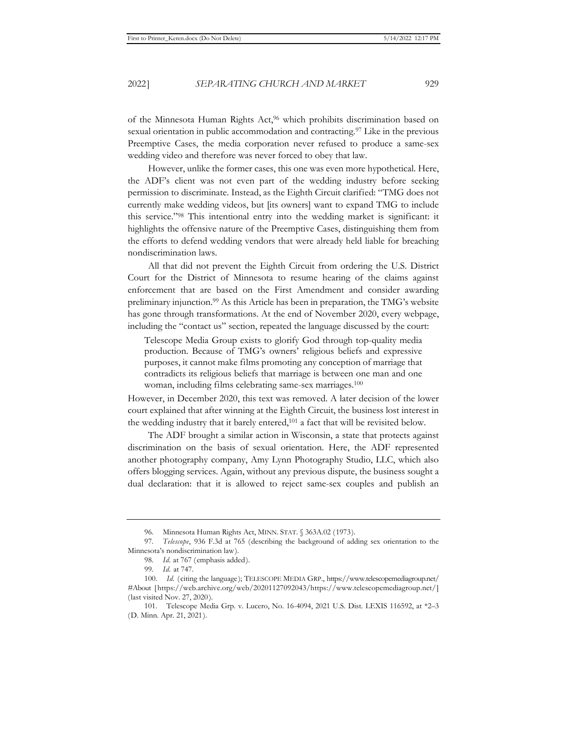of the Minnesota Human Rights Act,[96] which prohibits discrimination based on sexual orientation in public accommodation and contracting.[97] Like in the previous Preemptive Cases, the media corporation never refused to produce a same-sex wedding video and therefore was never forced to obey that law.

However, unlike the former cases, this one was even more hypothetical. Here, the ADF's client was not even part of the wedding industry before seeking permission to discriminate. Instead, as the Eighth Circuit clarified: "TMG does not currently make wedding videos, but [its owners] want to expand TMG to include this service."[98] This intentional entry into the wedding market is significant: it highlights the offensive nature of the Preemptive Cases, distinguishing them from the efforts to defend wedding vendors that were already held liable for breaching nondiscrimination laws.

All that did not prevent the Eighth Circuit from ordering the U.S. District Court for the District of Minnesota to resume hearing of the claims against enforcement that are based on the First Amendment and consider awarding preliminary injunction.[99] As this Article has been in preparation, the TMG's website has gone through transformations. At the end of November 2020, every webpage, including the "contact us" section, repeated the language discussed by the court:

> Telescope Media Group exists to glorify God through top-quality media production. Because of TMG's owners' religious beliefs and expressive purposes, it cannot make films promoting any conception of marriage that contradicts its religious beliefs that marriage is between one man and one woman, including films celebrating same-sex marriages.[100]

However, in December 2020, this text was removed. A later decision of the lower court explained that after winning at the Eighth Circuit, the business lost interest in the wedding industry that it barely entered,[101] a fact that will be revisited below.

The ADF brought a similar action in Wisconsin, a state that protects against discrimination on the basis of sexual orientation. Here, the ADF represented another photography company, Amy Lynn Photography Studio, LLC, which also offers blogging services. Again, without any previous dispute, the business sought a dual declaration: that it is allowed to reject same-sex couples and publish an

---

96. Minnesota Human Rights Act, MINN. STAT. § 363A.02 (1973).

97. *Telescope*, 936 F.3d at 765 (describing the background of adding sex orientation to the Minnesota's nondiscrimination law).

98. *Id.* at 767 (emphasis added).

99. *Id.* at 747.

100. *Id.* (citing the language); TELESCOPE MEDIA GRP., https://www.telescopemediagroup.net/#About [https://web.archive.org/web/20201127092043/https://www.telescopemediagroup.net/] (last visited Nov. 27, 2020).

101. Telescope Media Grp. v. Lucero, No. 16-4094, 2021 U.S. Dist. LEXIS 116592, at *2–3 (D. Minn. Apr. 21, 2021).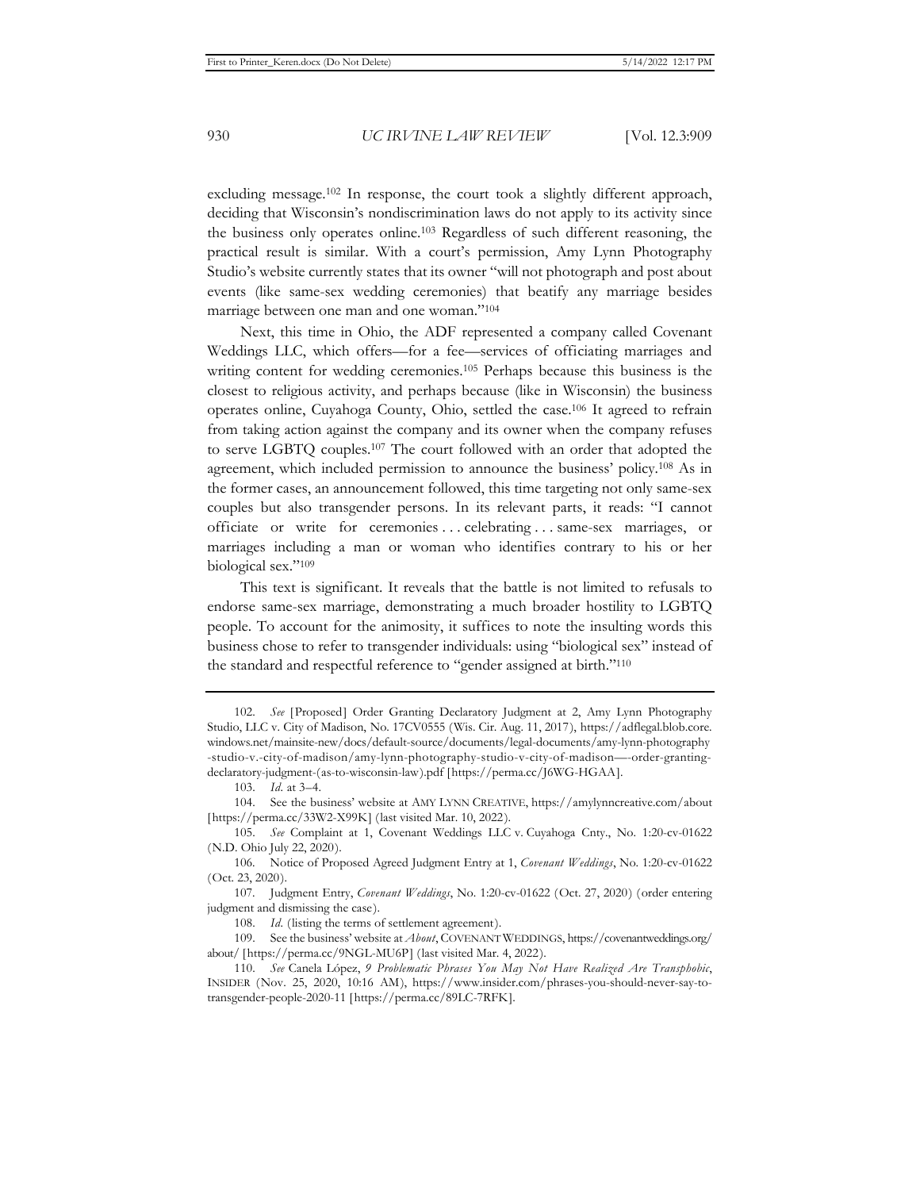excluding message.[102] In response, the court took a slightly different approach, deciding that Wisconsin's nondiscrimination laws do not apply to its activity since the business only operates online.[103] Regardless of such different reasoning, the practical result is similar. With a court's permission, Amy Lynn Photography Studio's website currently states that its owner "will not photograph and post about events (like same-sex wedding ceremonies) that beatify any marriage besides marriage between one man and one woman."[104]

Next, this time in Ohio, the ADF represented a company called Covenant Weddings LLC, which offers—for a fee—services of officiating marriages and writing content for wedding ceremonies.[105] Perhaps because this business is the closest to religious activity, and perhaps because (like in Wisconsin) the business operates online, Cuyahoga County, Ohio, settled the case.[106] It agreed to refrain from taking action against the company and its owner when the company refuses to serve LGBTQ couples.[107] The court followed with an order that adopted the agreement, which included permission to announce the business' policy.[108] As in the former cases, an announcement followed, this time targeting not only same-sex couples but also transgender persons. In its relevant parts, it reads: "I cannot officiate or write for ceremonies . . . celebrating . . . same-sex marriages, or marriages including a man or woman who identifies contrary to his or her biological sex."[109]

This text is significant. It reveals that the battle is not limited to refusals to endorse same-sex marriage, demonstrating a much broader hostility to LGBTQ people. To account for the animosity, it suffices to note the insulting words this business chose to refer to transgender individuals: using "biological sex" instead of the standard and respectful reference to "gender assigned at birth."[110]

---

102. *See* [Proposed] Order Granting Declaratory Judgment at 2, Amy Lynn Photography Studio, LLC v. City of Madison, No. 17CV0555 (Wis. Cir. Aug. 11, 2017), https://adflegal.blob.core.windows.net/mainsite-new/docs/default-source/documents/legal-documents/amy-lynn-photography-studio-v.-city-of-madison/amy-lynn-photography-studio-v-city-of-madison—-order-granting-declaratory-judgment-(as-to-wisconsin-law).pdf [https://perma.cc/J6WG-HGAA].

103. *Id.* at 3–4.

104. See the business' website at AMY LYNN CREATIVE, https://amylynncreative.com/about [https://perma.cc/33W2-X99K] (last visited Mar. 10, 2022).

105. *See* Complaint at 1, Covenant Weddings LLC v. Cuyahoga Cnty., No. 1:20-cv-01622 (N.D. Ohio July 22, 2020).

106. Notice of Proposed Agreed Judgment Entry at 1, *Covenant Weddings*, No. 1:20-cv-01622 (Oct. 23, 2020).

107. Judgment Entry, *Covenant Weddings*, No. 1:20-cv-01622 (Oct. 27, 2020) (order entering judgment and dismissing the case).

108. *Id.* (listing the terms of settlement agreement).

109. See the business' website at *About*, COVENANT WEDDINGS, https://covenantweddings.org/about/ [https://perma.cc/9NGL-MU6P] (last visited Mar. 4, 2022).

110. *See* Canela López, *9 Problematic Phrases You May Not Have Realized Are Transphobic*, INSIDER (Nov. 25, 2020, 10:16 AM), https://www.insider.com/phrases-you-should-never-say-to-transgender-people-2020-11 [https://perma.cc/89LC-7RFK].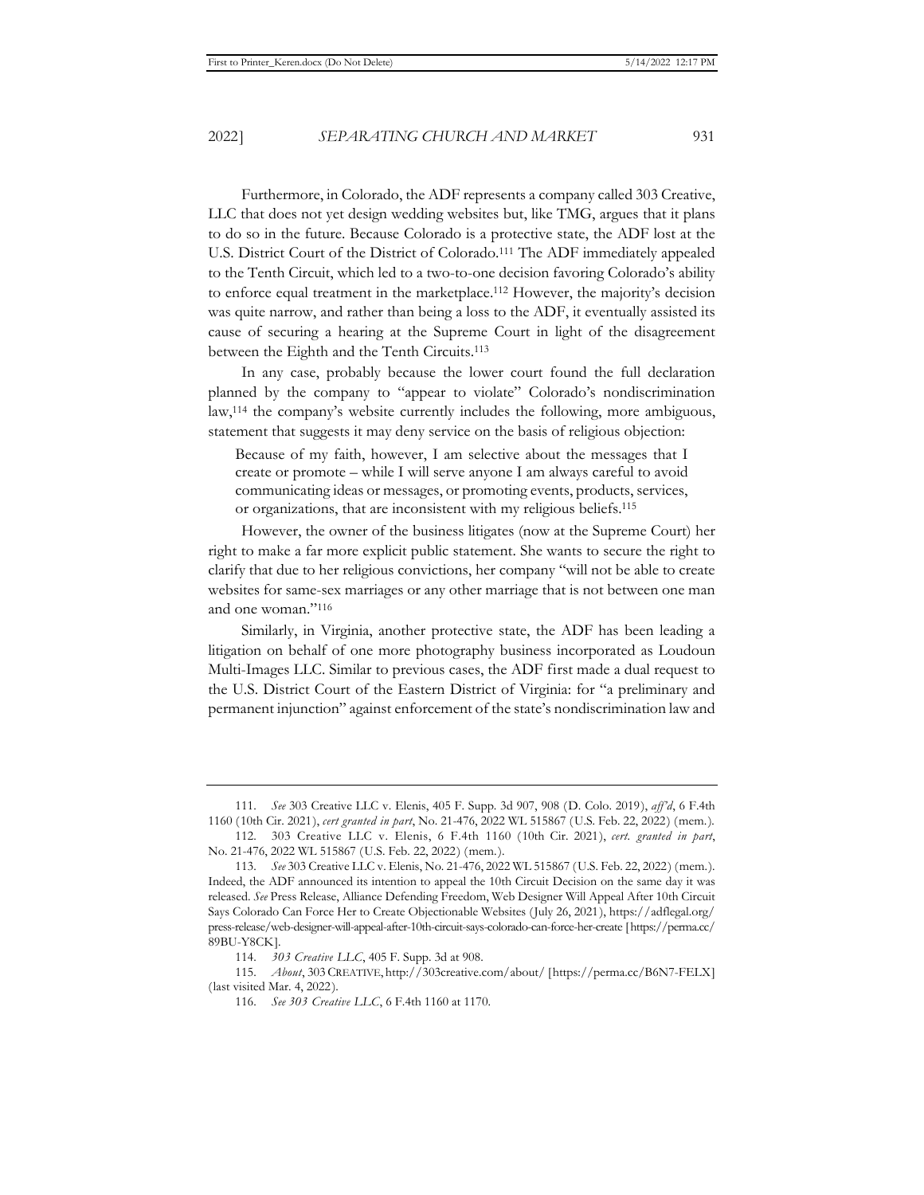Furthermore, in Colorado, the ADF represents a company called 303 Creative, LLC that does not yet design wedding websites but, like TMG, argues that it plans to do so in the future. Because Colorado is a protective state, the ADF lost at the U.S. District Court of the District of Colorado.[111] The ADF immediately appealed to the Tenth Circuit, which led to a two-to-one decision favoring Colorado's ability to enforce equal treatment in the marketplace.[112] However, the majority's decision was quite narrow, and rather than being a loss to the ADF, it eventually assisted its cause of securing a hearing at the Supreme Court in light of the disagreement between the Eighth and the Tenth Circuits.[113]

In any case, probably because the lower court found the full declaration planned by the company to "appear to violate" Colorado's nondiscrimination law,[114] the company's website currently includes the following, more ambiguous, statement that suggests it may deny service on the basis of religious objection:

> Because of my faith, however, I am selective about the messages that I create or promote – while I will serve anyone I am always careful to avoid communicating ideas or messages, or promoting events, products, services, or organizations, that are inconsistent with my religious beliefs.[115]

However, the owner of the business litigates (now at the Supreme Court) her right to make a far more explicit public statement. She wants to secure the right to clarify that due to her religious convictions, her company "will not be able to create websites for same-sex marriages or any other marriage that is not between one man and one woman."[116]

Similarly, in Virginia, another protective state, the ADF has been leading a litigation on behalf of one more photography business incorporated as Loudoun Multi-Images LLC. Similar to previous cases, the ADF first made a dual request to the U.S. District Court of the Eastern District of Virginia: for "a preliminary and permanent injunction" against enforcement of the state's nondiscrimination law and

---

111. *See* 303 Creative LLC v. Elenis, 405 F. Supp. 3d 907, 908 (D. Colo. 2019), *aff'd*, 6 F.4th 1160 (10th Cir. 2021), *cert granted in part*, No. 21-476, 2022 WL 515867 (U.S. Feb. 22, 2022) (mem.).

112. 303 Creative LLC v. Elenis, 6 F.4th 1160 (10th Cir. 2021), *cert. granted in part*, No. 21-476, 2022 WL 515867 (U.S. Feb. 22, 2022) (mem.).

113. *See* 303 Creative LLC v. Elenis, No. 21-476, 2022 WL 515867 (U.S. Feb. 22, 2022) (mem.). Indeed, the ADF announced its intention to appeal the 10th Circuit Decision on the same day it was released. *See* Press Release, Alliance Defending Freedom, Web Designer Will Appeal After 10th Circuit Says Colorado Can Force Her to Create Objectionable Websites (July 26, 2021), https://adflegal.org/press-release/web-designer-will-appeal-after-10th-circuit-says-colorado-can-force-her-create [https://perma.cc/89BU-Y8CK].

114. *303 Creative LLC*, 405 F. Supp. 3d at 908.

115. *About*, 303 CREATIVE, http://303creative.com/about/ [https://perma.cc/B6N7-FELX] (last visited Mar. 4, 2022).

116. *See 303 Creative LLC*, 6 F.4th 1160 at 1170.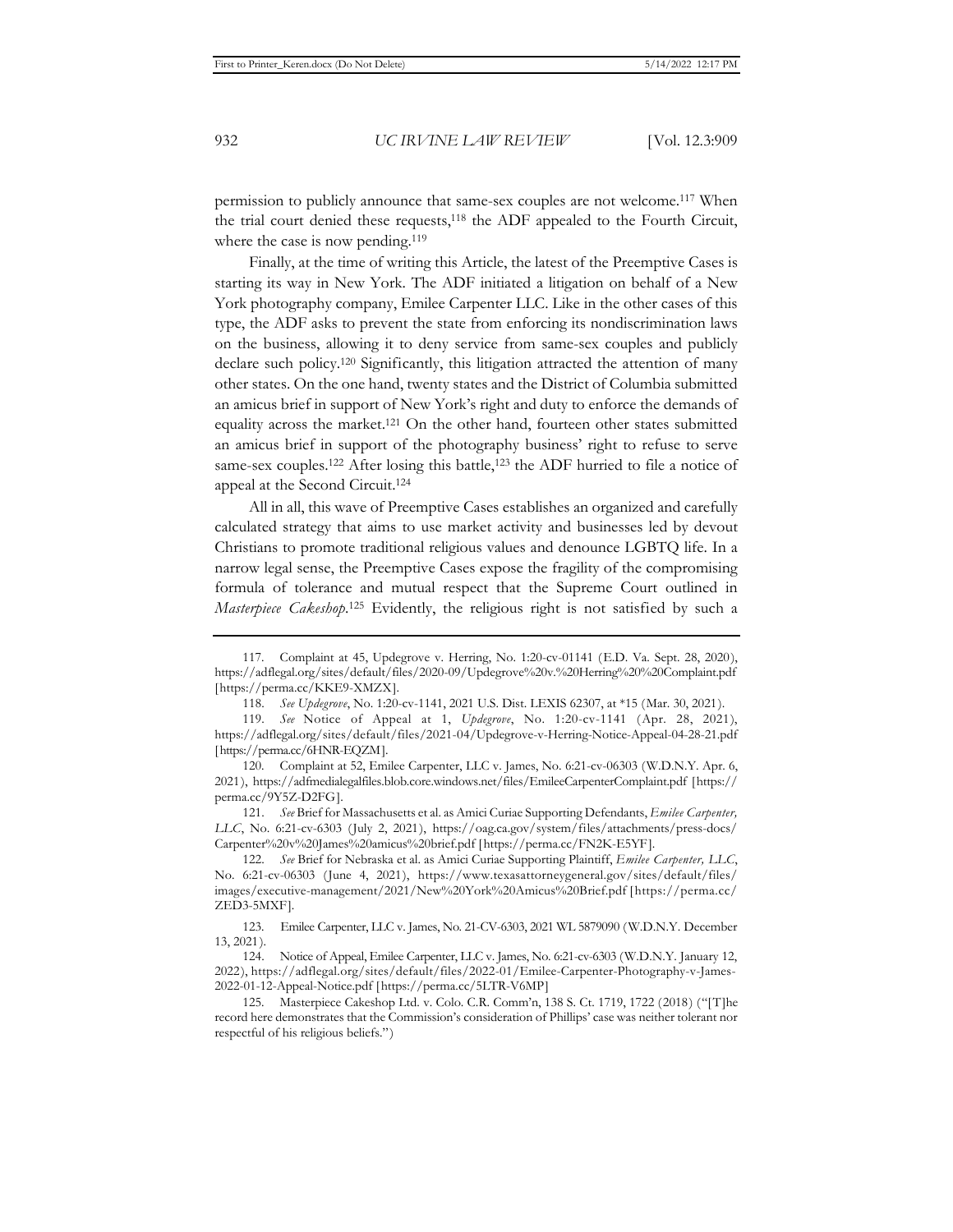permission to publicly announce that same-sex couples are not welcome.[117] When the trial court denied these requests,[118] the ADF appealed to the Fourth Circuit, where the case is now pending.[119]

Finally, at the time of writing this Article, the latest of the Preemptive Cases is starting its way in New York. The ADF initiated a litigation on behalf of a New York photography company, Emilee Carpenter LLC. Like in the other cases of this type, the ADF asks to prevent the state from enforcing its nondiscrimination laws on the business, allowing it to deny service from same-sex couples and publicly declare such policy.[120] Significantly, this litigation attracted the attention of many other states. On the one hand, twenty states and the District of Columbia submitted an amicus brief in support of New York's right and duty to enforce the demands of equality across the market.[121] On the other hand, fourteen other states submitted an amicus brief in support of the photography business' right to refuse to serve same-sex couples.[122] After losing this battle,[123] the ADF hurried to file a notice of appeal at the Second Circuit.[124]

All in all, this wave of Preemptive Cases establishes an organized and carefully calculated strategy that aims to use market activity and businesses led by devout Christians to promote traditional religious values and denounce LGBTQ life. In a narrow legal sense, the Preemptive Cases expose the fragility of the compromising formula of tolerance and mutual respect that the Supreme Court outlined in *Masterpiece Cakeshop*.[125] Evidently, the religious right is not satisfied by such a

---

117. Complaint at 45, Updegrove v. Herring, No. 1:20-cv-01141 (E.D. Va. Sept. 28, 2020), https://adflegal.org/sites/default/files/2020-09/Updegrove%20v.%20Herring%20%20Complaint.pdf [https://perma.cc/KKE9-XMZX].

118. *See Updegrove*, No. 1:20-cv-1141, 2021 U.S. Dist. LEXIS 62307, at *15 (Mar. 30, 2021).

119. *See* Notice of Appeal at 1, *Updegrove*, No. 1:20-cv-1141 (Apr. 28, 2021), https://adflegal.org/sites/default/files/2021-04/Updegrove-v-Herring-Notice-Appeal-04-28-21.pdf [https://perma.cc/6HNR-EQZM].

120. Complaint at 52, Emilee Carpenter, LLC v. James, No. 6:21-cv-06303 (W.D.N.Y. Apr. 6, 2021), https://adfmedialegalfiles.blob.core.windows.net/files/EmileeCarpenterComplaint.pdf [https://perma.cc/9Y5Z-D2FG].

121. *See* Brief for Massachusetts et al. as Amici Curiae Supporting Defendants, *Emilee Carpenter, LLC*, No. 6:21-cv-6303 (July 2, 2021), https://oag.ca.gov/system/files/attachments/press-docs/Carpenter%20v%20James%20amicus%20brief.pdf [https://perma.cc/FN2K-E5YF].

122. *See* Brief for Nebraska et al. as Amici Curiae Supporting Plaintiff, *Emilee Carpenter, LLC*, No. 6:21-cv-06303 (June 4, 2021), https://www.texasattorneygeneral.gov/sites/default/files/images/executive-management/2021/New%20York%20Amicus%20Brief.pdf [https://perma.cc/ZED3-5MXF].

123. Emilee Carpenter, LLC v. James, No. 21-CV-6303, 2021 WL 5879090 (W.D.N.Y. December 13, 2021).

124. Notice of Appeal, Emilee Carpenter, LLC v. James, No. 6:21-cv-6303 (W.D.N.Y. January 12, 2022), https://adflegal.org/sites/default/files/2022-01/Emilee-Carpenter-Photography-v-James-2022-01-12-Appeal-Notice.pdf [https://perma.cc/5LTR-V6MP]

125. Masterpiece Cakeshop Ltd. v. Colo. C.R. Comm'n, 138 S. Ct. 1719, 1722 (2018) ("[T]he record here demonstrates that the Commission's consideration of Phillips' case was neither tolerant nor respectful of his religious beliefs.")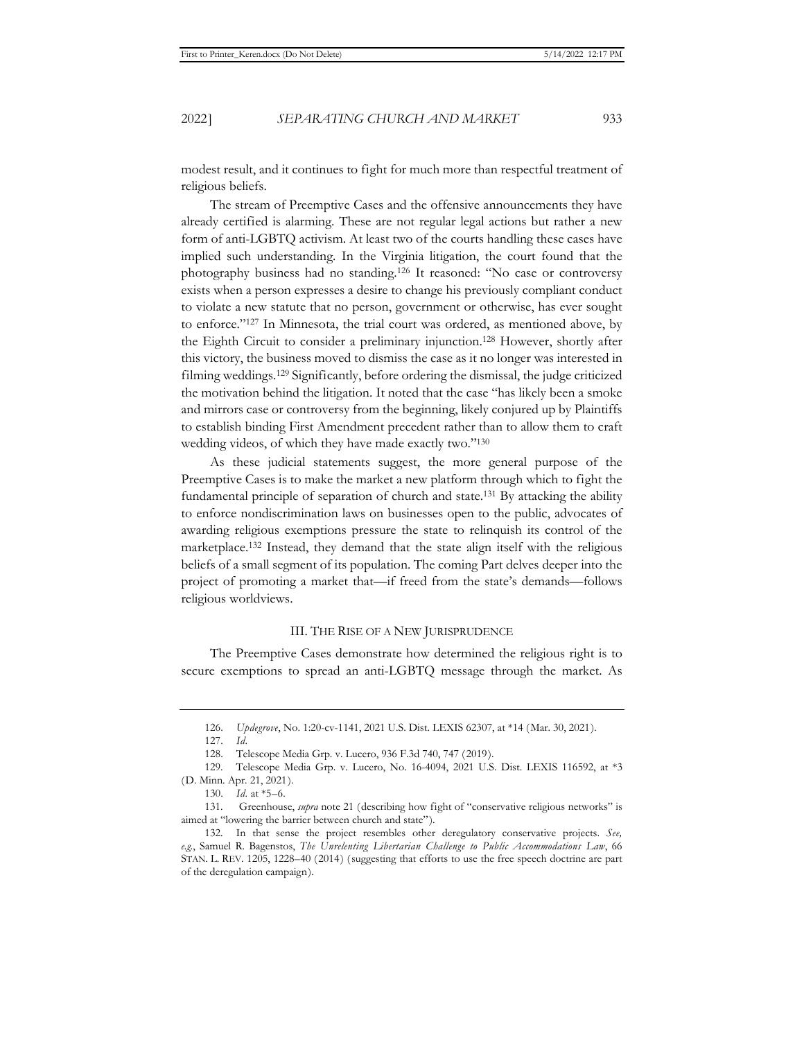modest result, and it continues to fight for much more than respectful treatment of religious beliefs.

The stream of Preemptive Cases and the offensive announcements they have already certified is alarming. These are not regular legal actions but rather a new form of anti-LGBTQ activism. At least two of the courts handling these cases have implied such understanding. In the Virginia litigation, the court found that the photography business had no standing.[126] It reasoned: "No case or controversy exists when a person expresses a desire to change his previously compliant conduct to violate a new statute that no person, government or otherwise, has ever sought to enforce."[127] In Minnesota, the trial court was ordered, as mentioned above, by the Eighth Circuit to consider a preliminary injunction.[128] However, shortly after this victory, the business moved to dismiss the case as it no longer was interested in filming weddings.[129] Significantly, before ordering the dismissal, the judge criticized the motivation behind the litigation. It noted that the case "has likely been a smoke and mirrors case or controversy from the beginning, likely conjured up by Plaintiffs to establish binding First Amendment precedent rather than to allow them to craft wedding videos, of which they have made exactly two."[130]

As these judicial statements suggest, the more general purpose of the Preemptive Cases is to make the market a new platform through which to fight the fundamental principle of separation of church and state.[131] By attacking the ability to enforce nondiscrimination laws on businesses open to the public, advocates of awarding religious exemptions pressure the state to relinquish its control of the marketplace.[132] Instead, they demand that the state align itself with the religious beliefs of a small segment of its population. The coming Part delves deeper into the project of promoting a market that—if freed from the state's demands—follows religious worldviews.

## III. The Rise of a New Jurisprudence

The Preemptive Cases demonstrate how determined the religious right is to secure exemptions to spread an anti-LGBTQ message through the market. As

---

126. *Updegrove*, No. 1:20-cv-1141, 2021 U.S. Dist. LEXIS 62307, at *14 (Mar. 30, 2021).

127. *Id.*

128. Telescope Media Grp. v. Lucero, 936 F.3d 740, 747 (2019).

129. Telescope Media Grp. v. Lucero, No. 16-4094, 2021 U.S. Dist. LEXIS 116592, at *3 (D. Minn. Apr. 21, 2021).

130. *Id.* at *5–6.

131. Greenhouse, *supra* note 21 (describing how fight of "conservative religious networks" is aimed at "lowering the barrier between church and state").

132. In that sense the project resembles other deregulatory conservative projects. *See, e.g.*, Samuel R. Bagenstos, *The Unrelenting Libertarian Challenge to Public Accommodations Law*, 66 STAN. L. REV. 1205, 1228–40 (2014) (suggesting that efforts to use the free speech doctrine are part of the deregulation campaign).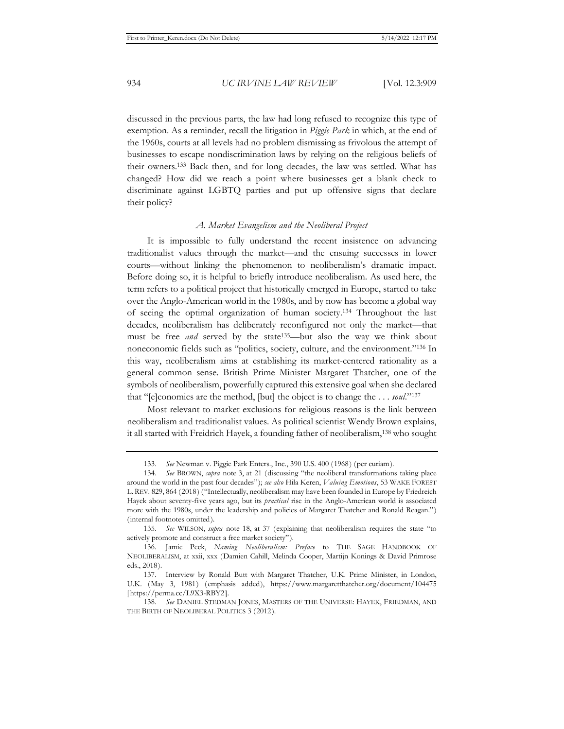discussed in the previous parts, the law had long refused to recognize this type of exemption. As a reminder, recall the litigation in *Piggie Park* in which, at the end of the 1960s, courts at all levels had no problem dismissing as frivolous the attempt of businesses to escape nondiscrimination laws by relying on the religious beliefs of their owners.[133] Back then, and for long decades, the law was settled. What has changed? How did we reach a point where businesses get a blank check to discriminate against LGBTQ parties and put up offensive signs that declare their policy?

### *A. Market Evangelism and the Neoliberal Project*

It is impossible to fully understand the recent insistence on advancing traditionalist values through the market—and the ensuing successes in lower courts—without linking the phenomenon to neoliberalism's dramatic impact. Before doing so, it is helpful to briefly introduce neoliberalism. As used here, the term refers to a political project that historically emerged in Europe, started to take over the Anglo-American world in the 1980s, and by now has become a global way of seeing the optimal organization of human society.[134] Throughout the last decades, neoliberalism has deliberately reconfigured not only the market—that must be free *and* served by the state[135]—but also the way we think about noneconomic fields such as "politics, society, culture, and the environment."[136] In this way, neoliberalism aims at establishing its market-centered rationality as a general common sense. British Prime Minister Margaret Thatcher, one of the symbols of neoliberalism, powerfully captured this extensive goal when she declared that "[e]conomics are the method, [but] the object is to change the . . . *soul*."[137]

Most relevant to market exclusions for religious reasons is the link between neoliberalism and traditionalist values. As political scientist Wendy Brown explains, it all started with Freidrich Hayek, a founding father of neoliberalism,[138] who sought

---

133. *See* Newman v. Piggie Park Enters., Inc., 390 U.S. 400 (1968) (per curiam).

134. *See* BROWN, *supra* note 3, at 21 (discussing "the neoliberal transformations taking place around the world in the past four decades"); *see also* Hila Keren, *Valuing Emotions*, 53 WAKE FOREST L. REV. 829, 864 (2018) ("Intellectually, neoliberalism may have been founded in Europe by Friedreich Hayek about seventy-five years ago, but its *practical* rise in the Anglo-American world is associated more with the 1980s, under the leadership and policies of Margaret Thatcher and Ronald Reagan.") (internal footnotes omitted).

135. *See* WILSON, *supra* note 18, at 37 (explaining that neoliberalism requires the state "to actively promote and construct a free market society").

136. Jamie Peck, *Naming Neoliberalism: Preface* to THE SAGE HANDBOOK OF NEOLIBERALISM, at xxii, xxx (Damien Cahill, Melinda Cooper, Martijn Konings & David Primrose eds., 2018).

137. Interview by Ronald Butt with Margaret Thatcher, U.K. Prime Minister, in London, U.K. (May 3, 1981) (emphasis added), https://www.margaretthatcher.org/document/104475 [https://perma.cc/L9X3-RBY2].

138. *See* DANIEL STEDMAN JONES, MASTERS OF THE UNIVERSE: HAYEK, FRIEDMAN, AND THE BIRTH OF NEOLIBERAL POLITICS 3 (2012).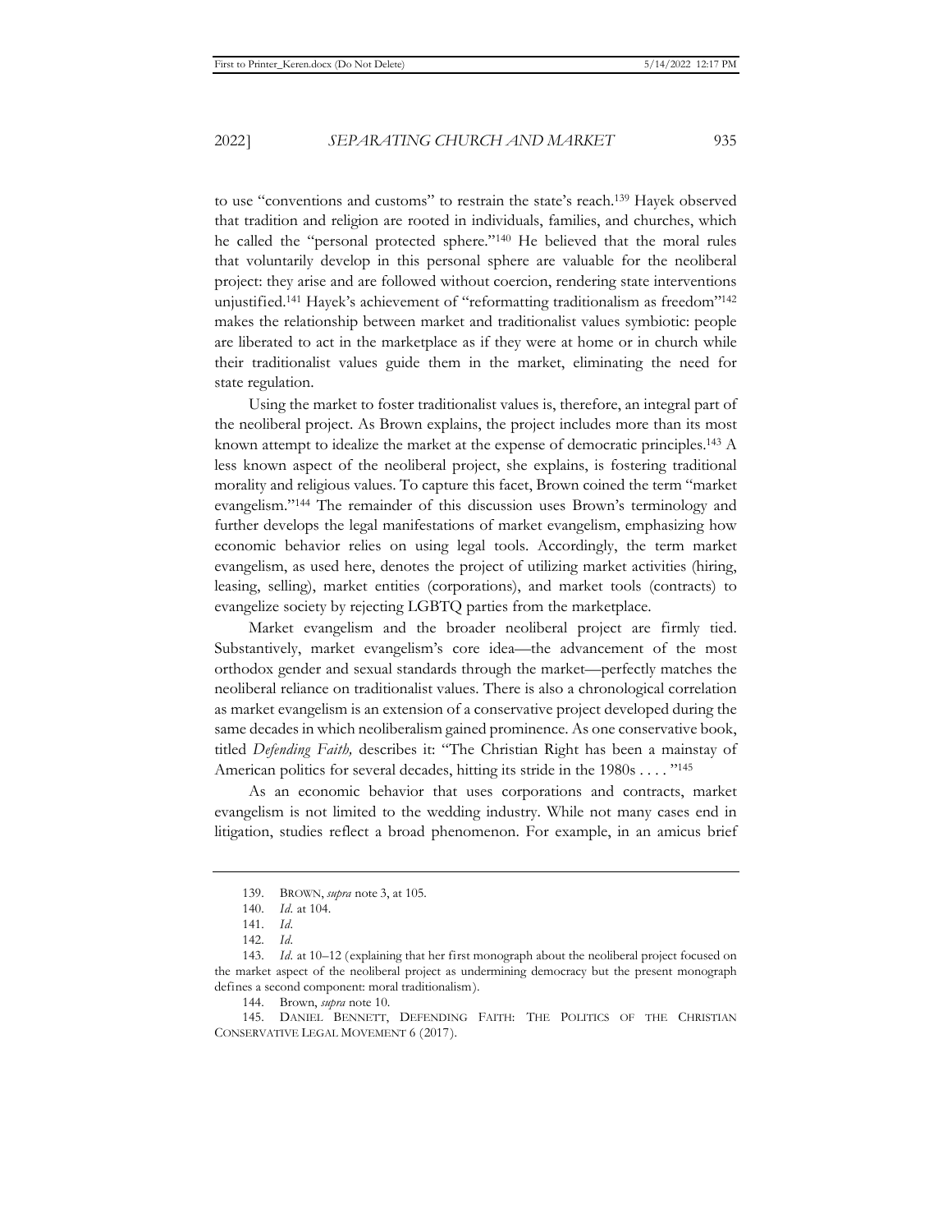to use "conventions and customs" to restrain the state's reach.[139] Hayek observed that tradition and religion are rooted in individuals, families, and churches, which he called the "personal protected sphere."[140] He believed that the moral rules that voluntarily develop in this personal sphere are valuable for the neoliberal project: they arise and are followed without coercion, rendering state interventions unjustified.[141] Hayek's achievement of "reformatting traditionalism as freedom"[142] makes the relationship between market and traditionalist values symbiotic: people are liberated to act in the marketplace as if they were at home or in church while their traditionalist values guide them in the market, eliminating the need for state regulation.

Using the market to foster traditionalist values is, therefore, an integral part of the neoliberal project. As Brown explains, the project includes more than its most known attempt to idealize the market at the expense of democratic principles.[143] A less known aspect of the neoliberal project, she explains, is fostering traditional morality and religious values. To capture this facet, Brown coined the term "market evangelism."[144] The remainder of this discussion uses Brown's terminology and further develops the legal manifestations of market evangelism, emphasizing how economic behavior relies on using legal tools. Accordingly, the term market evangelism, as used here, denotes the project of utilizing market activities (hiring, leasing, selling), market entities (corporations), and market tools (contracts) to evangelize society by rejecting LGBTQ parties from the marketplace.

Market evangelism and the broader neoliberal project are firmly tied. Substantively, market evangelism's core idea—the advancement of the most orthodox gender and sexual standards through the market—perfectly matches the neoliberal reliance on traditionalist values. There is also a chronological correlation as market evangelism is an extension of a conservative project developed during the same decades in which neoliberalism gained prominence. As one conservative book, titled *Defending Faith,* describes it: "The Christian Right has been a mainstay of American politics for several decades, hitting its stride in the 1980s . . . ."[145]

As an economic behavior that uses corporations and contracts, market evangelism is not limited to the wedding industry. While not many cases end in litigation, studies reflect a broad phenomenon. For example, in an amicus brief

---

139. BROWN, *supra* note 3, at 105.

140. *Id.* at 104.

141. *Id.*

142. *Id.*

143. *Id.* at 10–12 (explaining that her first monograph about the neoliberal project focused on the market aspect of the neoliberal project as undermining democracy but the present monograph defines a second component: moral traditionalism).

144. Brown, *supra* note 10.

145. DANIEL BENNETT, DEFENDING FAITH: THE POLITICS OF THE CHRISTIAN CONSERVATIVE LEGAL MOVEMENT 6 (2017).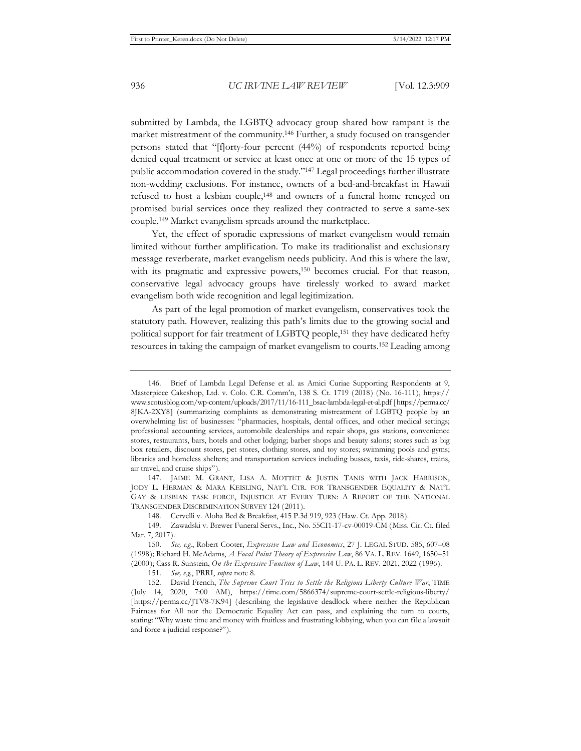submitted by Lambda, the LGBTQ advocacy group shared how rampant is the market mistreatment of the community.[146] Further, a study focused on transgender persons stated that "[f]orty-four percent (44%) of respondents reported being denied equal treatment or service at least once at one or more of the 15 types of public accommodation covered in the study."[147] Legal proceedings further illustrate non-wedding exclusions. For instance, owners of a bed-and-breakfast in Hawaii refused to host a lesbian couple,[148] and owners of a funeral home reneged on promised burial services once they realized they contracted to serve a same-sex couple.[149] Market evangelism spreads around the marketplace.

Yet, the effect of sporadic expressions of market evangelism would remain limited without further amplification. To make its traditionalist and exclusionary message reverberate, market evangelism needs publicity. And this is where the law, with its pragmatic and expressive powers,[150] becomes crucial. For that reason, conservative legal advocacy groups have tirelessly worked to award market evangelism both wide recognition and legal legitimization.

As part of the legal promotion of market evangelism, conservatives took the statutory path. However, realizing this path's limits due to the growing social and political support for fair treatment of LGBTQ people,[151] they have dedicated hefty resources in taking the campaign of market evangelism to courts.[152] Leading among

---

146. Brief of Lambda Legal Defense et al. as Amici Curiae Supporting Respondents at 9, Masterpiece Cakeshop, Ltd. v. Colo. C.R. Comm'n, 138 S. Ct. 1719 (2018) (No. 16-111), https://www.scotusblog.com/wp-content/uploads/2017/11/16-111_bsac-lambda-legal-et-al.pdf [https://perma.cc/8JKA-2XY8] (summarizing complaints as demonstrating mistreatment of LGBTQ people by an overwhelming list of businesses: "pharmacies, hospitals, dental offices, and other medical settings; professional accounting services, automobile dealerships and repair shops, gas stations, convenience stores, restaurants, bars, hotels and other lodging; barber shops and beauty salons; stores such as big box retailers, discount stores, pet stores, clothing stores, and toy stores; swimming pools and gyms; libraries and homeless shelters; and transportation services including busses, taxis, ride-shares, trains, air travel, and cruise ships").

147. JAIME M. GRANT, LISA A. MOTTET & JUSTIN TANIS WITH JACK HARRISON, JODY L. HERMAN & MARA KEISLING, NAT'L CTR. FOR TRANSGENDER EQUALITY & NAT'L GAY & LESBIAN TASK FORCE, INJUSTICE AT EVERY TURN: A REPORT OF THE NATIONAL TRANSGENDER DISCRIMINATION SURVEY 124 (2011).

148. Cervelli v. Aloha Bed & Breakfast, 415 P.3d 919, 923 (Haw. Ct. App. 2018).

149. Zawadski v. Brewer Funeral Servs., Inc., No. 55CI1-17-cv-00019-CM (Miss. Cir. Ct. filed Mar. 7, 2017).

150. *See, e.g.*, Robert Cooter, *Expressive Law and Economics*, 27 J. LEGAL STUD. 585, 607–08 (1998); Richard H. McAdams, *A Focal Point Theory of Expressive Law*, 86 VA. L. REV. 1649, 1650–51 (2000); Cass R. Sunstein, *On the Expressive Function of Law*, 144 U. PA. L. REV. 2021, 2022 (1996).

151. *See, e.g.*, PRRI, *supra* note 8.

152. David French, *The Supreme Court Tries to Settle the Religious Liberty Culture War*, TIME (July 14, 2020, 7:00 AM), https://time.com/5866374/supreme-court-settle-religious-liberty/ [https://perma.cc/JTV8-7K94] (describing the legislative deadlock where neither the Republican Fairness for All nor the Democratic Equality Act can pass, and explaining the turn to courts, stating: "Why waste time and money with fruitless and frustrating lobbying, when you can file a lawsuit and force a judicial response?").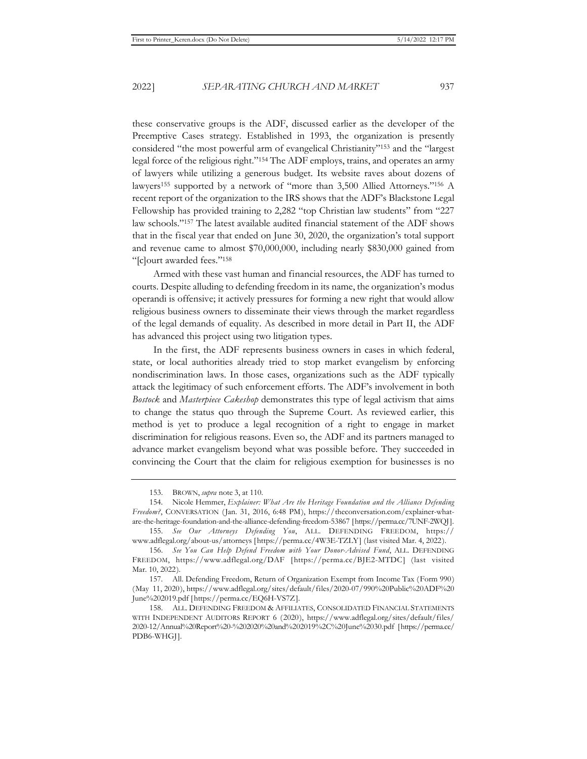these conservative groups is the ADF, discussed earlier as the developer of the Preemptive Cases strategy. Established in 1993, the organization is presently considered "the most powerful arm of evangelical Christianity"[153] and the "largest legal force of the religious right."[154] The ADF employs, trains, and operates an army of lawyers while utilizing a generous budget. Its website raves about dozens of lawyers[155] supported by a network of "more than 3,500 Allied Attorneys."[156] A recent report of the organization to the IRS shows that the ADF's Blackstone Legal Fellowship has provided training to 2,282 "top Christian law students" from "227 law schools."[157] The latest available audited financial statement of the ADF shows that in the fiscal year that ended on June 30, 2020, the organization's total support and revenue came to almost $70,000,000, including nearly $830,000 gained from "[c]ourt awarded fees."[158]

Armed with these vast human and financial resources, the ADF has turned to courts. Despite alluding to defending freedom in its name, the organization's modus operandi is offensive; it actively pressures for forming a new right that would allow religious business owners to disseminate their views through the market regardless of the legal demands of equality. As described in more detail in Part II, the ADF has advanced this project using two litigation types.

In the first, the ADF represents business owners in cases in which federal, state, or local authorities already tried to stop market evangelism by enforcing nondiscrimination laws. In those cases, organizations such as the ADF typically attack the legitimacy of such enforcement efforts. The ADF's involvement in both *Bostock* and *Masterpiece Cakeshop* demonstrates this type of legal activism that aims to change the status quo through the Supreme Court. As reviewed earlier, this method is yet to produce a legal recognition of a right to engage in market discrimination for religious reasons. Even so, the ADF and its partners managed to advance market evangelism beyond what was possible before. They succeeded in convincing the Court that the claim for religious exemption for businesses is no

---

153. BROWN, *supra* note 3, at 110.

154. Nicole Hemmer, *Explainer: What Are the Heritage Foundation and the Alliance Defending Freedom?*, CONVERSATION (Jan. 31, 2016, 6:48 PM), https://theconversation.com/explainer-what-are-the-heritage-foundation-and-the-alliance-defending-freedom-53867 [https://perma.cc/7UNF-2WQJ].

155. *See Our Attorneys Defending You*, ALL. DEFENDING FREEDOM, https://www.adflegal.org/about-us/attorneys [https://perma.cc/4W3E-TZLY] (last visited Mar. 4, 2022).

156. *See You Can Help Defend Freedom with Your Donor-Advised Fund*, ALL. DEFENDING FREEDOM, https://www.adflegal.org/DAF [https://perma.cc/BJE2-MTDC] (last visited Mar. 10, 2022).

157. All. Defending Freedom, Return of Organization Exempt from Income Tax (Form 990) (May 11, 2020), https://www.adflegal.org/sites/default/files/2020-07/990%20Public%20ADF%20June%202019.pdf [https://perma.cc/EQ6H-VS7Z].

158. ALL. DEFENDING FREEDOM & AFFILIATES, CONSOLIDATED FINANCIAL STATEMENTS WITH INDEPENDENT AUDITORS REPORT 6 (2020), https://www.adflegal.org/sites/default/files/2020-12/Annual%20Report%20-%202020%20and%202019%2C%20June%2030.pdf [https://perma.cc/PDB6-WHGJ].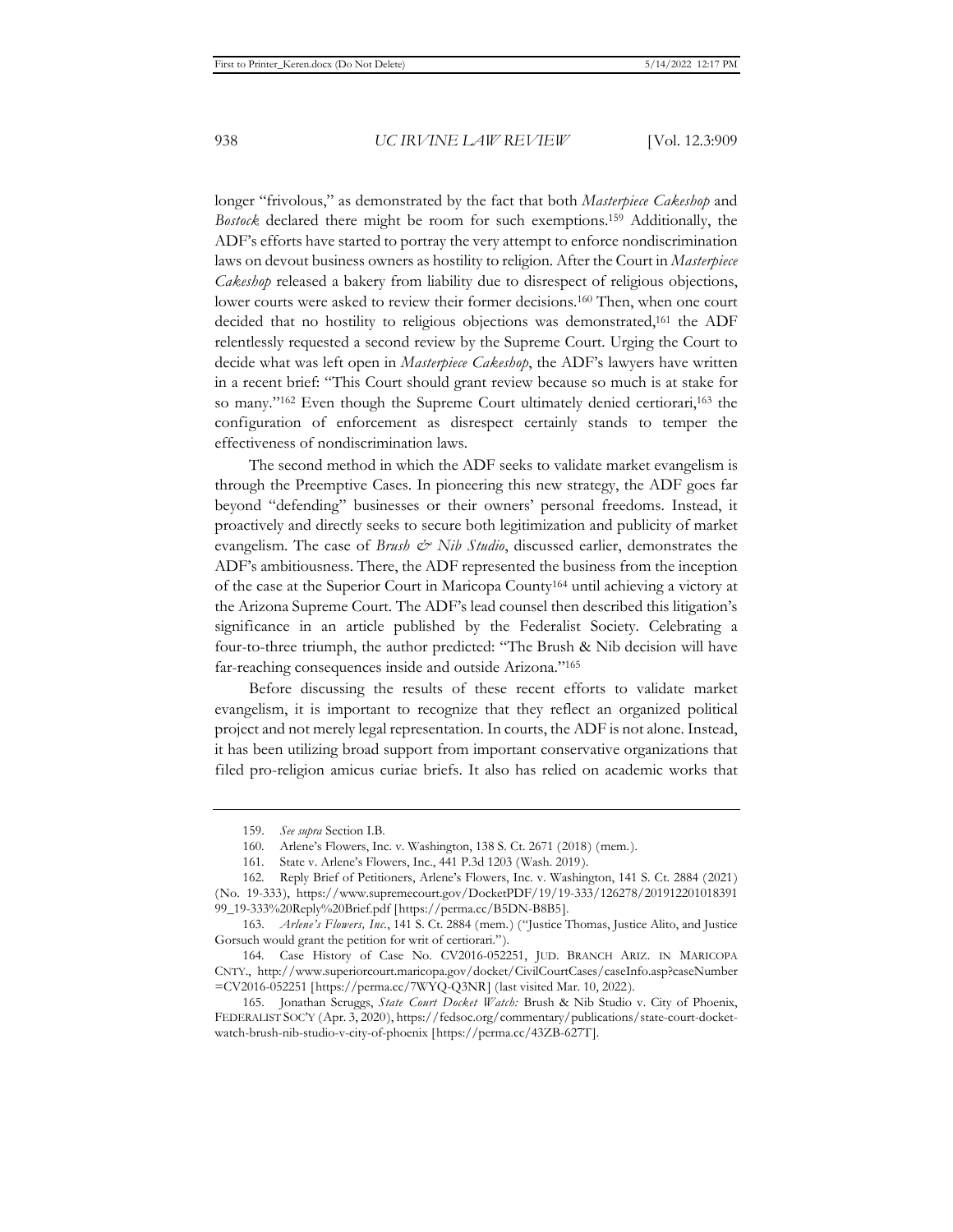longer "frivolous," as demonstrated by the fact that both *Masterpiece Cakeshop* and *Bostock* declared there might be room for such exemptions.[159] Additionally, the ADF's efforts have started to portray the very attempt to enforce nondiscrimination laws on devout business owners as hostility to religion. After the Court in *Masterpiece Cakeshop* released a bakery from liability due to disrespect of religious objections, lower courts were asked to review their former decisions.[160] Then, when one court decided that no hostility to religious objections was demonstrated,[161] the ADF relentlessly requested a second review by the Supreme Court. Urging the Court to decide what was left open in *Masterpiece Cakeshop*, the ADF's lawyers have written in a recent brief: "This Court should grant review because so much is at stake for so many."[162] Even though the Supreme Court ultimately denied certiorari,[163] the configuration of enforcement as disrespect certainly stands to temper the effectiveness of nondiscrimination laws.

The second method in which the ADF seeks to validate market evangelism is through the Preemptive Cases. In pioneering this new strategy, the ADF goes far beyond "defending" businesses or their owners' personal freedoms. Instead, it proactively and directly seeks to secure both legitimization and publicity of market evangelism. The case of *Brush & Nib Studio*, discussed earlier, demonstrates the ADF's ambitiousness. There, the ADF represented the business from the inception of the case at the Superior Court in Maricopa County[164] until achieving a victory at the Arizona Supreme Court. The ADF's lead counsel then described this litigation's significance in an article published by the Federalist Society. Celebrating a four-to-three triumph, the author predicted: "The Brush & Nib decision will have far-reaching consequences inside and outside Arizona."[165]

Before discussing the results of these recent efforts to validate market evangelism, it is important to recognize that they reflect an organized political project and not merely legal representation. In courts, the ADF is not alone. Instead, it has been utilizing broad support from important conservative organizations that filed pro-religion amicus curiae briefs. It also has relied on academic works that

---

159. *See supra* Section I.B.

160. Arlene's Flowers, Inc. v. Washington, 138 S. Ct. 2671 (2018) (mem.).

161. State v. Arlene's Flowers, Inc., 441 P.3d 1203 (Wash. 2019).

162. Reply Brief of Petitioners, Arlene's Flowers, Inc. v. Washington, 141 S. Ct. 2884 (2021) (No. 19-333), https://www.supremecourt.gov/DocketPDF/19/19-333/126278/20191220101839199_19-333%20Reply%20Brief.pdf [https://perma.cc/B5DN-B8B5].

163. *Arlene's Flowers, Inc.*, 141 S. Ct. 2884 (mem.) ("Justice Thomas, Justice Alito, and Justice Gorsuch would grant the petition for writ of certiorari.").

164. Case History of Case No. CV2016-052251, JUD. BRANCH ARIZ. IN MARICOPA CNTY., http://www.superiorcourt.maricopa.gov/docket/CivilCourtCases/caseInfo.asp?caseNumber=CV2016-052251 [https://perma.cc/7WYQ-Q3NR] (last visited Mar. 10, 2022).

165. Jonathan Scruggs, *State Court Docket Watch:* Brush & Nib Studio v. City of Phoenix, FEDERALIST SOC'Y (Apr. 3, 2020), https://fedsoc.org/commentary/publications/state-court-docket-watch-brush-nib-studio-v-city-of-phoenix [https://perma.cc/43ZB-627T].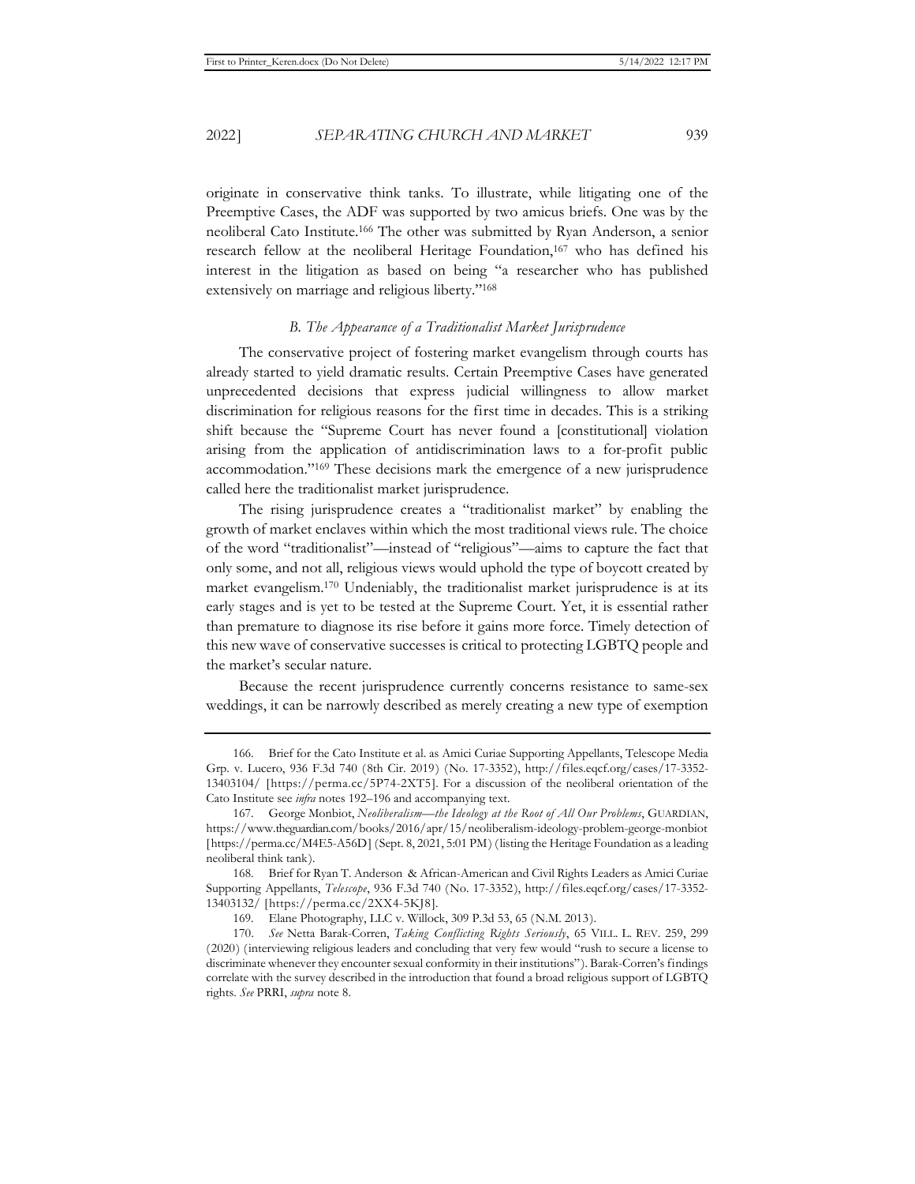originate in conservative think tanks. To illustrate, while litigating one of the Preemptive Cases, the ADF was supported by two amicus briefs. One was by the neoliberal Cato Institute.[166] The other was submitted by Ryan Anderson, a senior research fellow at the neoliberal Heritage Foundation,[167] who has defined his interest in the litigation as based on being "a researcher who has published extensively on marriage and religious liberty."[168]

### *B. The Appearance of a Traditionalist Market Jurisprudence*

The conservative project of fostering market evangelism through courts has already started to yield dramatic results. Certain Preemptive Cases have generated unprecedented decisions that express judicial willingness to allow market discrimination for religious reasons for the first time in decades. This is a striking shift because the "Supreme Court has never found a [constitutional] violation arising from the application of antidiscrimination laws to a for-profit public accommodation."[169] These decisions mark the emergence of a new jurisprudence called here the traditionalist market jurisprudence.

The rising jurisprudence creates a "traditionalist market" by enabling the growth of market enclaves within which the most traditional views rule. The choice of the word "traditionalist"—instead of "religious"—aims to capture the fact that only some, and not all, religious views would uphold the type of boycott created by market evangelism.[170] Undeniably, the traditionalist market jurisprudence is at its early stages and is yet to be tested at the Supreme Court. Yet, it is essential rather than premature to diagnose its rise before it gains more force. Timely detection of this new wave of conservative successes is critical to protecting LGBTQ people and the market's secular nature.

Because the recent jurisprudence currently concerns resistance to same-sex weddings, it can be narrowly described as merely creating a new type of exemption

---

166. Brief for the Cato Institute et al. as Amici Curiae Supporting Appellants, Telescope Media Grp. v. Lucero, 936 F.3d 740 (8th Cir. 2019) (No. 17-3352), http://files.eqcf.org/cases/17-3352-13403104/ [https://perma.cc/5P74-2XT5]. For a discussion of the neoliberal orientation of the Cato Institute see *infra* notes 192–196 and accompanying text.

167. George Monbiot, *Neoliberalism—the Ideology at the Root of All Our Problems*, GUARDIAN, https://www.theguardian.com/books/2016/apr/15/neoliberalism-ideology-problem-george-monbiot [https://perma.cc/M4E5-A56D] (Sept. 8, 2021, 5:01 PM) (listing the Heritage Foundation as a leading neoliberal think tank).

168. Brief for Ryan T. Anderson & African-American and Civil Rights Leaders as Amici Curiae Supporting Appellants, *Telescope*, 936 F.3d 740 (No. 17-3352), http://files.eqcf.org/cases/17-3352-13403132/ [https://perma.cc/2XX4-5KJ8].

169. Elane Photography, LLC v. Willock, 309 P.3d 53, 65 (N.M. 2013).

170. *See* Netta Barak-Corren, *Taking Conflicting Rights Seriously*, 65 VILL. L. REV. 259, 299 (2020) (interviewing religious leaders and concluding that very few would "rush to secure a license to discriminate whenever they encounter sexual conformity in their institutions"). Barak-Corren's findings correlate with the survey described in the introduction that found a broad religious support of LGBTQ rights. *See* PRRI, *supra* note 8.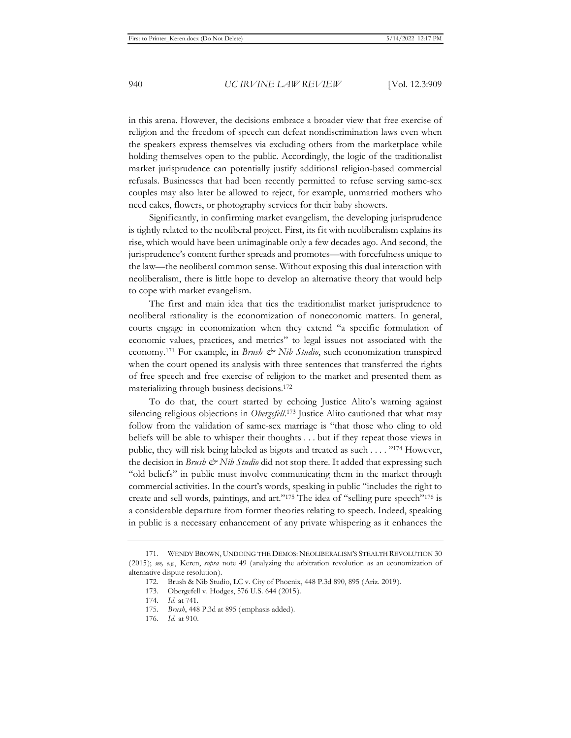in this arena. However, the decisions embrace a broader view that free exercise of religion and the freedom of speech can defeat nondiscrimination laws even when the speakers express themselves via excluding others from the marketplace while holding themselves open to the public. Accordingly, the logic of the traditionalist market jurisprudence can potentially justify additional religion-based commercial refusals. Businesses that had been recently permitted to refuse serving same-sex couples may also later be allowed to reject, for example, unmarried mothers who need cakes, flowers, or photography services for their baby showers.

Significantly, in confirming market evangelism, the developing jurisprudence is tightly related to the neoliberal project. First, its fit with neoliberalism explains its rise, which would have been unimaginable only a few decades ago. And second, the jurisprudence's content further spreads and promotes—with forcefulness unique to the law—the neoliberal common sense. Without exposing this dual interaction with neoliberalism, there is little hope to develop an alternative theory that would help to cope with market evangelism.

The first and main idea that ties the traditionalist market jurisprudence to neoliberal rationality is the economization of noneconomic matters. In general, courts engage in economization when they extend "a specific formulation of economic values, practices, and metrics" to legal issues not associated with the economy.[171] For example, in *Brush & Nib Studio*, such economization transpired when the court opened its analysis with three sentences that transferred the rights of free speech and free exercise of religion to the market and presented them as materializing through business decisions.[172]

To do that, the court started by echoing Justice Alito's warning against silencing religious objections in *Obergefell*.[173] Justice Alito cautioned that what may follow from the validation of same-sex marriage is "that those who cling to old beliefs will be able to whisper their thoughts . . . but if they repeat those views in public, they will risk being labeled as bigots and treated as such . . . . "[174] However, the decision in *Brush & Nib Studio* did not stop there. It added that expressing such "old beliefs" in public must involve communicating them in the market through commercial activities. In the court's words, speaking in public "includes the right to create and sell words, paintings, and art."[175] The idea of "selling pure speech"[176] is a considerable departure from former theories relating to speech. Indeed, speaking in public is a necessary enhancement of any private whispering as it enhances the

---

171. WENDY BROWN, UNDOING THE DEMOS: NEOLIBERALISM'S STEALTH REVOLUTION 30 (2015); *see, e.g.*, Keren, *supra* note 49 (analyzing the arbitration revolution as an economization of alternative dispute resolution).

172. Brush & Nib Studio, LC v. City of Phoenix, 448 P.3d 890, 895 (Ariz. 2019).

173. Obergefell v. Hodges, 576 U.S. 644 (2015).

174. *Id.* at 741.

175. *Brush*, 448 P.3d at 895 (emphasis added).

176. *Id.* at 910.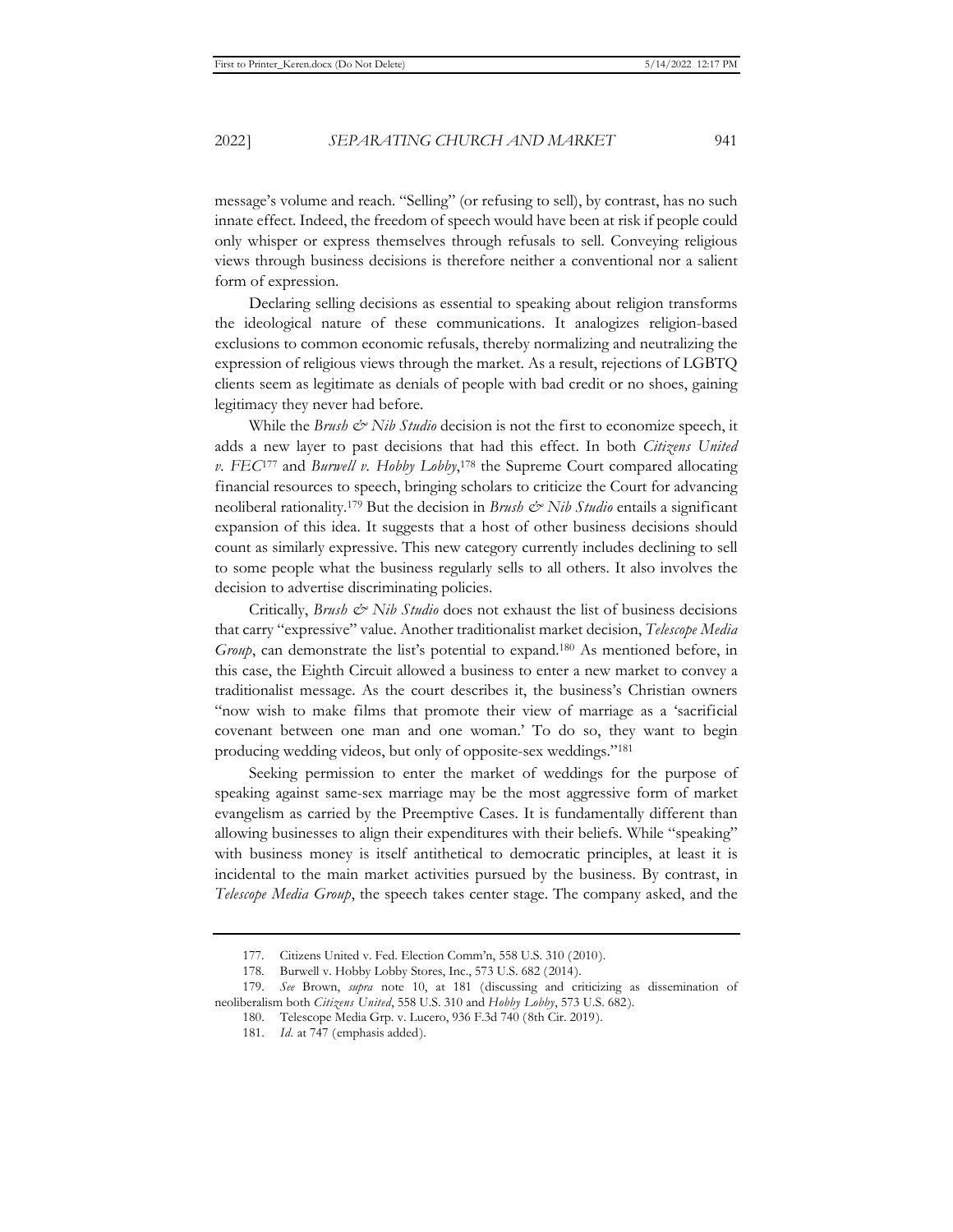message's volume and reach. "Selling" (or refusing to sell), by contrast, has no such innate effect. Indeed, the freedom of speech would have been at risk if people could only whisper or express themselves through refusals to sell. Conveying religious views through business decisions is therefore neither a conventional nor a salient form of expression.

Declaring selling decisions as essential to speaking about religion transforms the ideological nature of these communications. It analogizes religion-based exclusions to common economic refusals, thereby normalizing and neutralizing the expression of religious views through the market. As a result, rejections of LGBTQ clients seem as legitimate as denials of people with bad credit or no shoes, gaining legitimacy they never had before.

While the *Brush & Nib Studio* decision is not the first to economize speech, it adds a new layer to past decisions that had this effect. In both *Citizens United v. FEC*[177] and *Burwell v. Hobby Lobby*,[178] the Supreme Court compared allocating financial resources to speech, bringing scholars to criticize the Court for advancing neoliberal rationality.[179] But the decision in *Brush & Nib Studio* entails a significant expansion of this idea. It suggests that a host of other business decisions should count as similarly expressive. This new category currently includes declining to sell to some people what the business regularly sells to all others. It also involves the decision to advertise discriminating policies.

Critically, *Brush & Nib Studio* does not exhaust the list of business decisions that carry "expressive" value. Another traditionalist market decision, *Telescope Media Group*, can demonstrate the list's potential to expand.[180] As mentioned before, in this case, the Eighth Circuit allowed a business to enter a new market to convey a traditionalist message. As the court describes it, the business's Christian owners "now wish to make films that promote their view of marriage as a 'sacrificial covenant between one man and one woman.' To do so, they want to begin producing wedding videos, but only of opposite-sex weddings."[181]

Seeking permission to enter the market of weddings for the purpose of speaking against same-sex marriage may be the most aggressive form of market evangelism as carried by the Preemptive Cases. It is fundamentally different than allowing businesses to align their expenditures with their beliefs. While "speaking" with business money is itself antithetical to democratic principles, at least it is incidental to the main market activities pursued by the business. By contrast, in *Telescope Media Group*, the speech takes center stage. The company asked, and the

---

177. Citizens United v. Fed. Election Comm'n, 558 U.S. 310 (2010).

178. Burwell v. Hobby Lobby Stores, Inc., 573 U.S. 682 (2014).

179. *See* Brown, *supra* note 10, at 181 (discussing and criticizing as dissemination of neoliberalism both *Citizens United*, 558 U.S. 310 and *Hobby Lobby*, 573 U.S. 682).

180. Telescope Media Grp. v. Lucero, 936 F.3d 740 (8th Cir. 2019).

181. *Id.* at 747 (emphasis added).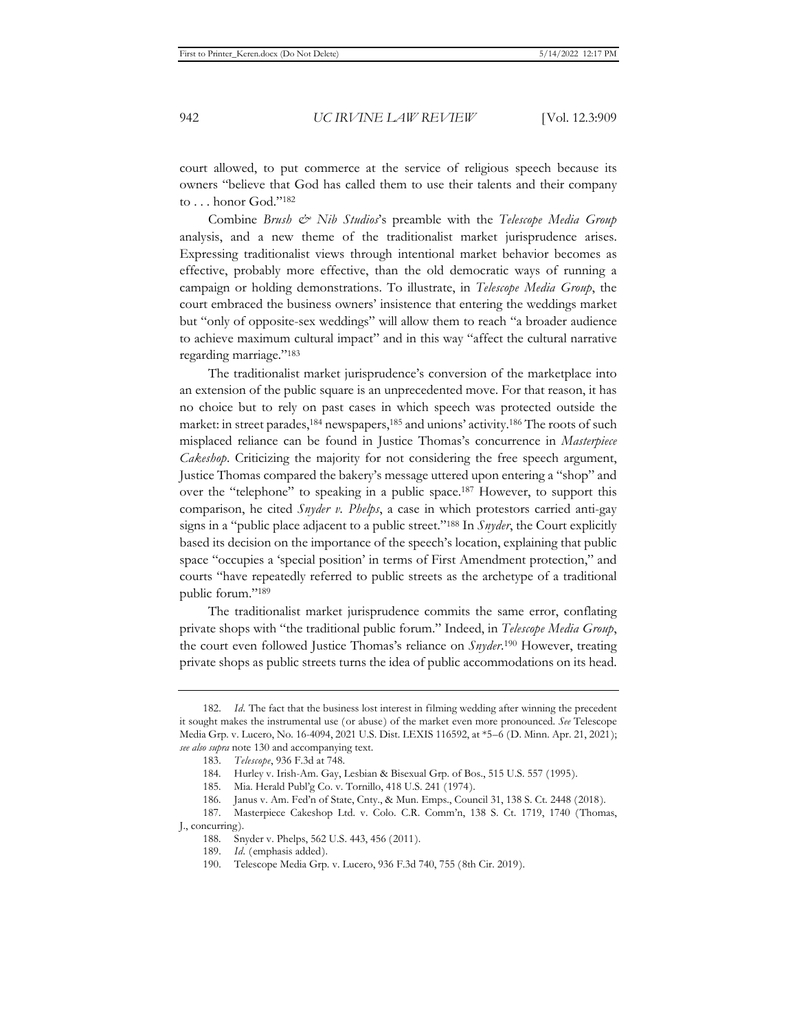court allowed, to put commerce at the service of religious speech because its owners "believe that God has called them to use their talents and their company to . . . honor God."[182]

Combine *Brush & Nib Studios*'s preamble with the *Telescope Media Group* analysis, and a new theme of the traditionalist market jurisprudence arises. Expressing traditionalist views through intentional market behavior becomes as effective, probably more effective, than the old democratic ways of running a campaign or holding demonstrations. To illustrate, in *Telescope Media Group*, the court embraced the business owners' insistence that entering the weddings market but "only of opposite-sex weddings" will allow them to reach "a broader audience to achieve maximum cultural impact" and in this way "affect the cultural narrative regarding marriage."[183]

The traditionalist market jurisprudence's conversion of the marketplace into an extension of the public square is an unprecedented move. For that reason, it has no choice but to rely on past cases in which speech was protected outside the market: in street parades,[184] newspapers,[185] and unions' activity.[186] The roots of such misplaced reliance can be found in Justice Thomas's concurrence in *Masterpiece Cakeshop*. Criticizing the majority for not considering the free speech argument, Justice Thomas compared the bakery's message uttered upon entering a "shop" and over the "telephone" to speaking in a public space.[187] However, to support this comparison, he cited *Snyder v. Phelps*, a case in which protestors carried anti-gay signs in a "public place adjacent to a public street."[188] In *Snyder*, the Court explicitly based its decision on the importance of the speech's location, explaining that public space "occupies a 'special position' in terms of First Amendment protection," and courts "have repeatedly referred to public streets as the archetype of a traditional public forum."[189]

The traditionalist market jurisprudence commits the same error, conflating private shops with "the traditional public forum." Indeed, in *Telescope Media Group*, the court even followed Justice Thomas's reliance on *Snyder*.[190] However, treating private shops as public streets turns the idea of public accommodations on its head.

---

182. *Id.* The fact that the business lost interest in filming wedding after winning the precedent it sought makes the instrumental use (or abuse) of the market even more pronounced. *See* Telescope Media Grp. v. Lucero, No. 16-4094, 2021 U.S. Dist. LEXIS 116592, at *5–6 (D. Minn. Apr. 21, 2021); *see also supra* note 130 and accompanying text.

183. *Telescope*, 936 F.3d at 748.

184. Hurley v. Irish-Am. Gay, Lesbian & Bisexual Grp. of Bos., 515 U.S. 557 (1995).

185. Mia. Herald Publ'g Co. v. Tornillo, 418 U.S. 241 (1974).

186. Janus v. Am. Fed'n of State, Cnty., & Mun. Emps., Council 31, 138 S. Ct. 2448 (2018).

187. Masterpiece Cakeshop Ltd. v. Colo. C.R. Comm'n, 138 S. Ct. 1719, 1740 (Thomas, J., concurring).

188. Snyder v. Phelps, 562 U.S. 443, 456 (2011).

189. *Id.* (emphasis added).

190. Telescope Media Grp. v. Lucero, 936 F.3d 740, 755 (8th Cir. 2019).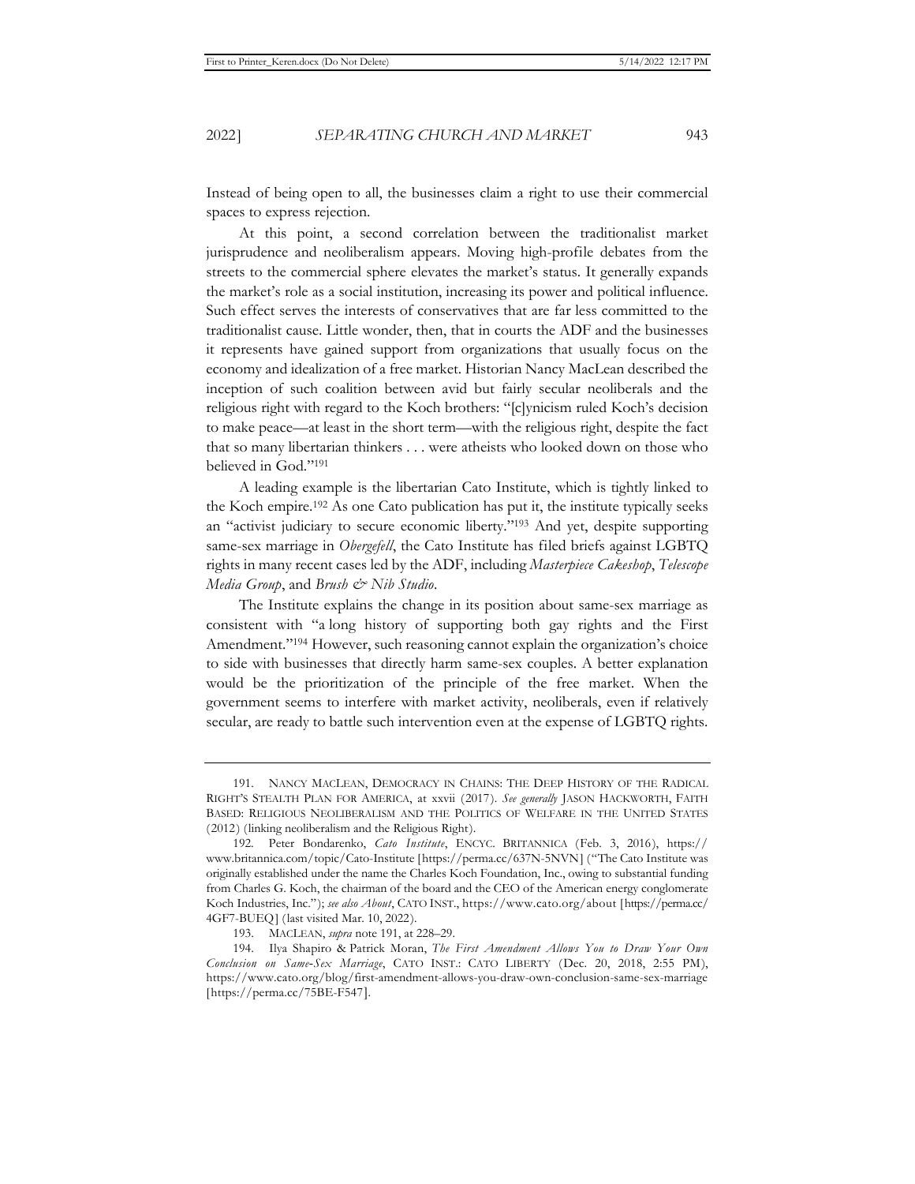Instead of being open to all, the businesses claim a right to use their commercial spaces to express rejection.

At this point, a second correlation between the traditionalist market jurisprudence and neoliberalism appears. Moving high-profile debates from the streets to the commercial sphere elevates the market's status. It generally expands the market's role as a social institution, increasing its power and political influence. Such effect serves the interests of conservatives that are far less committed to the traditionalist cause. Little wonder, then, that in courts the ADF and the businesses it represents have gained support from organizations that usually focus on the economy and idealization of a free market. Historian Nancy MacLean described the inception of such coalition between avid but fairly secular neoliberals and the religious right with regard to the Koch brothers: "[c]ynicism ruled Koch's decision to make peace—at least in the short term—with the religious right, despite the fact that so many libertarian thinkers . . . were atheists who looked down on those who believed in God."[191]

A leading example is the libertarian Cato Institute, which is tightly linked to the Koch empire.[192] As one Cato publication has put it, the institute typically seeks an "activist judiciary to secure economic liberty."[193] And yet, despite supporting same-sex marriage in *Obergefell*, the Cato Institute has filed briefs against LGBTQ rights in many recent cases led by the ADF, including *Masterpiece Cakeshop*, *Telescope Media Group*, and *Brush & Nib Studio*.

The Institute explains the change in its position about same-sex marriage as consistent with "a long history of supporting both gay rights and the First Amendment."[194] However, such reasoning cannot explain the organization's choice to side with businesses that directly harm same-sex couples. A better explanation would be the prioritization of the principle of the free market. When the government seems to interfere with market activity, neoliberals, even if relatively secular, are ready to battle such intervention even at the expense of LGBTQ rights.

---

191. NANCY MACLEAN, DEMOCRACY IN CHAINS: THE DEEP HISTORY OF THE RADICAL RIGHT'S STEALTH PLAN FOR AMERICA, at xxvii (2017). *See generally* JASON HACKWORTH, FAITH BASED: RELIGIOUS NEOLIBERALISM AND THE POLITICS OF WELFARE IN THE UNITED STATES (2012) (linking neoliberalism and the Religious Right).

192. Peter Bondarenko, *Cato Institute*, ENCYC. BRITANNICA (Feb. 3, 2016), https://www.britannica.com/topic/Cato-Institute [https://perma.cc/637N-5NVN] ("The Cato Institute was originally established under the name the Charles Koch Foundation, Inc., owing to substantial funding from Charles G. Koch, the chairman of the board and the CEO of the American energy conglomerate Koch Industries, Inc."); *see also About*, CATO INST., https://www.cato.org/about [https://perma.cc/4GF7-BUEQ] (last visited Mar. 10, 2022).

193. MACLEAN, *supra* note 191, at 228–29.

194. Ilya Shapiro & Patrick Moran, *The First Amendment Allows You to Draw Your Own Conclusion on Same-Sex Marriage*, CATO INST.: CATO LIBERTY (Dec. 20, 2018, 2:55 PM), https://www.cato.org/blog/first-amendment-allows-you-draw-own-conclusion-same-sex-marriage [https://perma.cc/75BE-F547].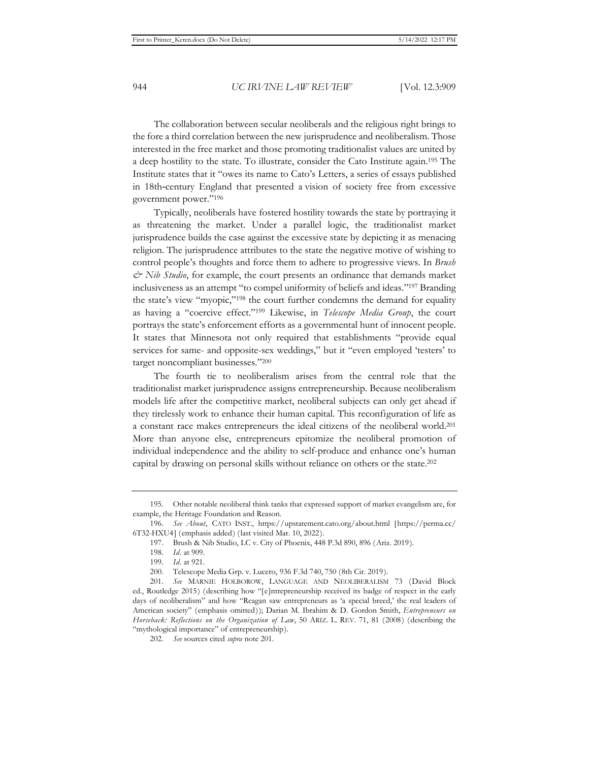The collaboration between secular neoliberals and the religious right brings to the fore a third correlation between the new jurisprudence and neoliberalism. Those interested in the free market and those promoting traditionalist values are united by a deep hostility to the state. To illustrate, consider the Cato Institute again.[195] The Institute states that it "owes its name to Cato's Letters, a series of essays published in 18th-century England that presented a vision of society free from excessive government power."[196]

Typically, neoliberals have fostered hostility towards the state by portraying it as threatening the market. Under a parallel logic, the traditionalist market jurisprudence builds the case against the excessive state by depicting it as menacing religion. The jurisprudence attributes to the state the negative motive of wishing to control people's thoughts and force them to adhere to progressive views. In *Brush & Nib Studio*, for example, the court presents an ordinance that demands market inclusiveness as an attempt "to compel uniformity of beliefs and ideas."[197] Branding the state's view "myopic,"[198] the court further condemns the demand for equality as having a "coercive effect."[199] Likewise, in *Telescope Media Group*, the court portrays the state's enforcement efforts as a governmental hunt of innocent people. It states that Minnesota not only required that establishments "provide equal services for same- and opposite-sex weddings," but it "even employed 'testers' to target noncompliant businesses."[200]

The fourth tie to neoliberalism arises from the central role that the traditionalist market jurisprudence assigns entrepreneurship. Because neoliberalism models life after the competitive market, neoliberal subjects can only get ahead if they tirelessly work to enhance their human capital. This reconfiguration of life as a constant race makes entrepreneurs the ideal citizens of the neoliberal world.[201] More than anyone else, entrepreneurs epitomize the neoliberal promotion of individual independence and the ability to self-produce and enhance one's human capital by drawing on personal skills without reliance on others or the state.[202]

---

195. Other notable neoliberal think tanks that expressed support of market evangelism are, for example, the Heritage Foundation and Reason.

196. *See About*, CATO INST., https://upstatement.cato.org/about.html [https://perma.cc/6T32-HXU4] (emphasis added) (last visited Mar. 10, 2022).

197. Brush & Nib Studio, LC v. City of Phoenix, 448 P.3d 890, 896 (Ariz. 2019).

198. *Id.* at 909.

199. *Id.* at 921.

200. Telescope Media Grp. v. Lucero, 936 F.3d 740, 750 (8th Cir. 2019).

201. *See* MARNIE HOLBOROW, LANGUAGE AND NEOLIBERALISM 73 (David Block ed., Routledge 2015) (describing how "[e]ntrepreneurship received its badge of respect in the early days of neoliberalism" and how "Reagan saw entrepreneurs as 'a special breed,' the real leaders of American society" (emphasis omitted)); Darian M. Ibrahim & D. Gordon Smith, *Entrepreneurs on Horseback: Reflections on the Organization of Law*, 50 ARIZ. L. REV. 71, 81 (2008) (describing the "mythological importance" of entrepreneurship).

202. *See* sources cited *supra* note 201.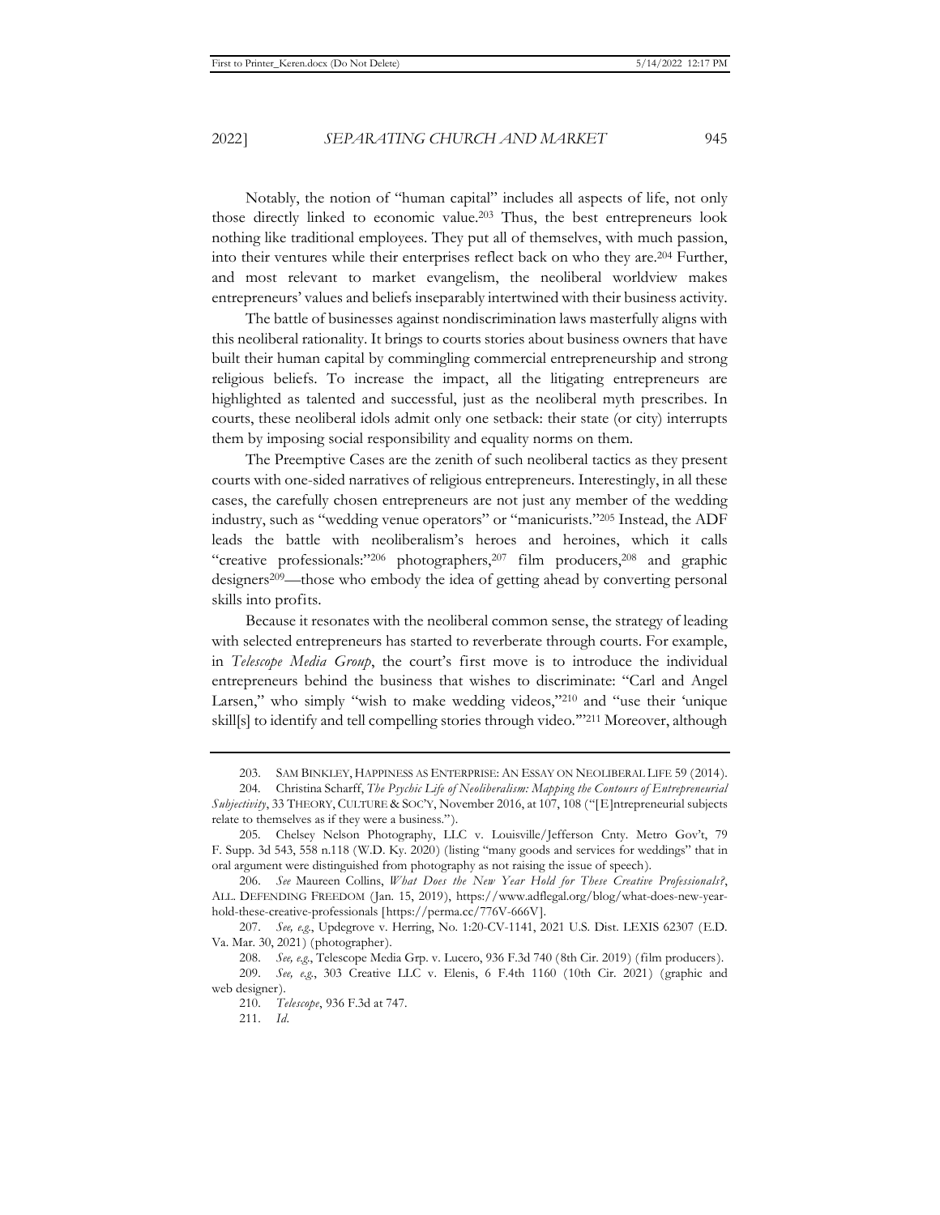Notably, the notion of "human capital" includes all aspects of life, not only those directly linked to economic value.[203] Thus, the best entrepreneurs look nothing like traditional employees. They put all of themselves, with much passion, into their ventures while their enterprises reflect back on who they are.[204] Further, and most relevant to market evangelism, the neoliberal worldview makes entrepreneurs' values and beliefs inseparably intertwined with their business activity.

The battle of businesses against nondiscrimination laws masterfully aligns with this neoliberal rationality. It brings to courts stories about business owners that have built their human capital by commingling commercial entrepreneurship and strong religious beliefs. To increase the impact, all the litigating entrepreneurs are highlighted as talented and successful, just as the neoliberal myth prescribes. In courts, these neoliberal idols admit only one setback: their state (or city) interrupts them by imposing social responsibility and equality norms on them.

The Preemptive Cases are the zenith of such neoliberal tactics as they present courts with one-sided narratives of religious entrepreneurs. Interestingly, in all these cases, the carefully chosen entrepreneurs are not just any member of the wedding industry, such as "wedding venue operators" or "manicurists."[205] Instead, the ADF leads the battle with neoliberalism's heroes and heroines, which it calls "creative professionals:"[206] photographers,[207] film producers,[208] and graphic designers[209]—those who embody the idea of getting ahead by converting personal skills into profits.

Because it resonates with the neoliberal common sense, the strategy of leading with selected entrepreneurs has started to reverberate through courts. For example, in *Telescope Media Group*, the court's first move is to introduce the individual entrepreneurs behind the business that wishes to discriminate: "Carl and Angel Larsen," who simply "wish to make wedding videos,"[210] and "use their 'unique skill[s] to identify and tell compelling stories through video.'"[211] Moreover, although

---

203. SAM BINKLEY, HAPPINESS AS ENTERPRISE: AN ESSAY ON NEOLIBERAL LIFE 59 (2014).

204. Christina Scharff, *The Psychic Life of Neoliberalism: Mapping the Contours of Entrepreneurial Subjectivity*, 33 THEORY, CULTURE & SOC'Y, November 2016, at 107, 108 ("[E]ntrepreneurial subjects relate to themselves as if they were a business.").

205. Chelsey Nelson Photography, LLC v. Louisville/Jefferson Cnty. Metro Gov't, 79 F. Supp. 3d 543, 558 n.118 (W.D. Ky. 2020) (listing "many goods and services for weddings" that in oral argument were distinguished from photography as not raising the issue of speech).

206. *See* Maureen Collins, *What Does the New Year Hold for These Creative Professionals?*, ALL. DEFENDING FREEDOM (Jan. 15, 2019), https://www.adflegal.org/blog/what-does-new-year-hold-these-creative-professionals [https://perma.cc/776V-666V].

207. *See, e.g.*, Updegrove v. Herring, No. 1:20-CV-1141, 2021 U.S. Dist. LEXIS 62307 (E.D. Va. Mar. 30, 2021) (photographer).

208. *See, e.g.*, Telescope Media Grp. v. Lucero, 936 F.3d 740 (8th Cir. 2019) (film producers).

209. *See, e.g.*, 303 Creative LLC v. Elenis, 6 F.4th 1160 (10th Cir. 2021) (graphic and web designer).

210. *Telescope*, 936 F.3d at 747.

211. *Id.*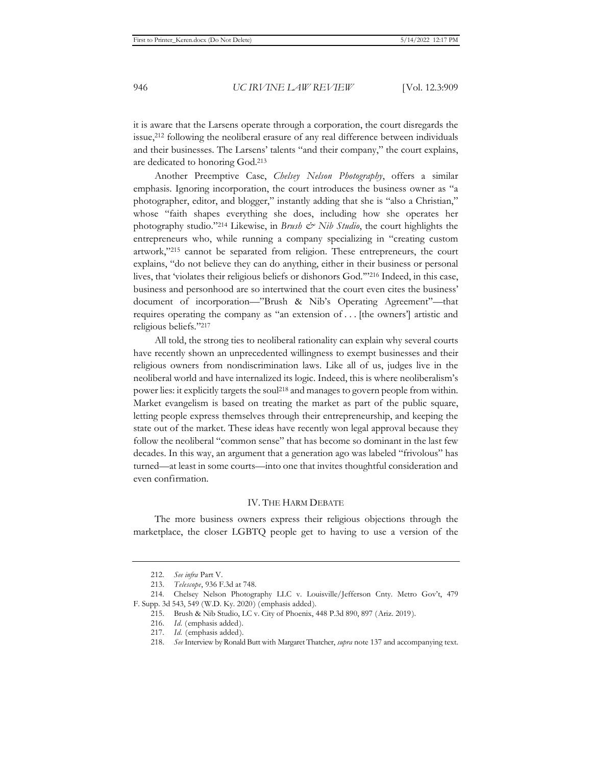it is aware that the Larsens operate through a corporation, the court disregards the issue,[212] following the neoliberal erasure of any real difference between individuals and their businesses. The Larsens' talents "and their company," the court explains, are dedicated to honoring God.[213]

Another Preemptive Case, *Chelsey Nelson Photography*, offers a similar emphasis. Ignoring incorporation, the court introduces the business owner as "a photographer, editor, and blogger," instantly adding that she is "also a Christian," whose "faith shapes everything she does, including how she operates her photography studio."[214] Likewise, in *Brush & Nib Studio*, the court highlights the entrepreneurs who, while running a company specializing in "creating custom artwork,"[215] cannot be separated from religion. These entrepreneurs, the court explains, "do not believe they can do anything, either in their business or personal lives, that 'violates their religious beliefs or dishonors God.'"[216] Indeed, in this case, business and personhood are so intertwined that the court even cites the business' document of incorporation—"Brush & Nib's Operating Agreement"—that requires operating the company as "an extension of . . . [the owners'] artistic and religious beliefs."[217]

All told, the strong ties to neoliberal rationality can explain why several courts have recently shown an unprecedented willingness to exempt businesses and their religious owners from nondiscrimination laws. Like all of us, judges live in the neoliberal world and have internalized its logic. Indeed, this is where neoliberalism's power lies: it explicitly targets the soul[218] and manages to govern people from within. Market evangelism is based on treating the market as part of the public square, letting people express themselves through their entrepreneurship, and keeping the state out of the market. These ideas have recently won legal approval because they follow the neoliberal "common sense" that has become so dominant in the last few decades. In this way, an argument that a generation ago was labeled "frivolous" has turned—at least in some courts—into one that invites thoughtful consideration and even confirmation.

## IV. The Harm Debate

The more business owners express their religious objections through the marketplace, the closer LGBTQ people get to having to use a version of the

---

212. *See infra* Part V.

213. *Telescope*, 936 F.3d at 748.

214. Chelsey Nelson Photography LLC v. Louisville/Jefferson Cnty. Metro Gov't, 479 F. Supp. 3d 543, 549 (W.D. Ky. 2020) (emphasis added).

215. Brush & Nib Studio, LC v. City of Phoenix, 448 P.3d 890, 897 (Ariz. 2019).

216. *Id.* (emphasis added).

217. *Id.* (emphasis added).

218. *See* Interview by Ronald Butt with Margaret Thatcher, *supra* note 137 and accompanying text.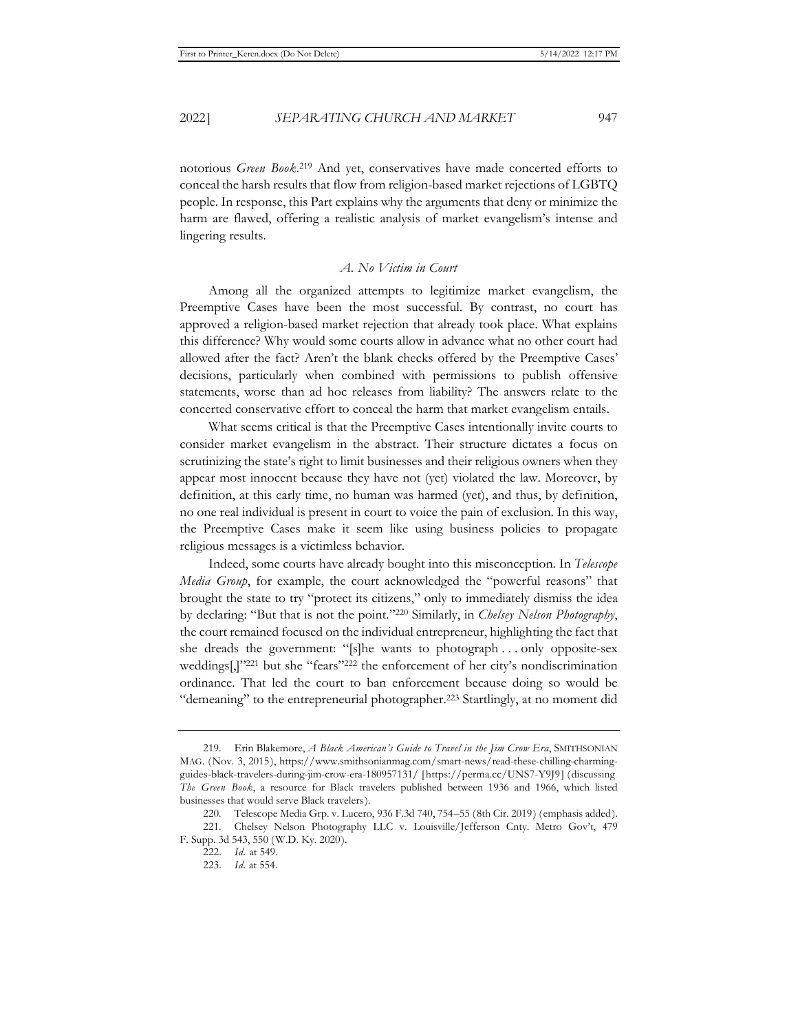notorious *Green Book*.[219] And yet, conservatives have made concerted efforts to conceal the harsh results that flow from religion-based market rejections of LGBTQ people. In response, this Part explains why the arguments that deny or minimize the harm are flawed, offering a realistic analysis of market evangelism's intense and lingering results.

### *A. No Victim in Court*

Among all the organized attempts to legitimize market evangelism, the Preemptive Cases have been the most successful. By contrast, no court has approved a religion-based market rejection that already took place. What explains this difference? Why would some courts allow in advance what no other court had allowed after the fact? Aren't the blank checks offered by the Preemptive Cases' decisions, particularly when combined with permissions to publish offensive statements, worse than ad hoc releases from liability? The answers relate to the concerted conservative effort to conceal the harm that market evangelism entails.

What seems critical is that the Preemptive Cases intentionally invite courts to consider market evangelism in the abstract. Their structure dictates a focus on scrutinizing the state's right to limit businesses and their religious owners when they appear most innocent because they have not (yet) violated the law. Moreover, by definition, at this early time, no human was harmed (yet), and thus, by definition, no one real individual is present in court to voice the pain of exclusion. In this way, the Preemptive Cases make it seem like using business policies to propagate religious messages is a victimless behavior.

Indeed, some courts have already bought into this misconception. In *Telescope Media Group*, for example, the court acknowledged the "powerful reasons" that brought the state to try "protect its citizens," only to immediately dismiss the idea by declaring: "But that is not the point."[220] Similarly, in *Chelsey Nelson Photography*, the court remained focused on the individual entrepreneur, highlighting the fact that she dreads the government: "[s]he wants to photograph . . . only opposite-sex weddings[,]"[221] but she "fears"[222] the enforcement of her city's nondiscrimination ordinance. That led the court to ban enforcement because doing so would be "demeaning" to the entrepreneurial photographer.[223] Startlingly, at no moment did

---

219. Erin Blakemore, *A Black American's Guide to Travel in the Jim Crow Era*, SMITHSONIAN MAG. (Nov. 3, 2015), https://www.smithsonianmag.com/smart-news/read-these-chilling-charming-guides-black-travelers-during-jim-crow-era-180957131/ [https://perma.cc/UNS7-Y9J9] (discussing *The Green Book*, a resource for Black travelers published between 1936 and 1966, which listed businesses that would serve Black travelers).

220. Telescope Media Grp. v. Lucero, 936 F.3d 740, 754–55 (8th Cir. 2019) (emphasis added).

221. Chelsey Nelson Photography LLC v. Louisville/Jefferson Cnty. Metro Gov't, 479 F. Supp. 3d 543, 550 (W.D. Ky. 2020).

222. *Id.* at 549.

223. *Id.* at 554.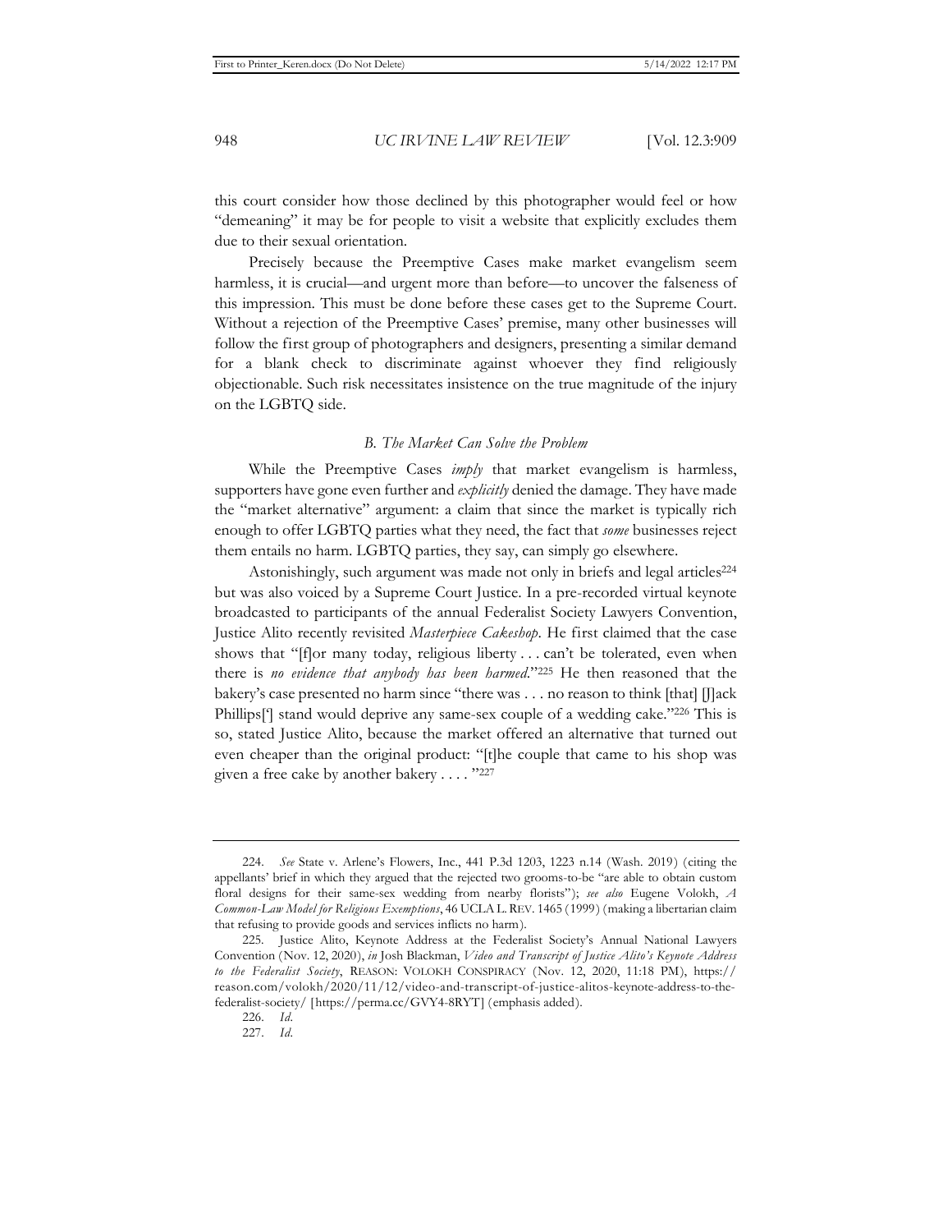this court consider how those declined by this photographer would feel or how "demeaning" it may be for people to visit a website that explicitly excludes them due to their sexual orientation.

Precisely because the Preemptive Cases make market evangelism seem harmless, it is crucial—and urgent more than before—to uncover the falseness of this impression. This must be done before these cases get to the Supreme Court. Without a rejection of the Preemptive Cases' premise, many other businesses will follow the first group of photographers and designers, presenting a similar demand for a blank check to discriminate against whoever they find religiously objectionable. Such risk necessitates insistence on the true magnitude of the injury on the LGBTQ side.

### *B. The Market Can Solve the Problem*

While the Preemptive Cases *imply* that market evangelism is harmless, supporters have gone even further and *explicitly* denied the damage. They have made the "market alternative" argument: a claim that since the market is typically rich enough to offer LGBTQ parties what they need, the fact that *some* businesses reject them entails no harm. LGBTQ parties, they say, can simply go elsewhere.

Astonishingly, such argument was made not only in briefs and legal articles[224] but was also voiced by a Supreme Court Justice. In a pre-recorded virtual keynote broadcasted to participants of the annual Federalist Society Lawyers Convention, Justice Alito recently revisited *Masterpiece Cakeshop*. He first claimed that the case shows that "[f]or many today, religious liberty . . . can't be tolerated, even when there is *no evidence that anybody has been harmed*."[225] He then reasoned that the bakery's case presented no harm since "there was . . . no reason to think [that] [J]ack Phillips['] stand would deprive any same-sex couple of a wedding cake."[226] This is so, stated Justice Alito, because the market offered an alternative that turned out even cheaper than the original product: "[t]he couple that came to his shop was given a free cake by another bakery . . . . "[227]

---

224. *See* State v. Arlene's Flowers, Inc., 441 P.3d 1203, 1223 n.14 (Wash. 2019) (citing the appellants' brief in which they argued that the rejected two grooms-to-be "are able to obtain custom floral designs for their same-sex wedding from nearby florists"); *see also* Eugene Volokh, *A Common-Law Model for Religious Exemptions*, 46 UCLA L. REV. 1465 (1999) (making a libertarian claim that refusing to provide goods and services inflicts no harm).

225. Justice Alito, Keynote Address at the Federalist Society's Annual National Lawyers Convention (Nov. 12, 2020), *in* Josh Blackman, *Video and Transcript of Justice Alito's Keynote Address to the Federalist Society*, REASON: VOLOKH CONSPIRACY (Nov. 12, 2020, 11:18 PM), https://reason.com/volokh/2020/11/12/video-and-transcript-of-justice-alitos-keynote-address-to-the-federalist-society/ [https://perma.cc/GVY4-8RYT] (emphasis added).

226. *Id.*

227. *Id.*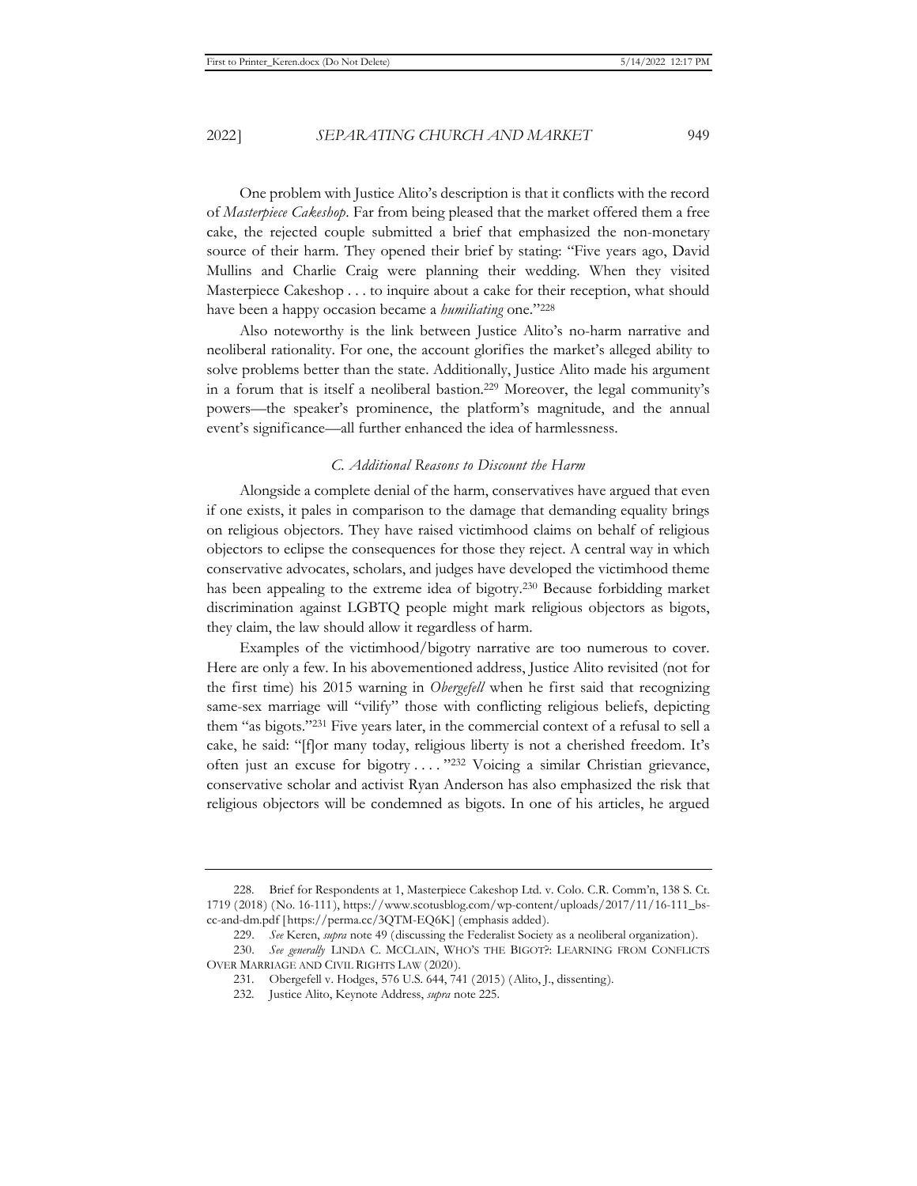One problem with Justice Alito's description is that it conflicts with the record of *Masterpiece Cakeshop*. Far from being pleased that the market offered them a free cake, the rejected couple submitted a brief that emphasized the non-monetary source of their harm. They opened their brief by stating: "Five years ago, David Mullins and Charlie Craig were planning their wedding. When they visited Masterpiece Cakeshop . . . to inquire about a cake for their reception, what should have been a happy occasion became a *humiliating* one."[228]

Also noteworthy is the link between Justice Alito's no-harm narrative and neoliberal rationality. For one, the account glorifies the market's alleged ability to solve problems better than the state. Additionally, Justice Alito made his argument in a forum that is itself a neoliberal bastion.[229] Moreover, the legal community's powers—the speaker's prominence, the platform's magnitude, and the annual event's significance—all further enhanced the idea of harmlessness.

### *C. Additional Reasons to Discount the Harm*

Alongside a complete denial of the harm, conservatives have argued that even if one exists, it pales in comparison to the damage that demanding equality brings on religious objectors. They have raised victimhood claims on behalf of religious objectors to eclipse the consequences for those they reject. A central way in which conservative advocates, scholars, and judges have developed the victimhood theme has been appealing to the extreme idea of bigotry.[230] Because forbidding market discrimination against LGBTQ people might mark religious objectors as bigots, they claim, the law should allow it regardless of harm.

Examples of the victimhood/bigotry narrative are too numerous to cover. Here are only a few. In his abovementioned address, Justice Alito revisited (not for the first time) his 2015 warning in *Obergefell* when he first said that recognizing same-sex marriage will "vilify" those with conflicting religious beliefs, depicting them "as bigots."[231] Five years later, in the commercial context of a refusal to sell a cake, he said: "[f]or many today, religious liberty is not a cherished freedom. It's often just an excuse for bigotry . . . . "[232] Voicing a similar Christian grievance, conservative scholar and activist Ryan Anderson has also emphasized the risk that religious objectors will be condemned as bigots. In one of his articles, he argued

---

228. Brief for Respondents at 1, Masterpiece Cakeshop Ltd. v. Colo. C.R. Comm'n, 138 S. Ct. 1719 (2018) (No. 16-111), https://www.scotusblog.com/wp-content/uploads/2017/11/16-111_bs-cc-and-dm.pdf [https://perma.cc/3QTM-EQ6K] (emphasis added).

229. *See* Keren, *supra* note 49 (discussing the Federalist Society as a neoliberal organization).

230. *See generally* LINDA C. MCCLAIN, WHO'S THE BIGOT?: LEARNING FROM CONFLICTS OVER MARRIAGE AND CIVIL RIGHTS LAW (2020).

231. Obergefell v. Hodges, 576 U.S. 644, 741 (2015) (Alito, J., dissenting).

232. Justice Alito, Keynote Address, *supra* note 225.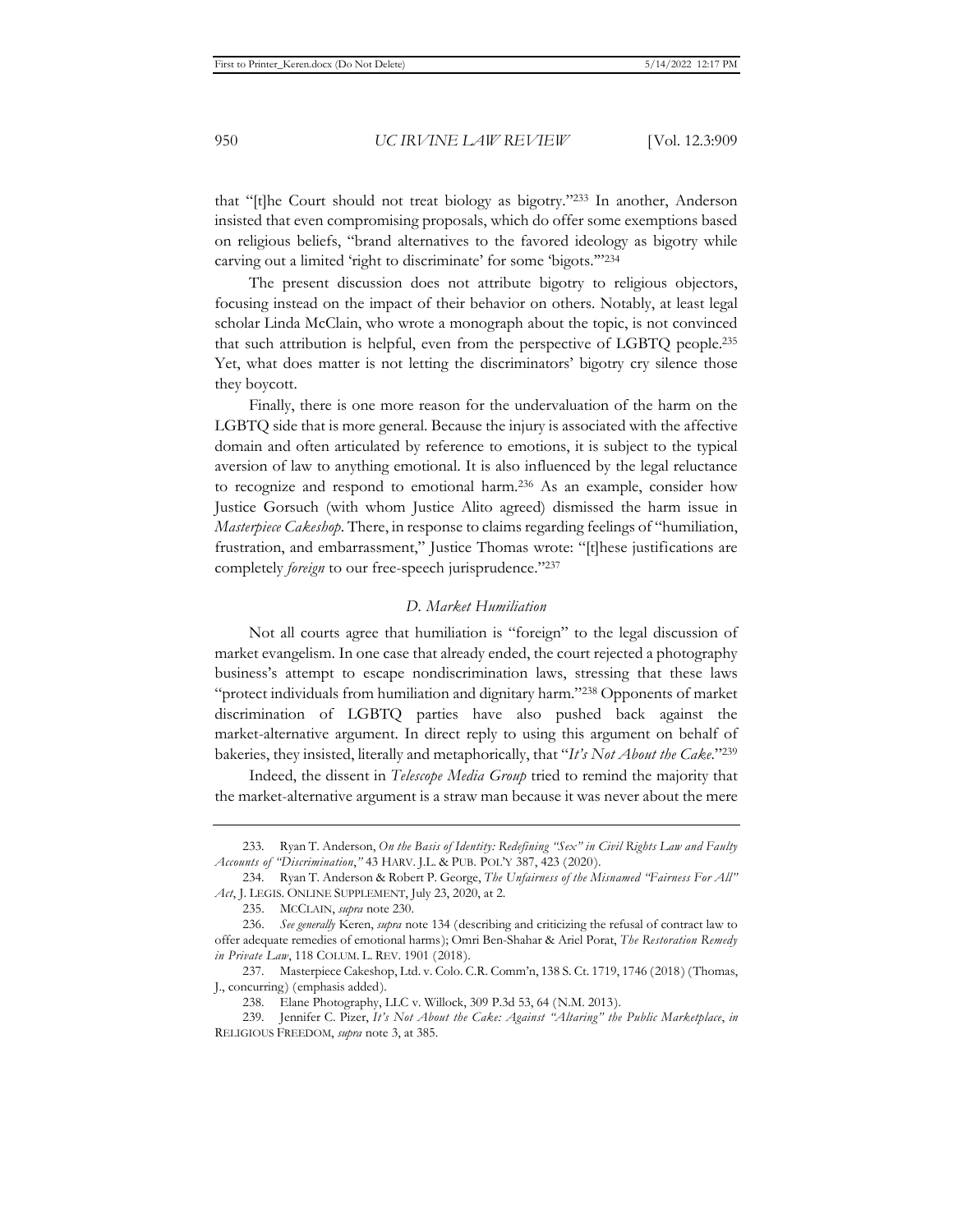that "[t]he Court should not treat biology as bigotry."[233] In another, Anderson insisted that even compromising proposals, which do offer some exemptions based on religious beliefs, "brand alternatives to the favored ideology as bigotry while carving out a limited 'right to discriminate' for some 'bigots.'"[234]

The present discussion does not attribute bigotry to religious objectors, focusing instead on the impact of their behavior on others. Notably, at least legal scholar Linda McClain, who wrote a monograph about the topic, is not convinced that such attribution is helpful, even from the perspective of LGBTQ people.[235] Yet, what does matter is not letting the discriminators' bigotry cry silence those they boycott.

Finally, there is one more reason for the undervaluation of the harm on the LGBTQ side that is more general. Because the injury is associated with the affective domain and often articulated by reference to emotions, it is subject to the typical aversion of law to anything emotional. It is also influenced by the legal reluctance to recognize and respond to emotional harm.[236] As an example, consider how Justice Gorsuch (with whom Justice Alito agreed) dismissed the harm issue in *Masterpiece Cakeshop*. There, in response to claims regarding feelings of "humiliation, frustration, and embarrassment," Justice Thomas wrote: "[t]hese justifications are completely *foreign* to our free-speech jurisprudence."[237]

### *D. Market Humiliation*

Not all courts agree that humiliation is "foreign" to the legal discussion of market evangelism. In one case that already ended, the court rejected a photography business's attempt to escape nondiscrimination laws, stressing that these laws "protect individuals from humiliation and dignitary harm."[238] Opponents of market discrimination of LGBTQ parties have also pushed back against the market-alternative argument. In direct reply to using this argument on behalf of bakeries, they insisted, literally and metaphorically, that "*It's Not About the Cake*."[239]

Indeed, the dissent in *Telescope Media Group* tried to remind the majority that the market-alternative argument is a straw man because it was never about the mere

---

233. Ryan T. Anderson, *On the Basis of Identity: Redefining "Sex" in Civil Rights Law and Faulty Accounts of "Discrimination*,*"* 43 HARV. J.L. & PUB. POL'Y 387, 423 (2020).

234. Ryan T. Anderson & Robert P. George, *The Unfairness of the Misnamed "Fairness For All" Act*, J. LEGIS. ONLINE SUPPLEMENT, July 23, 2020, at 2.

235. MCCLAIN, *supra* note 230.

236. *See generally* Keren, *supra* note 134 (describing and criticizing the refusal of contract law to offer adequate remedies of emotional harms); Omri Ben-Shahar & Ariel Porat, *The Restoration Remedy in Private Law*, 118 COLUM. L. REV. 1901 (2018).

237. Masterpiece Cakeshop, Ltd. v. Colo. C.R. Comm'n, 138 S. Ct. 1719, 1746 (2018) (Thomas, J., concurring) (emphasis added).

238. Elane Photography, LLC v. Willock, 309 P.3d 53, 64 (N.M. 2013).

239. Jennifer C. Pizer, *It's Not About the Cake: Against "Altaring" the Public Marketplace*, *in* RELIGIOUS FREEDOM, *supra* note 3, at 385.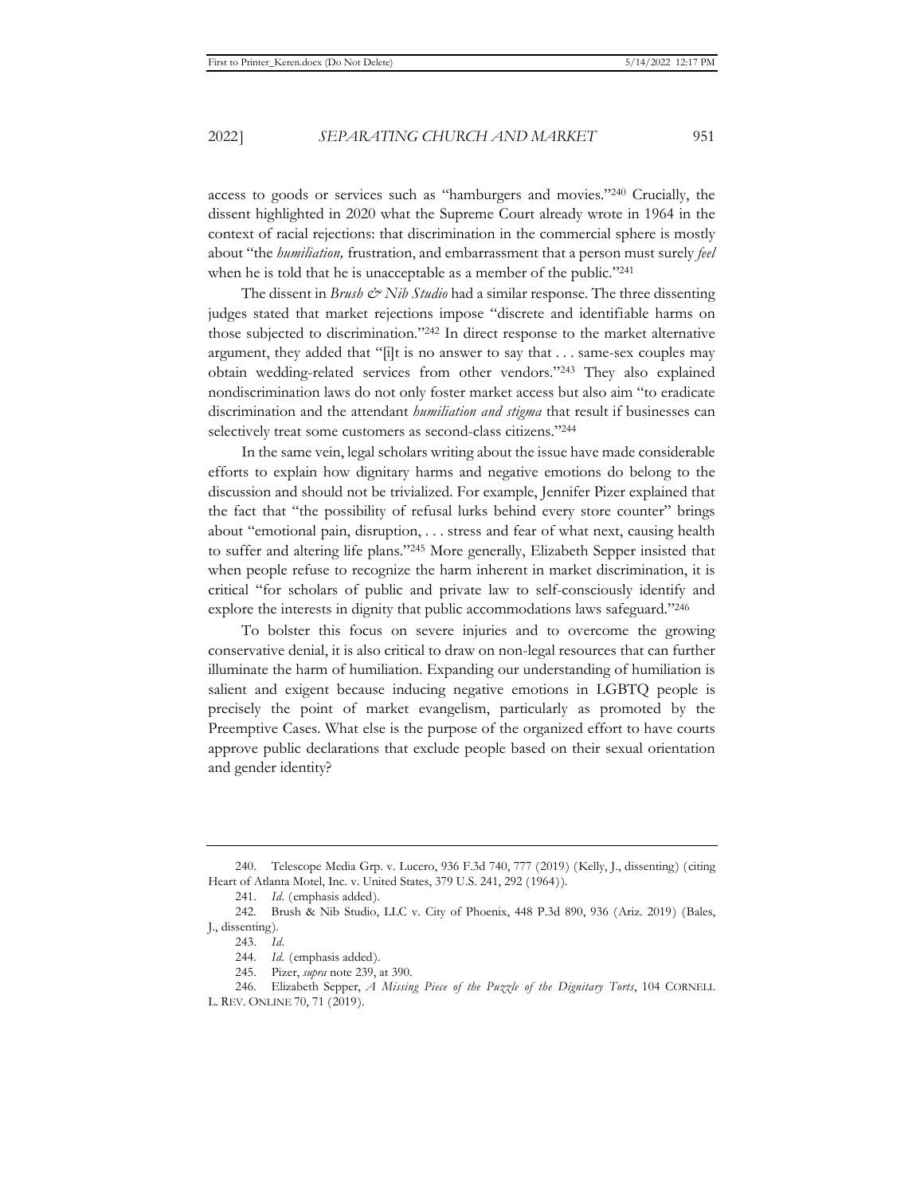access to goods or services such as "hamburgers and movies."[240] Crucially, the dissent highlighted in 2020 what the Supreme Court already wrote in 1964 in the context of racial rejections: that discrimination in the commercial sphere is mostly about "the *humiliation,* frustration, and embarrassment that a person must surely *feel* when he is told that he is unacceptable as a member of the public."[241]

The dissent in *Brush & Nib Studio* had a similar response. The three dissenting judges stated that market rejections impose "discrete and identifiable harms on those subjected to discrimination."[242] In direct response to the market alternative argument, they added that "[i]t is no answer to say that . . . same-sex couples may obtain wedding-related services from other vendors."[243] They also explained nondiscrimination laws do not only foster market access but also aim "to eradicate discrimination and the attendant *humiliation and stigma* that result if businesses can selectively treat some customers as second-class citizens."[244]

In the same vein, legal scholars writing about the issue have made considerable efforts to explain how dignitary harms and negative emotions do belong to the discussion and should not be trivialized. For example, Jennifer Pizer explained that the fact that "the possibility of refusal lurks behind every store counter" brings about "emotional pain, disruption, . . . stress and fear of what next, causing health to suffer and altering life plans."[245] More generally, Elizabeth Sepper insisted that when people refuse to recognize the harm inherent in market discrimination, it is critical "for scholars of public and private law to self-consciously identify and explore the interests in dignity that public accommodations laws safeguard."[246]

To bolster this focus on severe injuries and to overcome the growing conservative denial, it is also critical to draw on non-legal resources that can further illuminate the harm of humiliation. Expanding our understanding of humiliation is salient and exigent because inducing negative emotions in LGBTQ people is precisely the point of market evangelism, particularly as promoted by the Preemptive Cases. What else is the purpose of the organized effort to have courts approve public declarations that exclude people based on their sexual orientation and gender identity?

---

240. Telescope Media Grp. v. Lucero, 936 F.3d 740, 777 (2019) (Kelly, J., dissenting) (citing Heart of Atlanta Motel, Inc. v. United States, 379 U.S. 241, 292 (1964)).

241. *Id.* (emphasis added).

242. Brush & Nib Studio, LLC v. City of Phoenix, 448 P.3d 890, 936 (Ariz. 2019) (Bales, J., dissenting).

243. *Id*.

244. *Id.* (emphasis added).

245. Pizer, *supra* note 239, at 390.

246. Elizabeth Sepper, *A Missing Piece of the Puzzle of the Dignitary Torts*, 104 CORNELL L. REV. ONLINE 70, 71 (2019).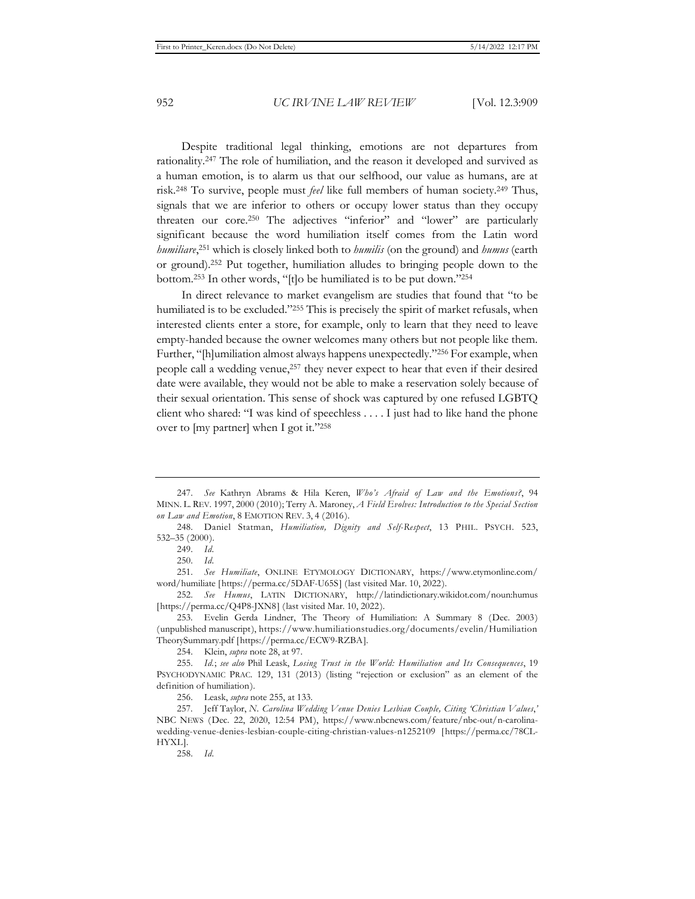Despite traditional legal thinking, emotions are not departures from rationality.[247] The role of humiliation, and the reason it developed and survived as a human emotion, is to alarm us that our selfhood, our value as humans, are at risk.[248] To survive, people must *feel* like full members of human society.[249] Thus, signals that we are inferior to others or occupy lower status than they occupy threaten our core.[250] The adjectives "inferior" and "lower" are particularly significant because the word humiliation itself comes from the Latin word *humiliare*,[251] which is closely linked both to *humilis* (on the ground) and *humus* (earth or ground).[252] Put together, humiliation alludes to bringing people down to the bottom.[253] In other words, "[t]o be humiliated is to be put down."[254]

In direct relevance to market evangelism are studies that found that "to be humiliated is to be excluded."[255] This is precisely the spirit of market refusals, when interested clients enter a store, for example, only to learn that they need to leave empty-handed because the owner welcomes many others but not people like them. Further, "[h]umiliation almost always happens unexpectedly."[256] For example, when people call a wedding venue,[257] they never expect to hear that even if their desired date were available, they would not be able to make a reservation solely because of their sexual orientation. This sense of shock was captured by one refused LGBTQ client who shared: "I was kind of speechless . . . . I just had to like hand the phone over to [my partner] when I got it."[258]

---

247. *See* Kathryn Abrams & Hila Keren, *Who's Afraid of Law and the Emotions?*, 94 MINN. L. REV. 1997, 2000 (2010); Terry A. Maroney, *A Field Evolves: Introduction to the Special Section on Law and Emotion*, 8 EMOTION REV. 3, 4 (2016).

248. Daniel Statman, *Humiliation, Dignity and Self-Respect*, 13 PHIL. PSYCH. 523, 532–35 (2000).

249. *Id.*

250. *Id.*

251. *See Humiliate*, ONLINE ETYMOLOGY DICTIONARY, https://www.etymonline.com/word/humiliate [https://perma.cc/5DAF-U65S] (last visited Mar. 10, 2022).

252. *See Humus*, LATIN DICTIONARY, http://latindictionary.wikidot.com/noun:humus [https://perma.cc/Q4P8-JXN8] (last visited Mar. 10, 2022).

253. Evelin Gerda Lindner, The Theory of Humiliation: A Summary 8 (Dec. 2003) (unpublished manuscript), https://www.humiliationstudies.org/documents/evelin/HumiliationTheorySummary.pdf [https://perma.cc/ECW9-RZBA].

254. Klein, *supra* note 28, at 97.

255. *Id.*; *see also* Phil Leask, *Losing Trust in the World: Humiliation and Its Consequences*, 19 PSYCHODYNAMIC PRAC. 129, 131 (2013) (listing "rejection or exclusion" as an element of the definition of humiliation).

256. Leask, *supra* note 255, at 133.

257. Jeff Taylor, *N. Carolina Wedding Venue Denies Lesbian Couple, Citing 'Christian Values,'* NBC NEWS (Dec. 22, 2020, 12:54 PM), https://www.nbcnews.com/feature/nbc-out/n-carolina-wedding-venue-denies-lesbian-couple-citing-christian-values-n1252109 [https://perma.cc/78CL-HYXL].

258. *Id.*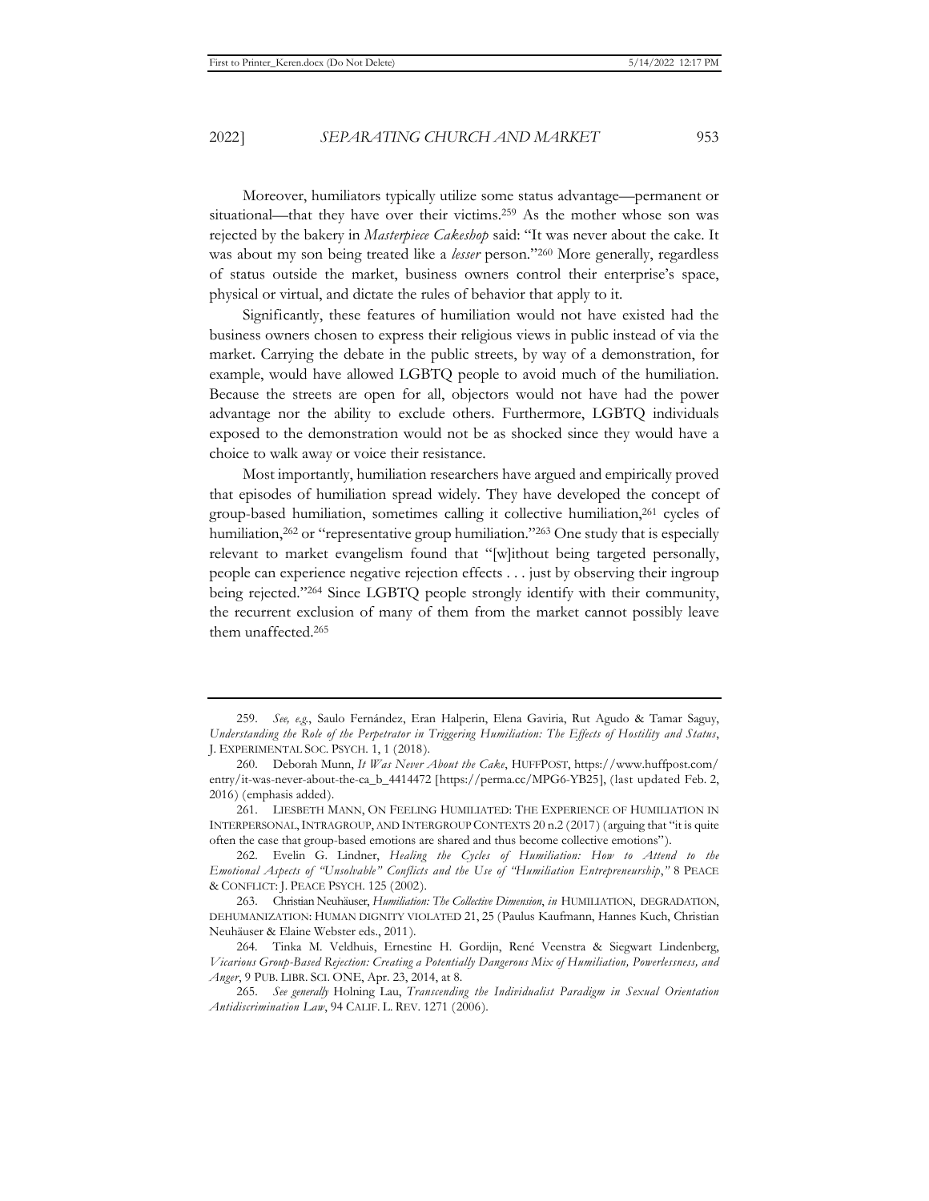Moreover, humiliators typically utilize some status advantage—permanent or situational—that they have over their victims.[259] As the mother whose son was rejected by the bakery in *Masterpiece Cakeshop* said: "It was never about the cake. It was about my son being treated like a *lesser* person."[260] More generally, regardless of status outside the market, business owners control their enterprise's space, physical or virtual, and dictate the rules of behavior that apply to it.

Significantly, these features of humiliation would not have existed had the business owners chosen to express their religious views in public instead of via the market. Carrying the debate in the public streets, by way of a demonstration, for example, would have allowed LGBTQ people to avoid much of the humiliation. Because the streets are open for all, objectors would not have had the power advantage nor the ability to exclude others. Furthermore, LGBTQ individuals exposed to the demonstration would not be as shocked since they would have a choice to walk away or voice their resistance.

Most importantly, humiliation researchers have argued and empirically proved that episodes of humiliation spread widely. They have developed the concept of group-based humiliation, sometimes calling it collective humiliation,[261] cycles of humiliation,[262] or "representative group humiliation."[263] One study that is especially relevant to market evangelism found that "[w]ithout being targeted personally, people can experience negative rejection effects . . . just by observing their ingroup being rejected."[264] Since LGBTQ people strongly identify with their community, the recurrent exclusion of many of them from the market cannot possibly leave them unaffected.[265]

---

259. *See, e.g.*, Saulo Fernández, Eran Halperin, Elena Gaviria, Rut Agudo & Tamar Saguy, *Understanding the Role of the Perpetrator in Triggering Humiliation: The Effects of Hostility and Status*, J. EXPERIMENTAL SOC. PSYCH. 1, 1 (2018).

260. Deborah Munn, *It Was Never About the Cake*, HUFFPOST, https://www.huffpost.com/entry/it-was-never-about-the-ca_b_4414472 [https://perma.cc/MPG6-YB25], (last updated Feb. 2, 2016) (emphasis added).

261. LIESBETH MANN, ON FEELING HUMILIATED: THE EXPERIENCE OF HUMILIATION IN INTERPERSONAL, INTRAGROUP, AND INTERGROUP CONTEXTS 20 n.2 (2017) (arguing that "it is quite often the case that group-based emotions are shared and thus become collective emotions").

262. Evelin G. Lindner, *Healing the Cycles of Humiliation: How to Attend to the Emotional Aspects of "Unsolvable" Conflicts and the Use of "Humiliation Entrepreneurship*,*"* 8 PEACE & CONFLICT: J. PEACE PSYCH. 125 (2002).

263. Christian Neuhäuser, *Humiliation: The Collective Dimension*, *in* HUMILIATION, DEGRADATION, DEHUMANIZATION: HUMAN DIGNITY VIOLATED 21, 25 (Paulus Kaufmann, Hannes Kuch, Christian Neuhäuser & Elaine Webster eds., 2011).

264. Tinka M. Veldhuis, Ernestine H. Gordijn, René Veenstra & Siegwart Lindenberg, *Vicarious Group-Based Rejection: Creating a Potentially Dangerous Mix of Humiliation, Powerlessness, and Anger*, 9 PUB. LIBR. SCI. ONE, Apr. 23, 2014, at 8.

265. *See generally* Holning Lau, *Transcending the Individualist Paradigm in Sexual Orientation Antidiscrimination Law*, 94 CALIF. L. REV. 1271 (2006).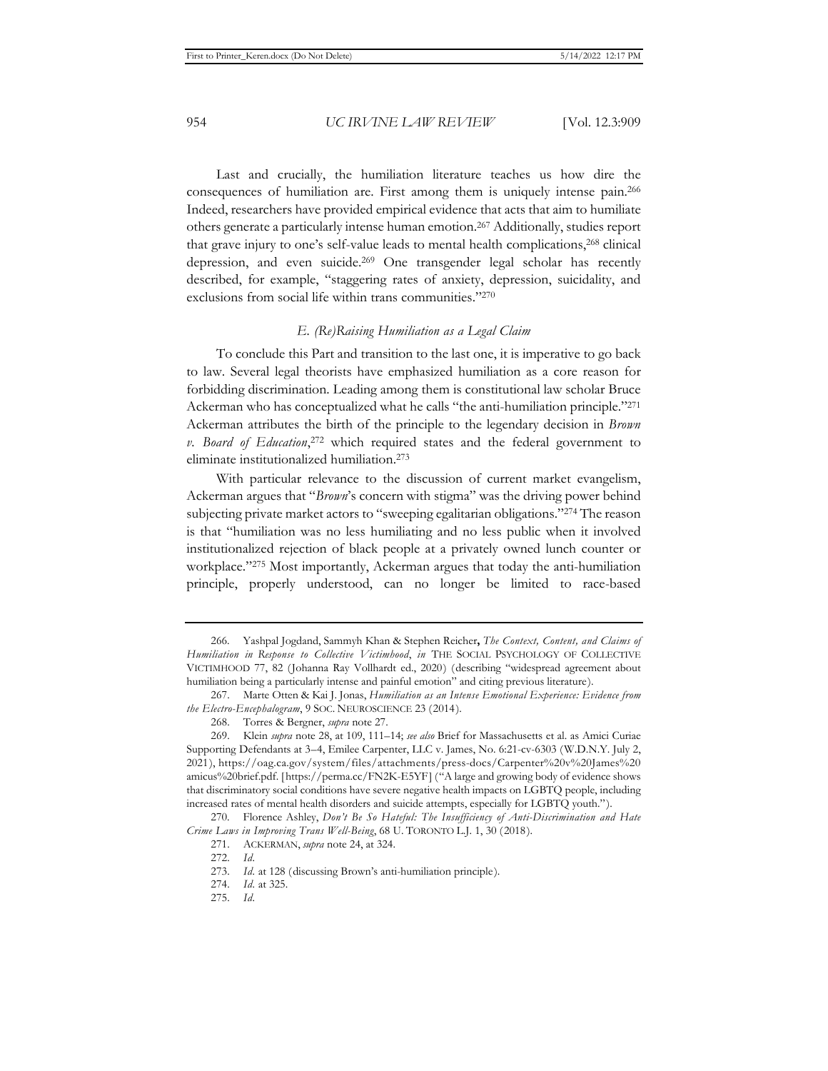Last and crucially, the humiliation literature teaches us how dire the consequences of humiliation are. First among them is uniquely intense pain.[266] Indeed, researchers have provided empirical evidence that acts that aim to humiliate others generate a particularly intense human emotion.[267] Additionally, studies report that grave injury to one's self-value leads to mental health complications,[268] clinical depression, and even suicide.[269] One transgender legal scholar has recently described, for example, "staggering rates of anxiety, depression, suicidality, and exclusions from social life within trans communities."[270]

### *E. (Re)Raising Humiliation as a Legal Claim*

To conclude this Part and transition to the last one, it is imperative to go back to law. Several legal theorists have emphasized humiliation as a core reason for forbidding discrimination. Leading among them is constitutional law scholar Bruce Ackerman who has conceptualized what he calls "the anti-humiliation principle."[271] Ackerman attributes the birth of the principle to the legendary decision in *Brown v. Board of Education*,[272] which required states and the federal government to eliminate institutionalized humiliation.[273]

With particular relevance to the discussion of current market evangelism, Ackerman argues that "*Brown*'s concern with stigma" was the driving power behind subjecting private market actors to "sweeping egalitarian obligations."[274] The reason is that "humiliation was no less humiliating and no less public when it involved institutionalized rejection of black people at a privately owned lunch counter or workplace."[275] Most importantly, Ackerman argues that today the anti-humiliation principle, properly understood, can no longer be limited to race-based

---

266. Yashpal Jogdand, Sammyh Khan & Stephen Reicher**,** *The Context, Content, and Claims of Humiliation in Response to Collective Victimhood*, *in* THE SOCIAL PSYCHOLOGY OF COLLECTIVE VICTIMHOOD 77, 82 (Johanna Ray Vollhardt ed., 2020) (describing "widespread agreement about humiliation being a particularly intense and painful emotion" and citing previous literature).

267. Marte Otten & Kai J. Jonas, *Humiliation as an Intense Emotional Experience: Evidence from the Electro-Encephalogram*, 9 SOC. NEUROSCIENCE 23 (2014).

268. Torres & Bergner, *supra* note 27.

269. Klein *supra* note 28, at 109, 111–14; *see also* Brief for Massachusetts et al. as Amici Curiae Supporting Defendants at 3–4, Emilee Carpenter, LLC v. James, No. 6:21-cv-6303 (W.D.N.Y. July 2, 2021), https://oag.ca.gov/system/files/attachments/press-docs/Carpenter%20v%20James%20amicus%20brief.pdf. [https://perma.cc/FN2K-E5YF] ("A large and growing body of evidence shows that discriminatory social conditions have severe negative health impacts on LGBTQ people, including increased rates of mental health disorders and suicide attempts, especially for LGBTQ youth.").

270. Florence Ashley, *Don't Be So Hateful: The Insufficiency of Anti-Discrimination and Hate Crime Laws in Improving Trans Well-Being*, 68 U. TORONTO L.J. 1, 30 (2018).

271. ACKERMAN, *supra* note 24, at 324.

272. *Id.*

273. *Id.* at 128 (discussing Brown's anti-humiliation principle).

274. *Id.* at 325.

275. *Id.*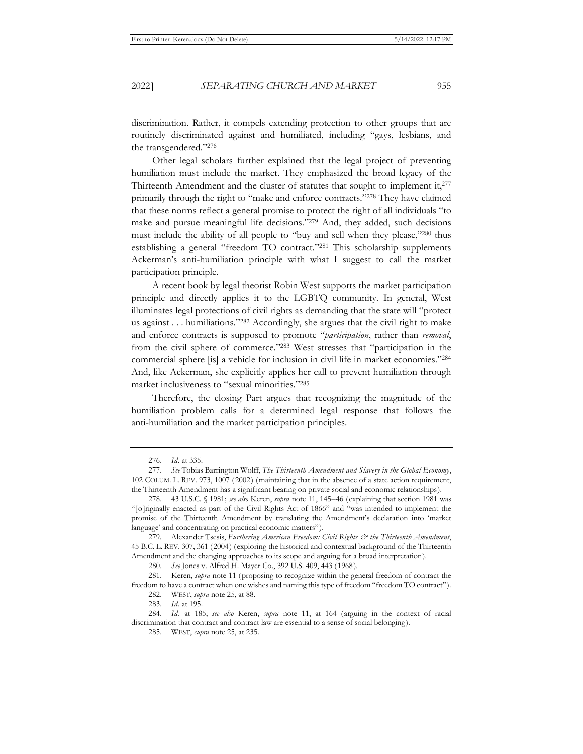discrimination. Rather, it compels extending protection to other groups that are routinely discriminated against and humiliated, including "gays, lesbians, and the transgendered."[276]

Other legal scholars further explained that the legal project of preventing humiliation must include the market. They emphasized the broad legacy of the Thirteenth Amendment and the cluster of statutes that sought to implement it,[277] primarily through the right to "make and enforce contracts."[278] They have claimed that these norms reflect a general promise to protect the right of all individuals "to make and pursue meaningful life decisions."[279] And, they added, such decisions must include the ability of all people to "buy and sell when they please,"[280] thus establishing a general "freedom TO contract."[281] This scholarship supplements Ackerman's anti-humiliation principle with what I suggest to call the market participation principle.

A recent book by legal theorist Robin West supports the market participation principle and directly applies it to the LGBTQ community. In general, West illuminates legal protections of civil rights as demanding that the state will "protect us against . . . humiliations."[282] Accordingly, she argues that the civil right to make and enforce contracts is supposed to promote "*participation*, rather than *removal*, from the civil sphere of commerce."[283] West stresses that "participation in the commercial sphere [is] a vehicle for inclusion in civil life in market economies."[284] And, like Ackerman, she explicitly applies her call to prevent humiliation through market inclusiveness to "sexual minorities."[285]

Therefore, the closing Part argues that recognizing the magnitude of the humiliation problem calls for a determined legal response that follows the anti-humiliation and the market participation principles.

---

276. *Id.* at 335.

277. *See* Tobias Barrington Wolff, *The Thirteenth Amendment and Slavery in the Global Economy*, 102 COLUM. L. REV. 973, 1007 (2002) (maintaining that in the absence of a state action requirement, the Thirteenth Amendment has a significant bearing on private social and economic relationships).

278. 43 U.S.C. § 1981; *see also* Keren, *supra* note 11, 145–46 (explaining that section 1981 was "[o]riginally enacted as part of the Civil Rights Act of 1866" and "was intended to implement the promise of the Thirteenth Amendment by translating the Amendment's declaration into 'market language' and concentrating on practical economic matters").

279. Alexander Tsesis, *Furthering American Freedom: Civil Rights & the Thirteenth Amendment*, 45 B.C. L. REV. 307, 361 (2004) (exploring the historical and contextual background of the Thirteenth Amendment and the changing approaches to its scope and arguing for a broad interpretation).

280. *See* Jones v. Alfred H. Mayer Co., 392 U.S. 409, 443 (1968).

281. Keren, *supra* note 11 (proposing to recognize within the general freedom of contract the freedom to have a contract when one wishes and naming this type of freedom "freedom TO contract").

282. WEST, *supra* note 25, at 88.

283. *Id.* at 195.

284. *Id.* at 185; *see also* Keren, *supra* note 11, at 164 (arguing in the context of racial discrimination that contract and contract law are essential to a sense of social belonging).

285. WEST, *supra* note 25, at 235.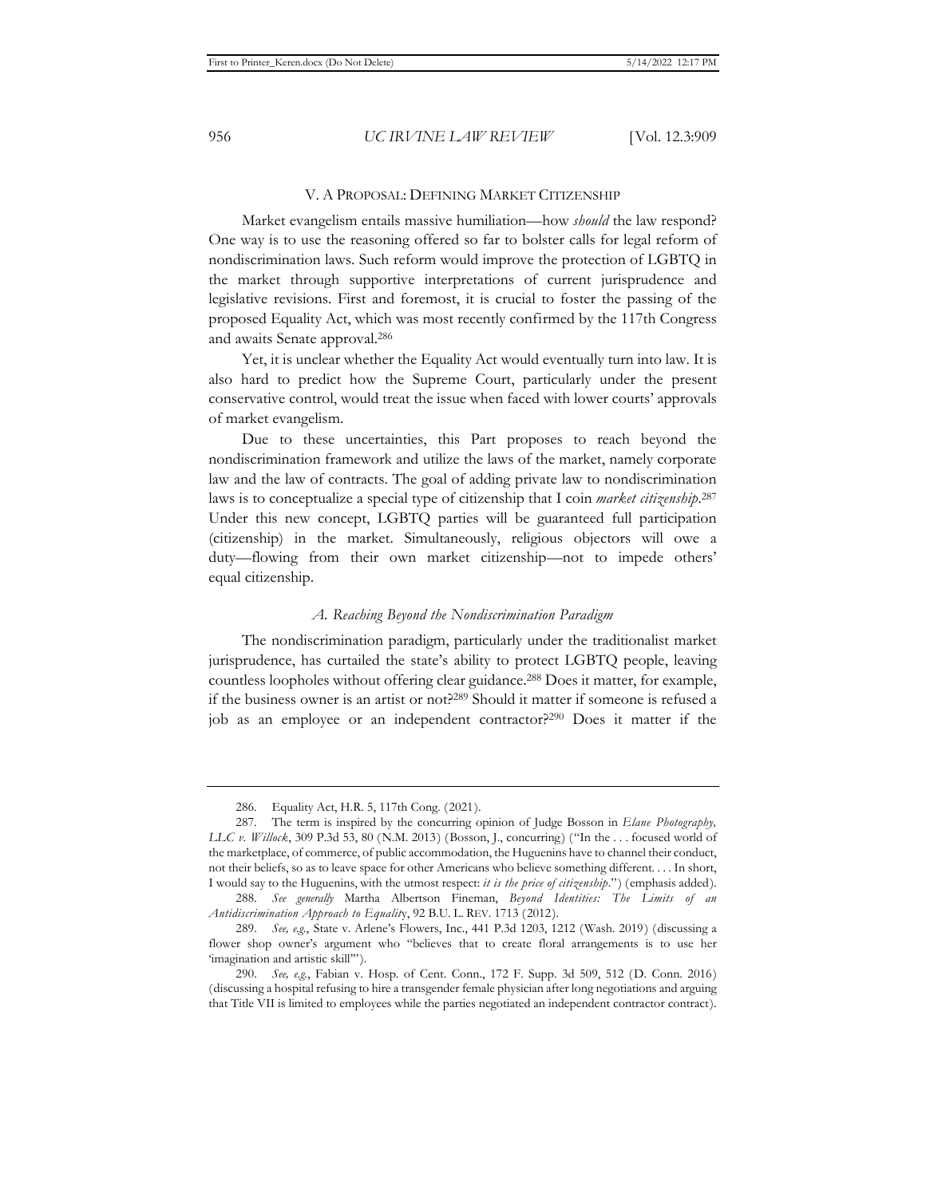## V. A PROPOSAL: DEFINING MARKET CITIZENSHIP

Market evangelism entails massive humiliation—how *should* the law respond? One way is to use the reasoning offered so far to bolster calls for legal reform of nondiscrimination laws. Such reform would improve the protection of LGBTQ in the market through supportive interpretations of current jurisprudence and legislative revisions. First and foremost, it is crucial to foster the passing of the proposed Equality Act, which was most recently confirmed by the 117th Congress and awaits Senate approval.[286]

Yet, it is unclear whether the Equality Act would eventually turn into law. It is also hard to predict how the Supreme Court, particularly under the present conservative control, would treat the issue when faced with lower courts' approvals of market evangelism.

Due to these uncertainties, this Part proposes to reach beyond the nondiscrimination framework and utilize the laws of the market, namely corporate law and the law of contracts. The goal of adding private law to nondiscrimination laws is to conceptualize a special type of citizenship that I coin *market citizenship*.[287] Under this new concept, LGBTQ parties will be guaranteed full participation (citizenship) in the market. Simultaneously, religious objectors will owe a duty—flowing from their own market citizenship—not to impede others' equal citizenship.

### *A. Reaching Beyond the Nondiscrimination Paradigm*

The nondiscrimination paradigm, particularly under the traditionalist market jurisprudence, has curtailed the state's ability to protect LGBTQ people, leaving countless loopholes without offering clear guidance.[288] Does it matter, for example, if the business owner is an artist or not?[289] Should it matter if someone is refused a job as an employee or an independent contractor?[290] Does it matter if the

---

286. Equality Act, H.R. 5, 117th Cong. (2021).

287. The term is inspired by the concurring opinion of Judge Bosson in *Elane Photography, LLC v. Willock*, 309 P.3d 53, 80 (N.M. 2013) (Bosson, J., concurring) ("In the . . . focused world of the marketplace, of commerce, of public accommodation, the Huguenins have to channel their conduct, not their beliefs, so as to leave space for other Americans who believe something different. . . . In short, I would say to the Huguenins, with the utmost respect: *it is the price of citizenship*.") (emphasis added).

288. *See generally* Martha Albertson Fineman, *Beyond Identities: The Limits of an Antidiscrimination Approach to Equality*, 92 B.U. L. REV. 1713 (2012).

289. *See, e.g.*, State v. Arlene's Flowers, Inc., 441 P.3d 1203, 1212 (Wash. 2019) (discussing a flower shop owner's argument who "believes that to create floral arrangements is to use her 'imagination and artistic skill'").

290. *See, e.g.*, Fabian v. Hosp. of Cent. Conn., 172 F. Supp. 3d 509, 512 (D. Conn. 2016) (discussing a hospital refusing to hire a transgender female physician after long negotiations and arguing that Title VII is limited to employees while the parties negotiated an independent contractor contract).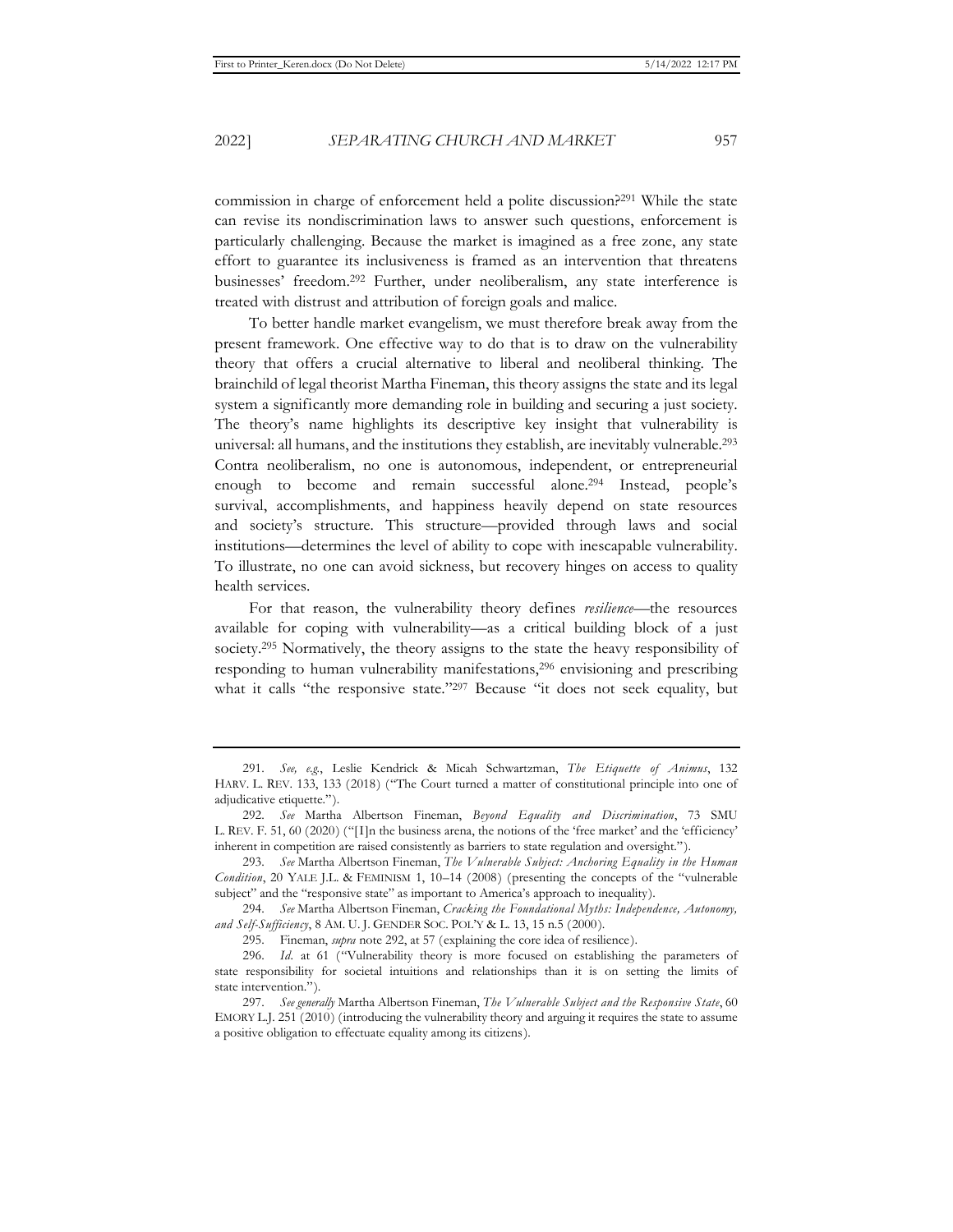commission in charge of enforcement held a polite discussion?[291] While the state can revise its nondiscrimination laws to answer such questions, enforcement is particularly challenging. Because the market is imagined as a free zone, any state effort to guarantee its inclusiveness is framed as an intervention that threatens businesses' freedom.[292] Further, under neoliberalism, any state interference is treated with distrust and attribution of foreign goals and malice.

To better handle market evangelism, we must therefore break away from the present framework. One effective way to do that is to draw on the vulnerability theory that offers a crucial alternative to liberal and neoliberal thinking. The brainchild of legal theorist Martha Fineman, this theory assigns the state and its legal system a significantly more demanding role in building and securing a just society. The theory's name highlights its descriptive key insight that vulnerability is universal: all humans, and the institutions they establish, are inevitably vulnerable.[293] Contra neoliberalism, no one is autonomous, independent, or entrepreneurial enough to become and remain successful alone.[294] Instead, people's survival, accomplishments, and happiness heavily depend on state resources and society's structure. This structure—provided through laws and social institutions—determines the level of ability to cope with inescapable vulnerability. To illustrate, no one can avoid sickness, but recovery hinges on access to quality health services.

For that reason, the vulnerability theory defines *resilience*—the resources available for coping with vulnerability—as a critical building block of a just society.[295] Normatively, the theory assigns to the state the heavy responsibility of responding to human vulnerability manifestations,[296] envisioning and prescribing what it calls "the responsive state."[297] Because "it does not seek equality, but

---

291. *See, e.g.*, Leslie Kendrick & Micah Schwartzman, *The Etiquette of Animus*, 132 HARV. L. REV. 133, 133 (2018) ("The Court turned a matter of constitutional principle into one of adjudicative etiquette.").

292. *See* Martha Albertson Fineman, *Beyond Equality and Discrimination*, 73 SMU L. REV. F. 51, 60 (2020) ("[I]n the business arena, the notions of the 'free market' and the 'efficiency' inherent in competition are raised consistently as barriers to state regulation and oversight.").

293. *See* Martha Albertson Fineman, *The Vulnerable Subject: Anchoring Equality in the Human Condition*, 20 YALE J.L. & FEMINISM 1, 10–14 (2008) (presenting the concepts of the "vulnerable subject" and the "responsive state" as important to America's approach to inequality).

294. *See* Martha Albertson Fineman, *Cracking the Foundational Myths: Independence, Autonomy, and Self-Sufficiency*, 8 AM. U. J. GENDER SOC. POL'Y & L. 13, 15 n.5 (2000).

295. Fineman, *supra* note 292, at 57 (explaining the core idea of resilience).

296. *Id.* at 61 ("Vulnerability theory is more focused on establishing the parameters of state responsibility for societal intuitions and relationships than it is on setting the limits of state intervention.").

297. *See generally* Martha Albertson Fineman, *The Vulnerable Subject and the Responsive State*, 60 EMORY L.J. 251 (2010) (introducing the vulnerability theory and arguing it requires the state to assume a positive obligation to effectuate equality among its citizens).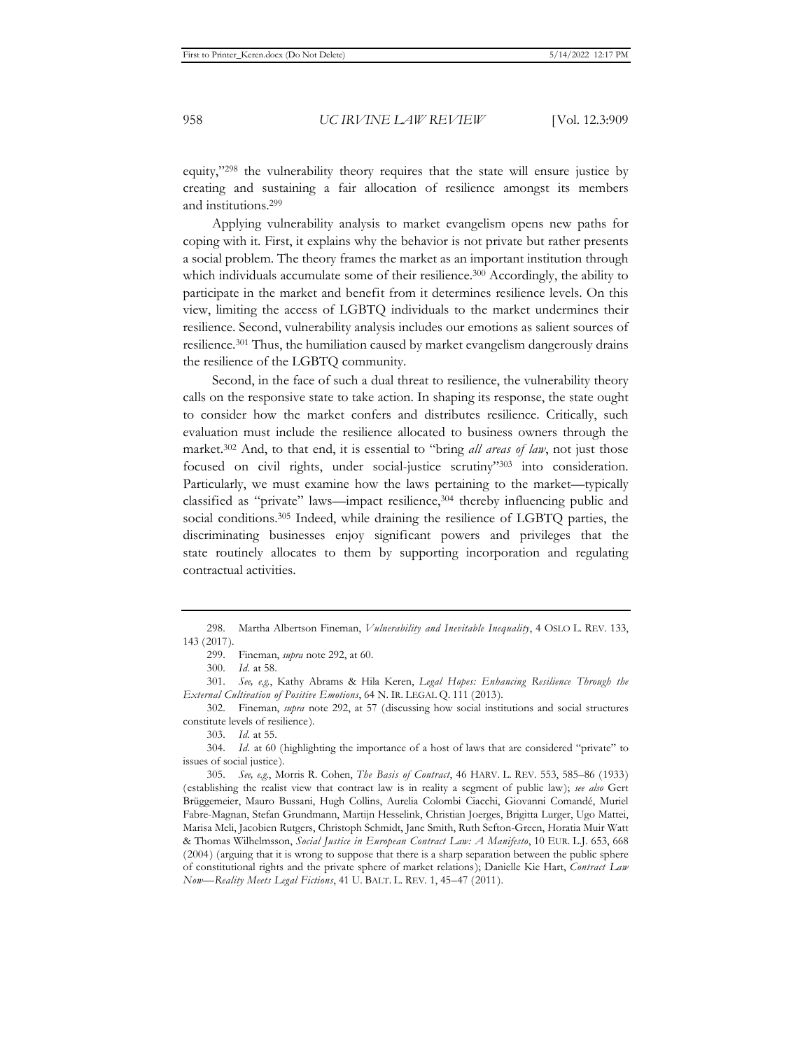equity,"[298] the vulnerability theory requires that the state will ensure justice by creating and sustaining a fair allocation of resilience amongst its members and institutions.[299]

Applying vulnerability analysis to market evangelism opens new paths for coping with it. First, it explains why the behavior is not private but rather presents a social problem. The theory frames the market as an important institution through which individuals accumulate some of their resilience.[300] Accordingly, the ability to participate in the market and benefit from it determines resilience levels. On this view, limiting the access of LGBTQ individuals to the market undermines their resilience. Second, vulnerability analysis includes our emotions as salient sources of resilience.[301] Thus, the humiliation caused by market evangelism dangerously drains the resilience of the LGBTQ community.

Second, in the face of such a dual threat to resilience, the vulnerability theory calls on the responsive state to take action. In shaping its response, the state ought to consider how the market confers and distributes resilience. Critically, such evaluation must include the resilience allocated to business owners through the market.[302] And, to that end, it is essential to "bring *all areas of law*, not just those focused on civil rights, under social-justice scrutiny"[303] into consideration. Particularly, we must examine how the laws pertaining to the market—typically classified as "private" laws—impact resilience,[304] thereby influencing public and social conditions.[305] Indeed, while draining the resilience of LGBTQ parties, the discriminating businesses enjoy significant powers and privileges that the state routinely allocates to them by supporting incorporation and regulating contractual activities.

---

298. Martha Albertson Fineman, *Vulnerability and Inevitable Inequality*, 4 OSLO L. REV. 133, 143 (2017).

299. Fineman, *supra* note 292, at 60.

300. *Id.* at 58.

301. *See, e.g.*, Kathy Abrams & Hila Keren, *Legal Hopes: Enhancing Resilience Through the External Cultivation of Positive Emotions*, 64 N. IR. LEGAL Q. 111 (2013).

302. Fineman, *supra* note 292, at 57 (discussing how social institutions and social structures constitute levels of resilience).

303. *Id.* at 55.

304. *Id.* at 60 (highlighting the importance of a host of laws that are considered "private" to issues of social justice).

305. *See, e.g.*, Morris R. Cohen, *The Basis of Contract*, 46 HARV. L. REV. 553, 585–86 (1933) (establishing the realist view that contract law is in reality a segment of public law); *see also* Gert Brüggemeier, Mauro Bussani, Hugh Collins, Aurelia Colombi Ciacchi, Giovanni Comandé, Muriel Fabre-Magnan, Stefan Grundmann, Martijn Hesselink, Christian Joerges, Brigitta Lurger, Ugo Mattei, Marisa Meli, Jacobien Rutgers, Christoph Schmidt, Jane Smith, Ruth Sefton-Green, Horatia Muir Watt & Thomas Wilhelmsson, *Social Justice in European Contract Law: A Manifesto*, 10 EUR. L.J. 653, 668 (2004) (arguing that it is wrong to suppose that there is a sharp separation between the public sphere of constitutional rights and the private sphere of market relations); Danielle Kie Hart, *Contract Law Now—Reality Meets Legal Fictions*, 41 U. BALT. L. REV. 1, 45–47 (2011).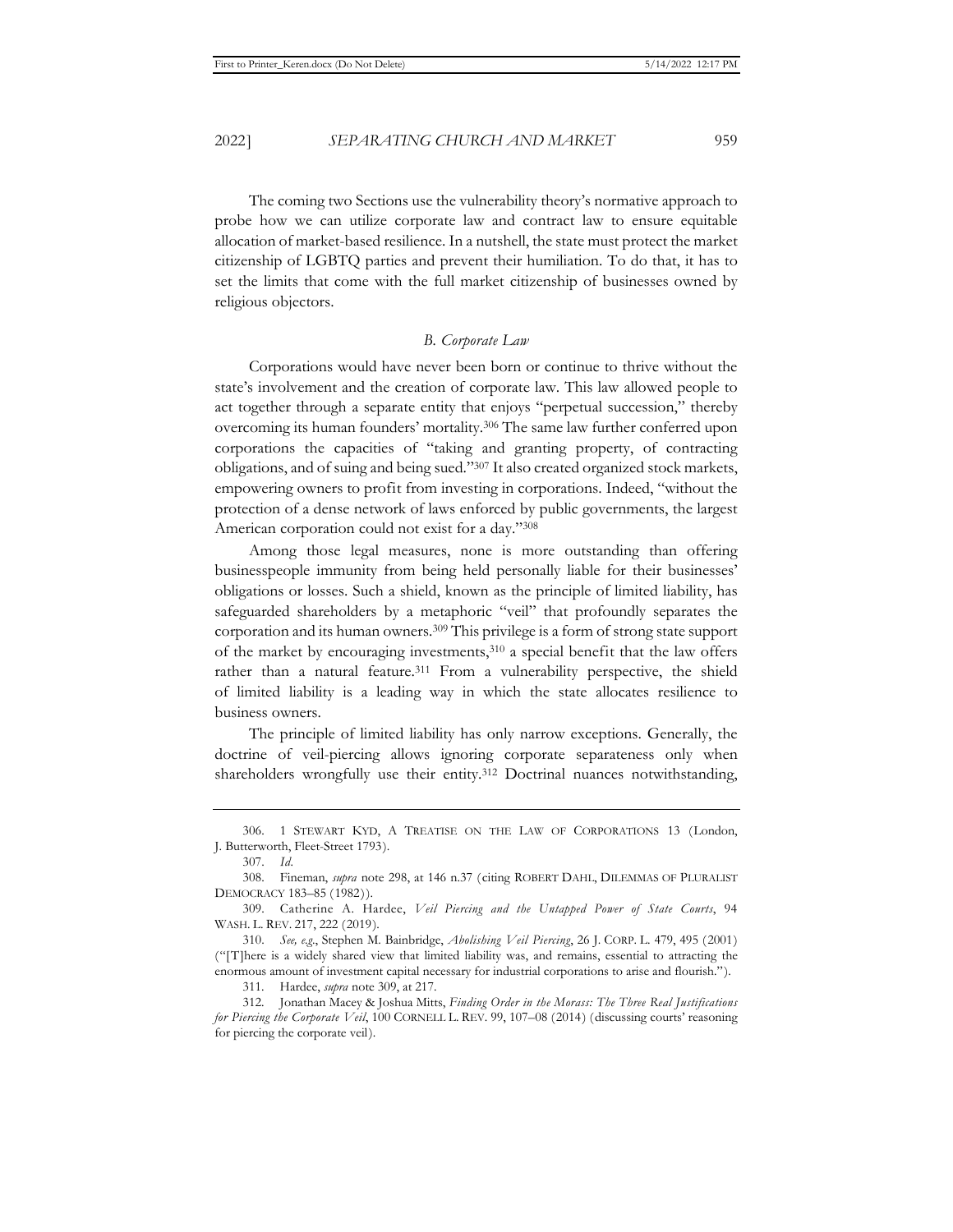The coming two Sections use the vulnerability theory's normative approach to probe how we can utilize corporate law and contract law to ensure equitable allocation of market-based resilience. In a nutshell, the state must protect the market citizenship of LGBTQ parties and prevent their humiliation. To do that, it has to set the limits that come with the full market citizenship of businesses owned by religious objectors.

### *B. Corporate Law*

Corporations would have never been born or continue to thrive without the state's involvement and the creation of corporate law. This law allowed people to act together through a separate entity that enjoys "perpetual succession," thereby overcoming its human founders' mortality.[306] The same law further conferred upon corporations the capacities of "taking and granting property, of contracting obligations, and of suing and being sued."[307] It also created organized stock markets, empowering owners to profit from investing in corporations. Indeed, "without the protection of a dense network of laws enforced by public governments, the largest American corporation could not exist for a day."[308]

Among those legal measures, none is more outstanding than offering businesspeople immunity from being held personally liable for their businesses' obligations or losses. Such a shield, known as the principle of limited liability, has safeguarded shareholders by a metaphoric "veil" that profoundly separates the corporation and its human owners.[309] This privilege is a form of strong state support of the market by encouraging investments,[310] a special benefit that the law offers rather than a natural feature.[311] From a vulnerability perspective, the shield of limited liability is a leading way in which the state allocates resilience to business owners.

The principle of limited liability has only narrow exceptions. Generally, the doctrine of veil-piercing allows ignoring corporate separateness only when shareholders wrongfully use their entity.[312] Doctrinal nuances notwithstanding,

---

306. 1 STEWART KYD, A TREATISE ON THE LAW OF CORPORATIONS 13 (London, J. Butterworth, Fleet-Street 1793).

307. *Id.*

308. Fineman, *supra* note 298, at 146 n.37 (citing ROBERT DAHL, DILEMMAS OF PLURALIST DEMOCRACY 183–85 (1982)).

309. Catherine A. Hardee, *Veil Piercing and the Untapped Power of State Courts*, 94 WASH. L. REV. 217, 222 (2019).

310. *See, e.g.*, Stephen M. Bainbridge, *Abolishing Veil Piercing*, 26 J. CORP. L. 479, 495 (2001) ("[T]here is a widely shared view that limited liability was, and remains, essential to attracting the enormous amount of investment capital necessary for industrial corporations to arise and flourish.").

311. Hardee, *supra* note 309, at 217.

312. Jonathan Macey & Joshua Mitts, *Finding Order in the Morass: The Three Real Justifications for Piercing the Corporate Veil*, 100 CORNELL L. REV. 99, 107–08 (2014) (discussing courts' reasoning for piercing the corporate veil).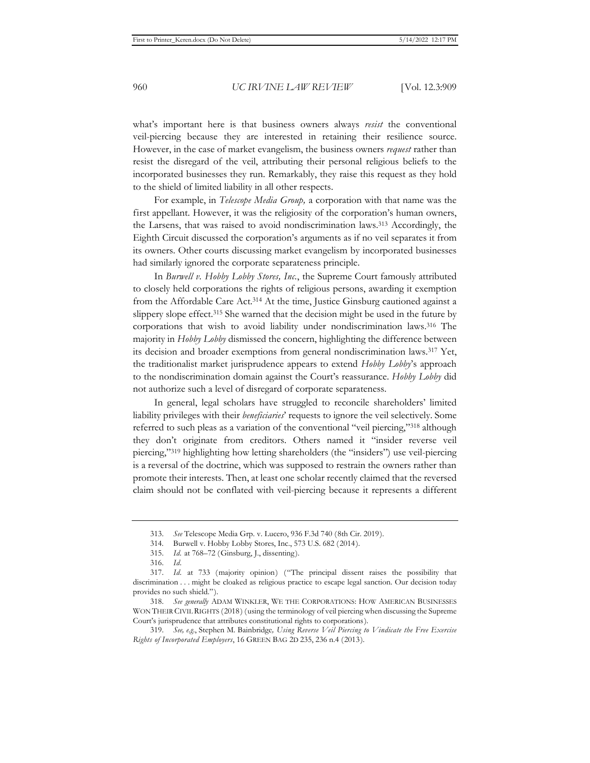what's important here is that business owners always *resist* the conventional veil-piercing because they are interested in retaining their resilience source. However, in the case of market evangelism, the business owners *request* rather than resist the disregard of the veil, attributing their personal religious beliefs to the incorporated businesses they run. Remarkably, they raise this request as they hold to the shield of limited liability in all other respects.

For example, in *Telescope Media Group,* a corporation with that name was the first appellant. However, it was the religiosity of the corporation's human owners, the Larsens, that was raised to avoid nondiscrimination laws.[313] Accordingly, the Eighth Circuit discussed the corporation's arguments as if no veil separates it from its owners. Other courts discussing market evangelism by incorporated businesses had similarly ignored the corporate separateness principle.

In *Burwell v. Hobby Lobby Stores, Inc.*, the Supreme Court famously attributed to closely held corporations the rights of religious persons, awarding it exemption from the Affordable Care Act.[314] At the time, Justice Ginsburg cautioned against a slippery slope effect.[315] She warned that the decision might be used in the future by corporations that wish to avoid liability under nondiscrimination laws.[316] The majority in *Hobby Lobby* dismissed the concern, highlighting the difference between its decision and broader exemptions from general nondiscrimination laws.[317] Yet, the traditionalist market jurisprudence appears to extend *Hobby Lobby*'s approach to the nondiscrimination domain against the Court's reassurance. *Hobby Lobby* did not authorize such a level of disregard of corporate separateness.

In general, legal scholars have struggled to reconcile shareholders' limited liability privileges with their *beneficiaries*' requests to ignore the veil selectively. Some referred to such pleas as a variation of the conventional "veil piercing,"[318] although they don't originate from creditors. Others named it "insider reverse veil piercing,"[319] highlighting how letting shareholders (the "insiders") use veil-piercing is a reversal of the doctrine, which was supposed to restrain the owners rather than promote their interests. Then, at least one scholar recently claimed that the reversed claim should not be conflated with veil-piercing because it represents a different

---

313. *See* Telescope Media Grp. v. Lucero, 936 F.3d 740 (8th Cir. 2019).

314. Burwell v. Hobby Lobby Stores, Inc., 573 U.S. 682 (2014).

315. *Id.* at 768–72 (Ginsburg, J., dissenting).

316. *Id.*

317. *Id.* at 733 (majority opinion) ("The principal dissent raises the possibility that discrimination . . . might be cloaked as religious practice to escape legal sanction. Our decision today provides no such shield.").

318. *See generally* ADAM WINKLER, WE THE CORPORATIONS: HOW AMERICAN BUSINESSES WON THEIR CIVIL RIGHTS (2018) (using the terminology of veil piercing when discussing the Supreme Court's jurisprudence that attributes constitutional rights to corporations).

319. *See, e.g.*, Stephen M. Bainbridge*, Using Reverse Veil Piercing to Vindicate the Free Exercise Rights of Incorporated Employers*, 16 GREEN BAG 2D 235, 236 n.4 (2013).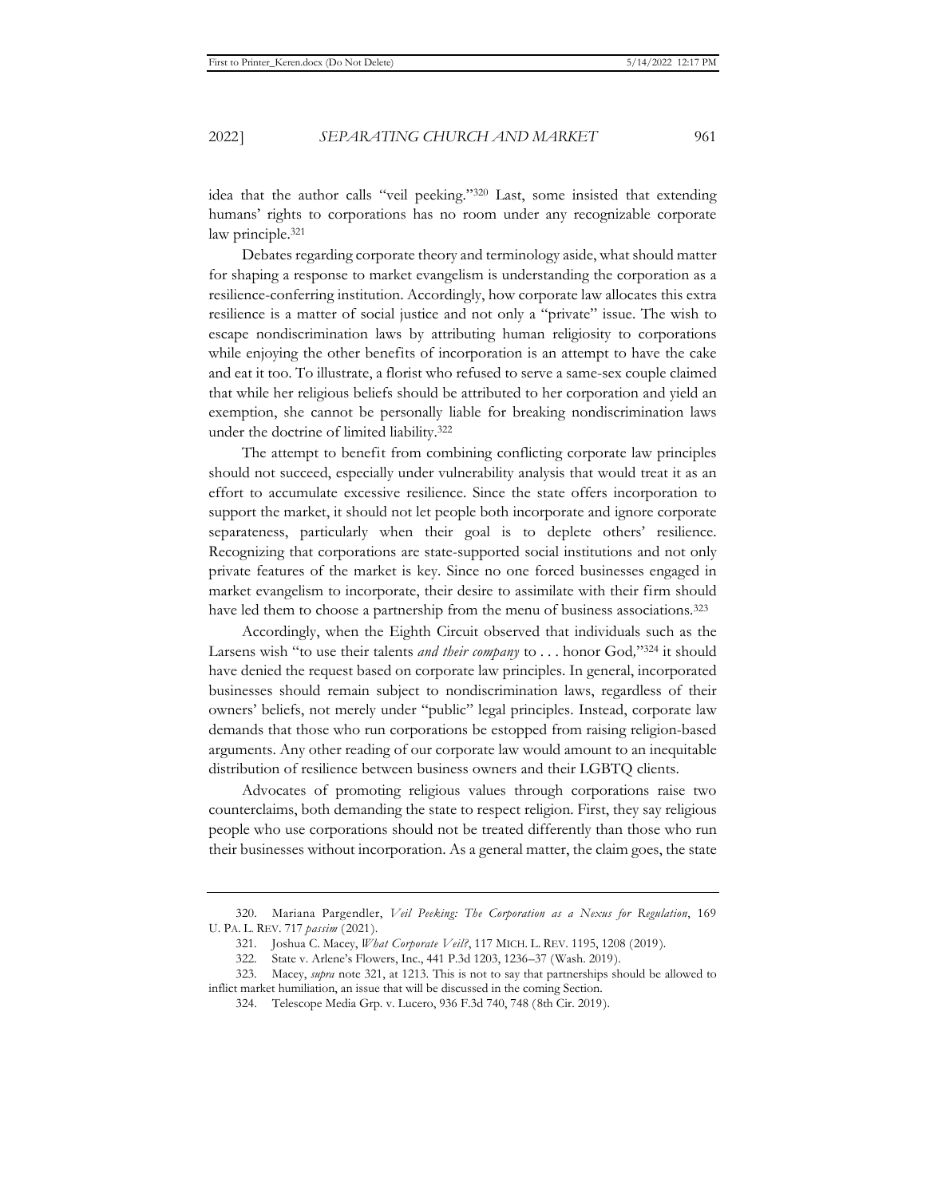idea that the author calls "veil peeking."[320] Last, some insisted that extending humans' rights to corporations has no room under any recognizable corporate law principle.[321]

Debates regarding corporate theory and terminology aside, what should matter for shaping a response to market evangelism is understanding the corporation as a resilience-conferring institution. Accordingly, how corporate law allocates this extra resilience is a matter of social justice and not only a "private" issue. The wish to escape nondiscrimination laws by attributing human religiosity to corporations while enjoying the other benefits of incorporation is an attempt to have the cake and eat it too. To illustrate, a florist who refused to serve a same-sex couple claimed that while her religious beliefs should be attributed to her corporation and yield an exemption, she cannot be personally liable for breaking nondiscrimination laws under the doctrine of limited liability.[322]

The attempt to benefit from combining conflicting corporate law principles should not succeed, especially under vulnerability analysis that would treat it as an effort to accumulate excessive resilience. Since the state offers incorporation to support the market, it should not let people both incorporate and ignore corporate separateness, particularly when their goal is to deplete others' resilience. Recognizing that corporations are state-supported social institutions and not only private features of the market is key. Since no one forced businesses engaged in market evangelism to incorporate, their desire to assimilate with their firm should have led them to choose a partnership from the menu of business associations.[323]

Accordingly, when the Eighth Circuit observed that individuals such as the Larsens wish "to use their talents *and their company* to . . . honor God,"[324] it should have denied the request based on corporate law principles. In general, incorporated businesses should remain subject to nondiscrimination laws, regardless of their owners' beliefs, not merely under "public" legal principles. Instead, corporate law demands that those who run corporations be estopped from raising religion-based arguments. Any other reading of our corporate law would amount to an inequitable distribution of resilience between business owners and their LGBTQ clients.

Advocates of promoting religious values through corporations raise two counterclaims, both demanding the state to respect religion. First, they say religious people who use corporations should not be treated differently than those who run their businesses without incorporation. As a general matter, the claim goes, the state

---

320. Mariana Pargendler, *Veil Peeking: The Corporation as a Nexus for Regulation*, 169 U. PA. L. REV. 717 *passim* (2021).

321. Joshua C. Macey, *What Corporate Veil?*, 117 MICH. L. REV. 1195, 1208 (2019).

322. State v. Arlene's Flowers, Inc., 441 P.3d 1203, 1236–37 (Wash. 2019).

323. Macey, *supra* note 321, at 1213. This is not to say that partnerships should be allowed to inflict market humiliation, an issue that will be discussed in the coming Section.

324. Telescope Media Grp. v. Lucero, 936 F.3d 740, 748 (8th Cir. 2019).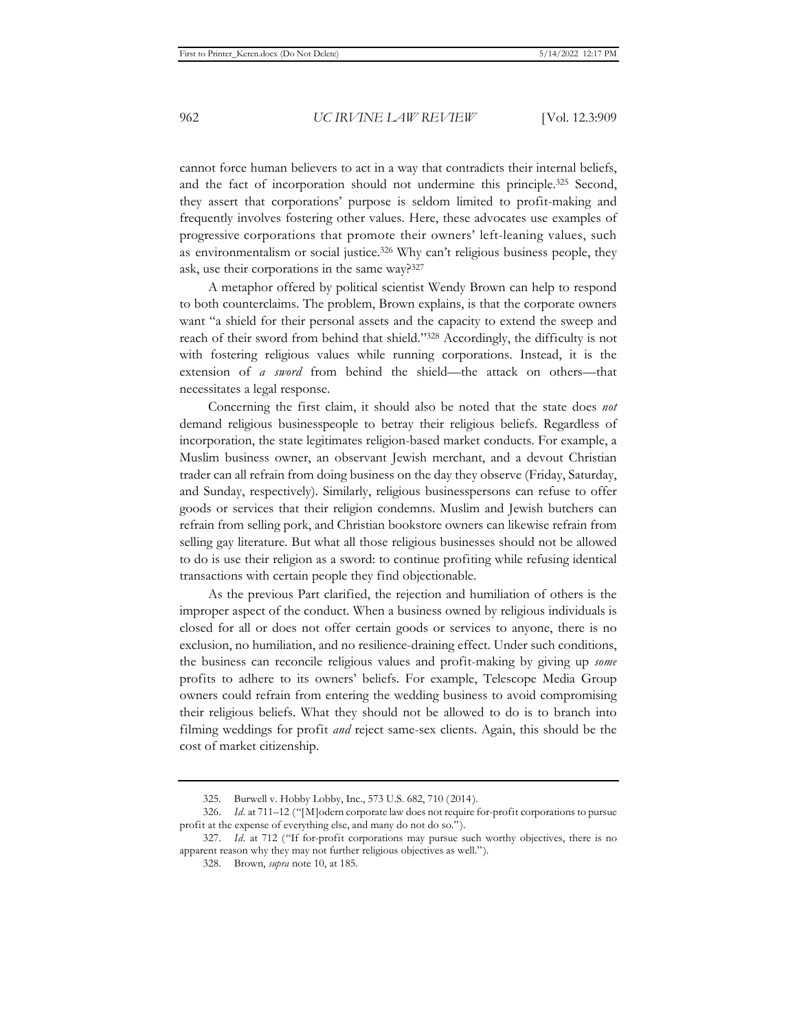cannot force human believers to act in a way that contradicts their internal beliefs, and the fact of incorporation should not undermine this principle.[325] Second, they assert that corporations' purpose is seldom limited to profit-making and frequently involves fostering other values. Here, these advocates use examples of progressive corporations that promote their owners' left-leaning values, such as environmentalism or social justice.[326] Why can't religious business people, they ask, use their corporations in the same way?[327]

A metaphor offered by political scientist Wendy Brown can help to respond to both counterclaims. The problem, Brown explains, is that the corporate owners want "a shield for their personal assets and the capacity to extend the sweep and reach of their sword from behind that shield."[328] Accordingly, the difficulty is not with fostering religious values while running corporations. Instead, it is the extension of *a sword* from behind the shield—the attack on others—that necessitates a legal response.

Concerning the first claim, it should also be noted that the state does *not* demand religious businesspeople to betray their religious beliefs. Regardless of incorporation, the state legitimates religion-based market conducts. For example, a Muslim business owner, an observant Jewish merchant, and a devout Christian trader can all refrain from doing business on the day they observe (Friday, Saturday, and Sunday, respectively). Similarly, religious businesspersons can refuse to offer goods or services that their religion condemns. Muslim and Jewish butchers can refrain from selling pork, and Christian bookstore owners can likewise refrain from selling gay literature. But what all those religious businesses should not be allowed to do is use their religion as a sword: to continue profiting while refusing identical transactions with certain people they find objectionable.

As the previous Part clarified, the rejection and humiliation of others is the improper aspect of the conduct. When a business owned by religious individuals is closed for all or does not offer certain goods or services to anyone, there is no exclusion, no humiliation, and no resilience-draining effect. Under such conditions, the business can reconcile religious values and profit-making by giving up *some* profits to adhere to its owners' beliefs. For example, Telescope Media Group owners could refrain from entering the wedding business to avoid compromising their religious beliefs. What they should not be allowed to do is to branch into filming weddings for profit *and* reject same-sex clients. Again, this should be the cost of market citizenship.

---

325. Burwell v. Hobby Lobby, Inc., 573 U.S. 682, 710 (2014).

326. *Id.* at 711–12 ("[M]odern corporate law does not require for-profit corporations to pursue profit at the expense of everything else, and many do not do so.").

327. *Id.* at 712 ("If for-profit corporations may pursue such worthy objectives, there is no apparent reason why they may not further religious objectives as well.").

328. Brown, *supra* note 10, at 185.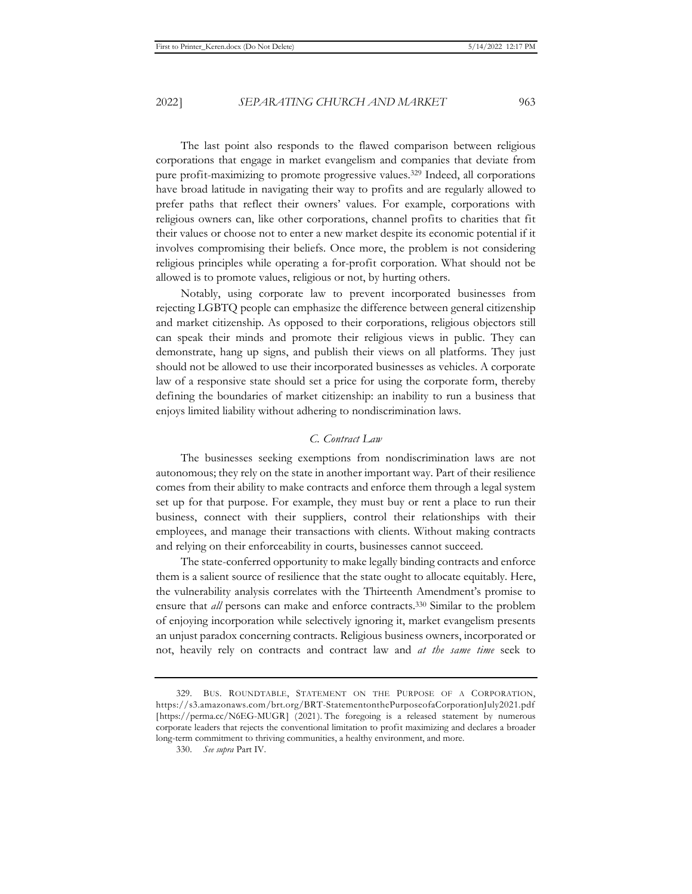The last point also responds to the flawed comparison between religious corporations that engage in market evangelism and companies that deviate from pure profit-maximizing to promote progressive values.[329] Indeed, all corporations have broad latitude in navigating their way to profits and are regularly allowed to prefer paths that reflect their owners' values. For example, corporations with religious owners can, like other corporations, channel profits to charities that fit their values or choose not to enter a new market despite its economic potential if it involves compromising their beliefs. Once more, the problem is not considering religious principles while operating a for-profit corporation. What should not be allowed is to promote values, religious or not, by hurting others.

Notably, using corporate law to prevent incorporated businesses from rejecting LGBTQ people can emphasize the difference between general citizenship and market citizenship. As opposed to their corporations, religious objectors still can speak their minds and promote their religious views in public. They can demonstrate, hang up signs, and publish their views on all platforms. They just should not be allowed to use their incorporated businesses as vehicles. A corporate law of a responsive state should set a price for using the corporate form, thereby defining the boundaries of market citizenship: an inability to run a business that enjoys limited liability without adhering to nondiscrimination laws.

### *C. Contract Law*

The businesses seeking exemptions from nondiscrimination laws are not autonomous; they rely on the state in another important way. Part of their resilience comes from their ability to make contracts and enforce them through a legal system set up for that purpose. For example, they must buy or rent a place to run their business, connect with their suppliers, control their relationships with their employees, and manage their transactions with clients. Without making contracts and relying on their enforceability in courts, businesses cannot succeed.

The state-conferred opportunity to make legally binding contracts and enforce them is a salient source of resilience that the state ought to allocate equitably. Here, the vulnerability analysis correlates with the Thirteenth Amendment's promise to ensure that *all* persons can make and enforce contracts.[330] Similar to the problem of enjoying incorporation while selectively ignoring it, market evangelism presents an unjust paradox concerning contracts. Religious business owners, incorporated or not, heavily rely on contracts and contract law and *at the same time* seek to

---

329. BUS. ROUNDTABLE, STATEMENT ON THE PURPOSE OF A CORPORATION, https://s3.amazonaws.com/brt.org/BRT-StatementonthePurposeofaCorporationJuly2021.pdf [https://perma.cc/N6EG-MUGR] (2021). The foregoing is a released statement by numerous corporate leaders that rejects the conventional limitation to profit maximizing and declares a broader long-term commitment to thriving communities, a healthy environment, and more.

330. *See supra* Part IV.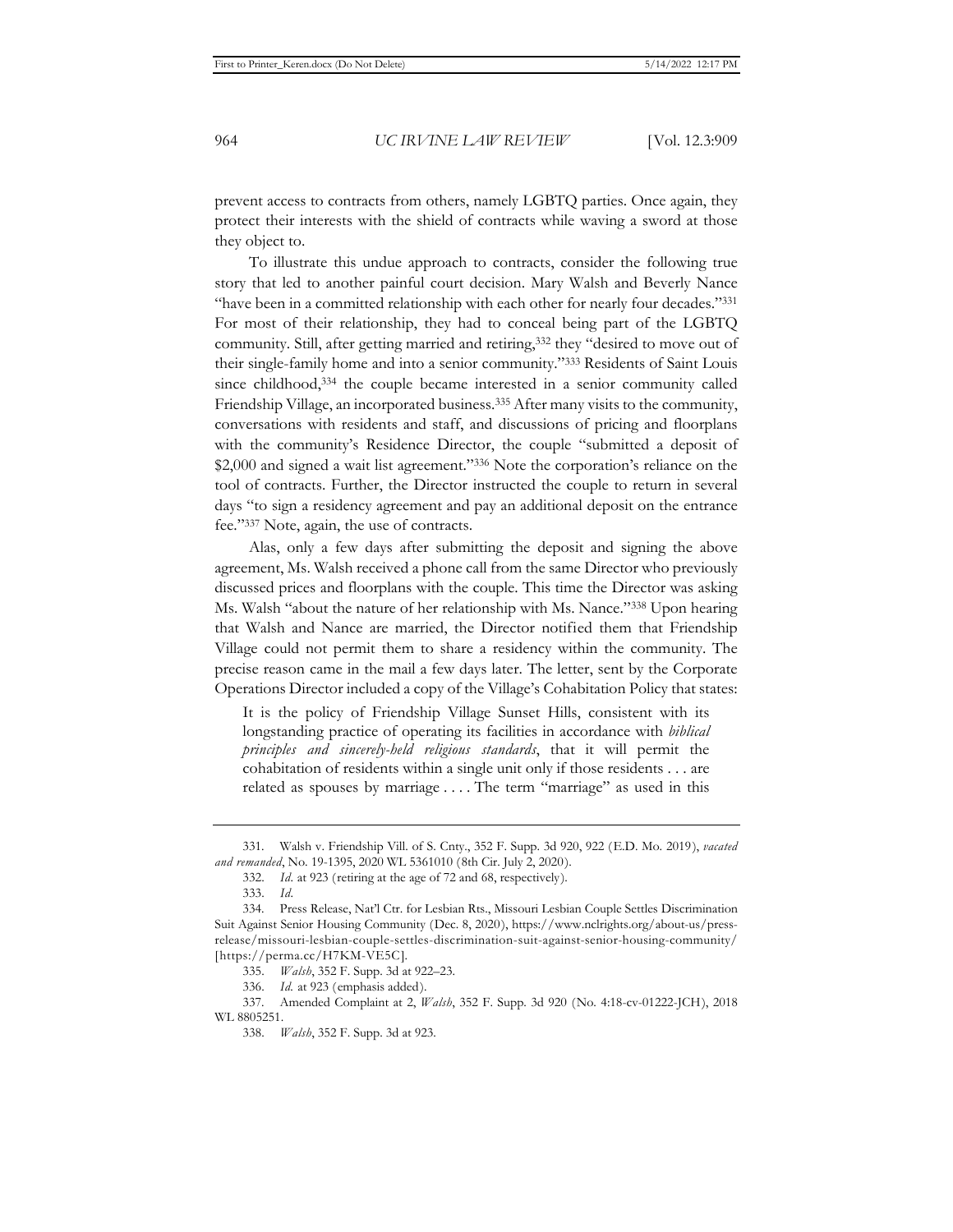prevent access to contracts from others, namely LGBTQ parties. Once again, they protect their interests with the shield of contracts while waving a sword at those they object to.

To illustrate this undue approach to contracts, consider the following true story that led to another painful court decision. Mary Walsh and Beverly Nance "have been in a committed relationship with each other for nearly four decades."[331] For most of their relationship, they had to conceal being part of the LGBTQ community. Still, after getting married and retiring,[332] they "desired to move out of their single-family home and into a senior community."[333] Residents of Saint Louis since childhood,[334] the couple became interested in a senior community called Friendship Village, an incorporated business.[335] After many visits to the community, conversations with residents and staff, and discussions of pricing and floorplans with the community's Residence Director, the couple "submitted a deposit of $2,000 and signed a wait list agreement."[336] Note the corporation's reliance on the tool of contracts. Further, the Director instructed the couple to return in several days "to sign a residency agreement and pay an additional deposit on the entrance fee."[337] Note, again, the use of contracts.

Alas, only a few days after submitting the deposit and signing the above agreement, Ms. Walsh received a phone call from the same Director who previously discussed prices and floorplans with the couple. This time the Director was asking Ms. Walsh "about the nature of her relationship with Ms. Nance."[338] Upon hearing that Walsh and Nance are married, the Director notified them that Friendship Village could not permit them to share a residency within the community. The precise reason came in the mail a few days later. The letter, sent by the Corporate Operations Director included a copy of the Village's Cohabitation Policy that states:

> It is the policy of Friendship Village Sunset Hills, consistent with its longstanding practice of operating its facilities in accordance with *biblical principles and sincerely-held religious standards*, that it will permit the cohabitation of residents within a single unit only if those residents . . . are related as spouses by marriage . . . . The term "marriage" as used in this

---

331. Walsh v. Friendship Vill. of S. Cnty., 352 F. Supp. 3d 920, 922 (E.D. Mo. 2019), *vacated and remanded*, No. 19-1395, 2020 WL 5361010 (8th Cir. July 2, 2020).

332. *Id.* at 923 (retiring at the age of 72 and 68, respectively).

333. *Id.*

334. Press Release, Nat'l Ctr. for Lesbian Rts., Missouri Lesbian Couple Settles Discrimination Suit Against Senior Housing Community (Dec. 8, 2020), https://www.nclrights.org/about-us/press-release/missouri-lesbian-couple-settles-discrimination-suit-against-senior-housing-community/ [https://perma.cc/H7KM-VE5C].

335. *Walsh*, 352 F. Supp. 3d at 922–23.

336. *Id.* at 923 (emphasis added).

337. Amended Complaint at 2, *Walsh*, 352 F. Supp. 3d 920 (No. 4:18-cv-01222-JCH), 2018 WL 8805251.

338. *Walsh*, 352 F. Supp. 3d at 923.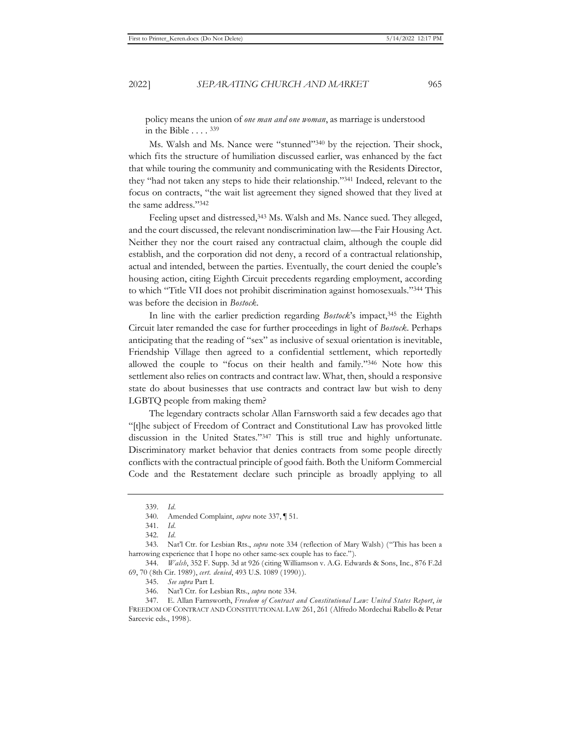policy means the union of *one man and one woman*, as marriage is understood in the Bible . . . . [339]

Ms. Walsh and Ms. Nance were "stunned"[340] by the rejection. Their shock, which fits the structure of humiliation discussed earlier, was enhanced by the fact that while touring the community and communicating with the Residents Director, they "had not taken any steps to hide their relationship."[341] Indeed, relevant to the focus on contracts, "the wait list agreement they signed showed that they lived at the same address."[342]

Feeling upset and distressed,[343] Ms. Walsh and Ms. Nance sued. They alleged, and the court discussed, the relevant nondiscrimination law—the Fair Housing Act. Neither they nor the court raised any contractual claim, although the couple did establish, and the corporation did not deny, a record of a contractual relationship, actual and intended, between the parties. Eventually, the court denied the couple's housing action, citing Eighth Circuit precedents regarding employment, according to which "Title VII does not prohibit discrimination against homosexuals."[344] This was before the decision in *Bostock*.

In line with the earlier prediction regarding *Bostock*'s impact,[345] the Eighth Circuit later remanded the case for further proceedings in light of *Bostock*. Perhaps anticipating that the reading of "sex" as inclusive of sexual orientation is inevitable, Friendship Village then agreed to a confidential settlement, which reportedly allowed the couple to "focus on their health and family."[346] Note how this settlement also relies on contracts and contract law. What, then, should a responsive state do about businesses that use contracts and contract law but wish to deny LGBTQ people from making them?

The legendary contracts scholar Allan Farnsworth said a few decades ago that "[t]he subject of Freedom of Contract and Constitutional Law has provoked little discussion in the United States."[347] This is still true and highly unfortunate. Discriminatory market behavior that denies contracts from some people directly conflicts with the contractual principle of good faith. Both the Uniform Commercial Code and the Restatement declare such principle as broadly applying to all

---

339. *Id*.

340. Amended Complaint, *supra* note 337, ¶ 51.

341. *Id*.

342. *Id*.

343. Nat'l Ctr. for Lesbian Rts., *supra* note 334 (reflection of Mary Walsh) ("This has been a harrowing experience that I hope no other same-sex couple has to face.").

344. *Walsh*, 352 F. Supp. 3d at 926 (citing Williamson v. A.G. Edwards & Sons, Inc., 876 F.2d 69, 70 (8th Cir. 1989), *cert. denied*, 493 U.S. 1089 (1990)).

345. *See supra* Part I.

346. Nat'l Ctr. for Lesbian Rts., *supra* note 334.

347. E. Allan Farnsworth, *Freedom of Contract and Constitutional Law: United States Report*, *in* FREEDOM OF CONTRACT AND CONSTITUTIONAL LAW 261, 261 (Alfredo Mordechai Rabello & Petar Sarcevic eds., 1998).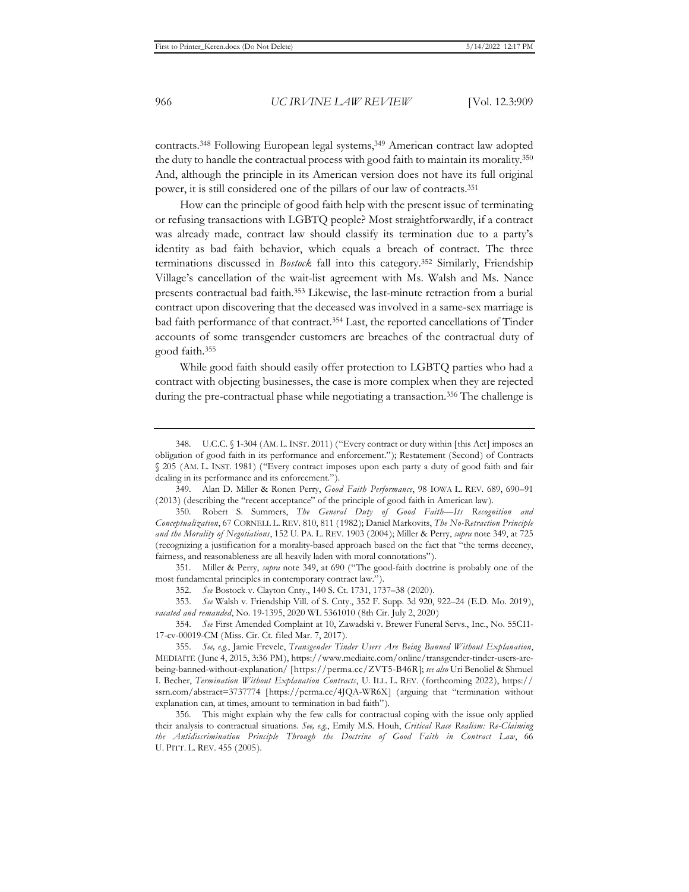contracts.[348] Following European legal systems,[349] American contract law adopted the duty to handle the contractual process with good faith to maintain its morality.[350] And, although the principle in its American version does not have its full original power, it is still considered one of the pillars of our law of contracts.[351]

How can the principle of good faith help with the present issue of terminating or refusing transactions with LGBTQ people? Most straightforwardly, if a contract was already made, contract law should classify its termination due to a party's identity as bad faith behavior, which equals a breach of contract. The three terminations discussed in *Bostock* fall into this category.[352] Similarly, Friendship Village's cancellation of the wait-list agreement with Ms. Walsh and Ms. Nance presents contractual bad faith.[353] Likewise, the last-minute retraction from a burial contract upon discovering that the deceased was involved in a same-sex marriage is bad faith performance of that contract.[354] Last, the reported cancellations of Tinder accounts of some transgender customers are breaches of the contractual duty of good faith.[355]

While good faith should easily offer protection to LGBTQ parties who had a contract with objecting businesses, the case is more complex when they are rejected during the pre-contractual phase while negotiating a transaction.[356] The challenge is

---

348. U.C.C. § 1-304 (AM. L. INST. 2011) ("Every contract or duty within [this Act] imposes an obligation of good faith in its performance and enforcement."); Restatement (Second) of Contracts § 205 (AM. L. INST. 1981) ("Every contract imposes upon each party a duty of good faith and fair dealing in its performance and its enforcement.").

349. Alan D. Miller & Ronen Perry, *Good Faith Performance*, 98 IOWA L. REV. 689, 690–91 (2013) (describing the "recent acceptance" of the principle of good faith in American law).

350. Robert S. Summers, *The General Duty of Good Faith—Its Recognition and Conceptualization*, 67 CORNELL L. REV. 810, 811 (1982); Daniel Markovits, *The No-Retraction Principle and the Morality of Negotiations*, 152 U. PA. L. REV. 1903 (2004); Miller & Perry, *supra* note 349, at 725 (recognizing a justification for a morality-based approach based on the fact that "the terms decency, fairness, and reasonableness are all heavily laden with moral connotations").

351. Miller & Perry, *supra* note 349, at 690 ("The good-faith doctrine is probably one of the most fundamental principles in contemporary contract law.").

352. *See* Bostock v. Clayton Cnty., 140 S. Ct. 1731, 1737–38 (2020).

353. *See* Walsh v. Friendship Vill. of S. Cnty., 352 F. Supp. 3d 920, 922–24 (E.D. Mo. 2019), *vacated and remanded*, No. 19-1395, 2020 WL 5361010 (8th Cir. July 2, 2020)

354. *See* First Amended Complaint at 10, Zawadski v. Brewer Funeral Servs., Inc., No. 55CI1-17-cv-00019-CM (Miss. Cir. Ct. filed Mar. 7, 2017).

355. *See, e.g.*, Jamie Frevele, *Transgender Tinder Users Are Being Banned Without Explanation*, MEDIAITE (June 4, 2015, 3:36 PM), https://www.mediaite.com/online/transgender-tinder-users-are-being-banned-without-explanation/ [https://perma.cc/ZVT5-B46R]; *see also* Uri Benoliel & Shmuel I. Becher, *Termination Without Explanation Contracts*, U. ILL. L. REV. (forthcoming 2022), https://ssrn.com/abstract=3737774 [https://perma.cc/4JQA-WR6X] (arguing that "termination without explanation can, at times, amount to termination in bad faith").

356. This might explain why the few calls for contractual coping with the issue only applied their analysis to contractual situations. *See, e.g.*, Emily M.S. Houh, *Critical Race Realism: Re-Claiming the Antidiscrimination Principle Through the Doctrine of Good Faith in Contract Law*, 66 U. PITT. L. REV. 455 (2005).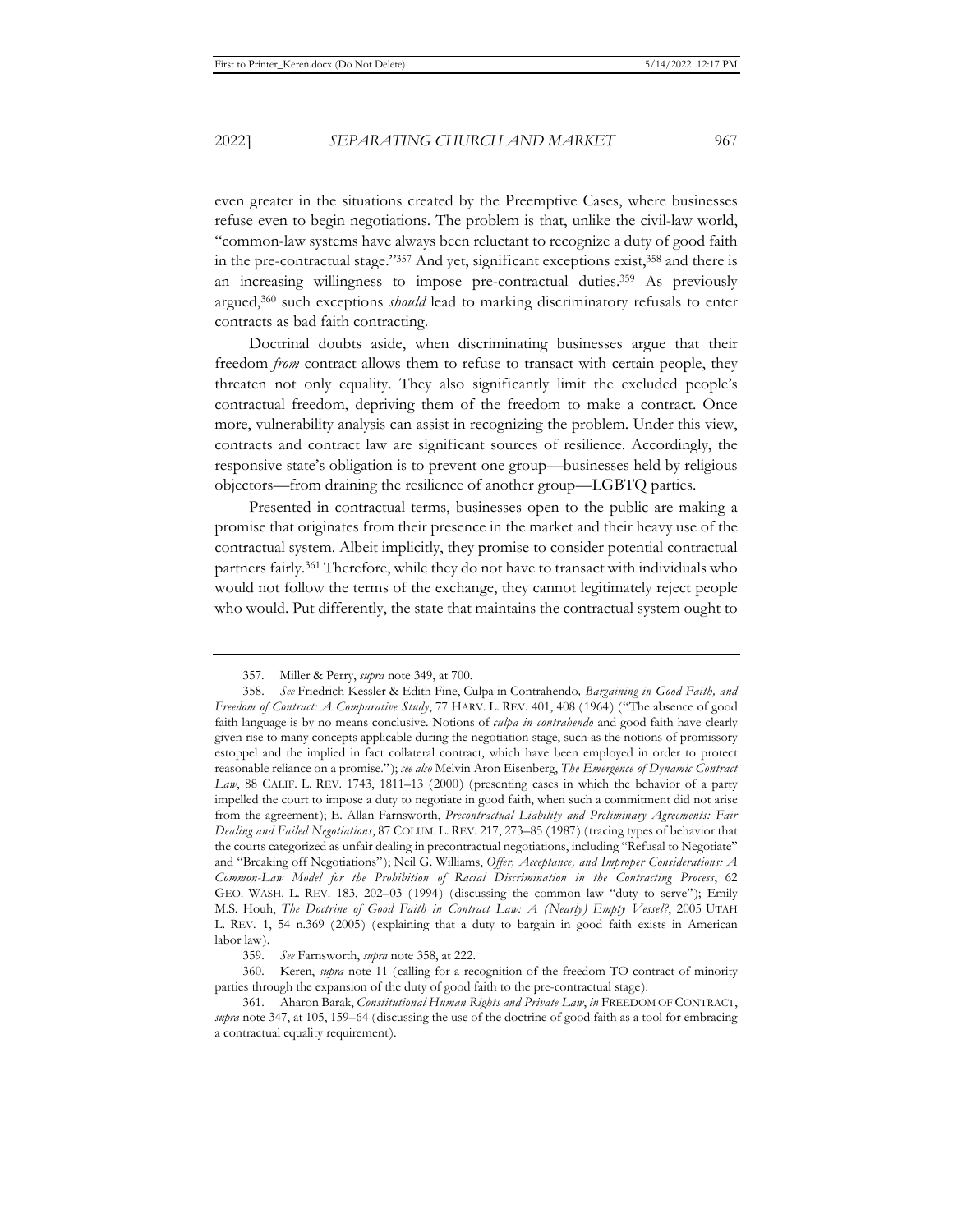even greater in the situations created by the Preemptive Cases, where businesses refuse even to begin negotiations. The problem is that, unlike the civil-law world, "common-law systems have always been reluctant to recognize a duty of good faith in the pre-contractual stage."[357] And yet, significant exceptions exist,[358] and there is an increasing willingness to impose pre-contractual duties.[359] As previously argued,[360] such exceptions *should* lead to marking discriminatory refusals to enter contracts as bad faith contracting.

Doctrinal doubts aside, when discriminating businesses argue that their freedom *from* contract allows them to refuse to transact with certain people, they threaten not only equality. They also significantly limit the excluded people's contractual freedom, depriving them of the freedom to make a contract. Once more, vulnerability analysis can assist in recognizing the problem. Under this view, contracts and contract law are significant sources of resilience. Accordingly, the responsive state's obligation is to prevent one group—businesses held by religious objectors—from draining the resilience of another group—LGBTQ parties.

Presented in contractual terms, businesses open to the public are making a promise that originates from their presence in the market and their heavy use of the contractual system. Albeit implicitly, they promise to consider potential contractual partners fairly.[361] Therefore, while they do not have to transact with individuals who would not follow the terms of the exchange, they cannot legitimately reject people who would. Put differently, the state that maintains the contractual system ought to

---

357. Miller & Perry, *supra* note 349, at 700.

358. *See* Friedrich Kessler & Edith Fine, Culpa in Contrahendo*, Bargaining in Good Faith, and Freedom of Contract: A Comparative Study*, 77 HARV. L. REV. 401, 408 (1964) ("The absence of good faith language is by no means conclusive. Notions of *culpa in contrahendo* and good faith have clearly given rise to many concepts applicable during the negotiation stage, such as the notions of promissory estoppel and the implied in fact collateral contract, which have been employed in order to protect reasonable reliance on a promise."); *see also* Melvin Aron Eisenberg, *The Emergence of Dynamic Contract Law*, 88 CALIF. L. REV. 1743, 1811–13 (2000) (presenting cases in which the behavior of a party impelled the court to impose a duty to negotiate in good faith, when such a commitment did not arise from the agreement); E. Allan Farnsworth, *Precontractual Liability and Preliminary Agreements: Fair Dealing and Failed Negotiations*, 87 COLUM. L. REV. 217, 273–85 (1987) (tracing types of behavior that the courts categorized as unfair dealing in precontractual negotiations, including "Refusal to Negotiate" and "Breaking off Negotiations"); Neil G. Williams, *Offer, Acceptance, and Improper Considerations: A Common-Law Model for the Prohibition of Racial Discrimination in the Contracting Process*, 62 GEO. WASH. L. REV. 183, 202–03 (1994) (discussing the common law "duty to serve"); Emily M.S. Houh, *The Doctrine of Good Faith in Contract Law: A (Nearly) Empty Vessel?*, 2005 UTAH L. REV. 1, 54 n.369 (2005) (explaining that a duty to bargain in good faith exists in American labor law).

359. *See* Farnsworth, *supra* note 358, at 222.

360. Keren, *supra* note 11 (calling for a recognition of the freedom TO contract of minority parties through the expansion of the duty of good faith to the pre-contractual stage).

361. Aharon Barak, *Constitutional Human Rights and Private Law*, *in* FREEDOM OF CONTRACT, *supra* note 347, at 105, 159–64 (discussing the use of the doctrine of good faith as a tool for embracing a contractual equality requirement).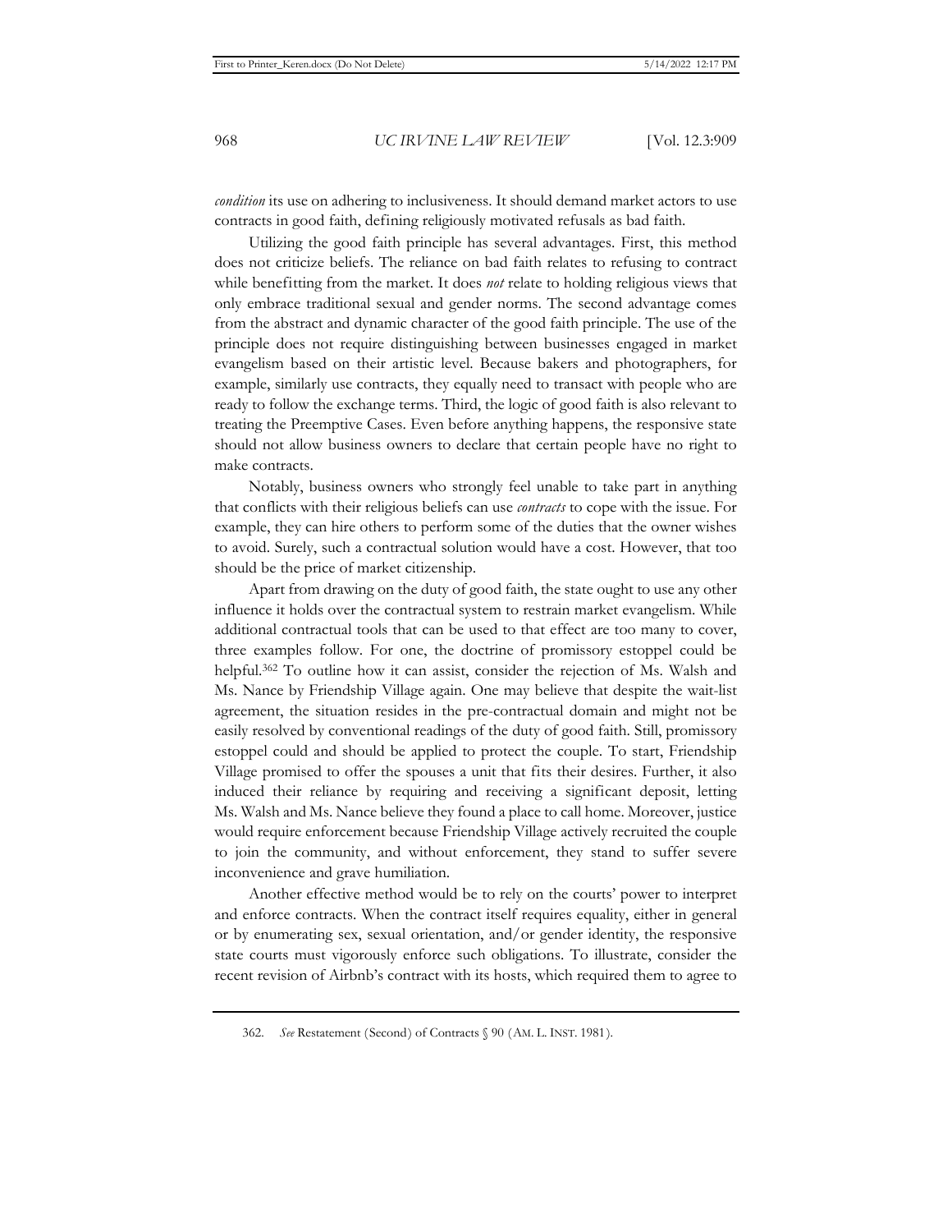*condition* its use on adhering to inclusiveness. It should demand market actors to use contracts in good faith, defining religiously motivated refusals as bad faith.

Utilizing the good faith principle has several advantages. First, this method does not criticize beliefs. The reliance on bad faith relates to refusing to contract while benefitting from the market. It does *not* relate to holding religious views that only embrace traditional sexual and gender norms. The second advantage comes from the abstract and dynamic character of the good faith principle. The use of the principle does not require distinguishing between businesses engaged in market evangelism based on their artistic level. Because bakers and photographers, for example, similarly use contracts, they equally need to transact with people who are ready to follow the exchange terms. Third, the logic of good faith is also relevant to treating the Preemptive Cases. Even before anything happens, the responsive state should not allow business owners to declare that certain people have no right to make contracts.

Notably, business owners who strongly feel unable to take part in anything that conflicts with their religious beliefs can use *contracts* to cope with the issue. For example, they can hire others to perform some of the duties that the owner wishes to avoid. Surely, such a contractual solution would have a cost. However, that too should be the price of market citizenship.

Apart from drawing on the duty of good faith, the state ought to use any other influence it holds over the contractual system to restrain market evangelism. While additional contractual tools that can be used to that effect are too many to cover, three examples follow. For one, the doctrine of promissory estoppel could be helpful.[362] To outline how it can assist, consider the rejection of Ms. Walsh and Ms. Nance by Friendship Village again. One may believe that despite the wait-list agreement, the situation resides in the pre-contractual domain and might not be easily resolved by conventional readings of the duty of good faith. Still, promissory estoppel could and should be applied to protect the couple. To start, Friendship Village promised to offer the spouses a unit that fits their desires. Further, it also induced their reliance by requiring and receiving a significant deposit, letting Ms. Walsh and Ms. Nance believe they found a place to call home. Moreover, justice would require enforcement because Friendship Village actively recruited the couple to join the community, and without enforcement, they stand to suffer severe inconvenience and grave humiliation.

Another effective method would be to rely on the courts' power to interpret and enforce contracts. When the contract itself requires equality, either in general or by enumerating sex, sexual orientation, and/or gender identity, the responsive state courts must vigorously enforce such obligations. To illustrate, consider the recent revision of Airbnb's contract with its hosts, which required them to agree to

---

362. *See* Restatement (Second) of Contracts § 90 (AM. L. INST. 1981).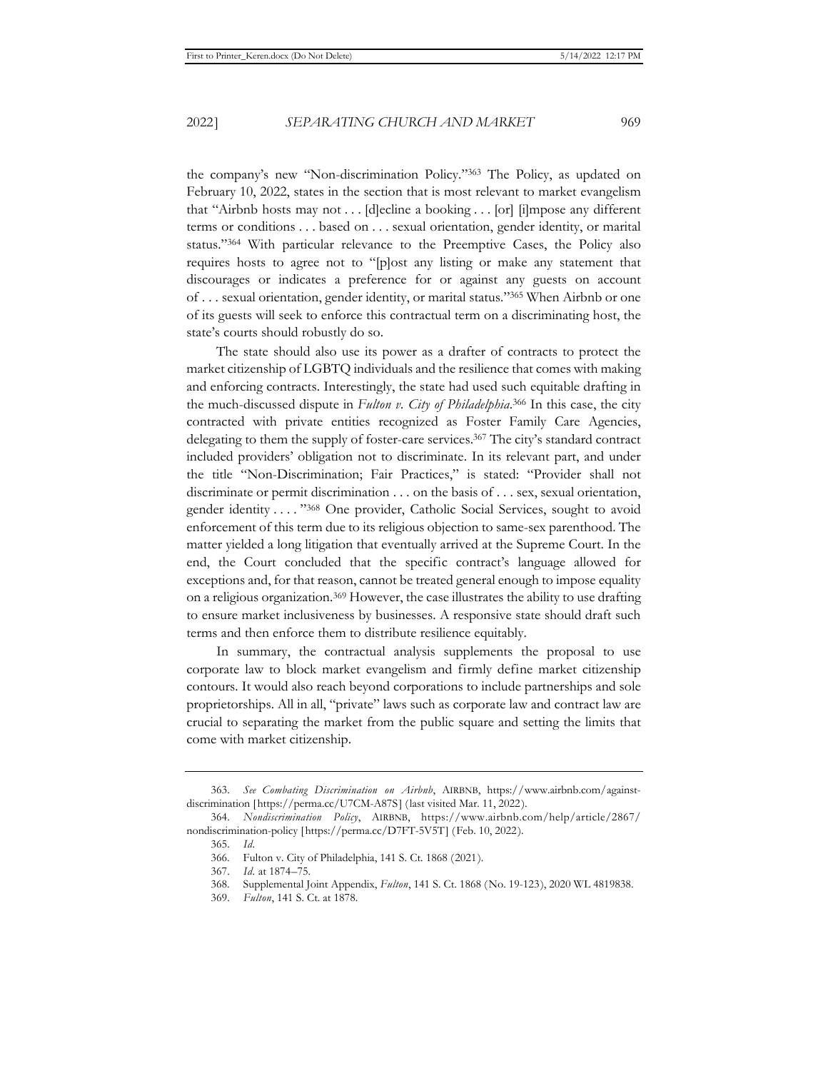the company's new "Non-discrimination Policy."[363] The Policy, as updated on February 10, 2022, states in the section that is most relevant to market evangelism that "Airbnb hosts may not . . . [d]ecline a booking . . . [or] [i]mpose any different terms or conditions . . . based on . . . sexual orientation, gender identity, or marital status."[364] With particular relevance to the Preemptive Cases, the Policy also requires hosts to agree not to "[p]ost any listing or make any statement that discourages or indicates a preference for or against any guests on account of . . . sexual orientation, gender identity, or marital status."[365] When Airbnb or one of its guests will seek to enforce this contractual term on a discriminating host, the state's courts should robustly do so.

The state should also use its power as a drafter of contracts to protect the market citizenship of LGBTQ individuals and the resilience that comes with making and enforcing contracts. Interestingly, the state had used such equitable drafting in the much-discussed dispute in *Fulton v. City of Philadelphia*.[366] In this case, the city contracted with private entities recognized as Foster Family Care Agencies, delegating to them the supply of foster-care services.[367] The city's standard contract included providers' obligation not to discriminate. In its relevant part, and under the title "Non-Discrimination; Fair Practices," is stated: "Provider shall not discriminate or permit discrimination . . . on the basis of . . . sex, sexual orientation, gender identity . . . . "[368] One provider, Catholic Social Services, sought to avoid enforcement of this term due to its religious objection to same-sex parenthood. The matter yielded a long litigation that eventually arrived at the Supreme Court. In the end, the Court concluded that the specific contract's language allowed for exceptions and, for that reason, cannot be treated general enough to impose equality on a religious organization.[369] However, the case illustrates the ability to use drafting to ensure market inclusiveness by businesses. A responsive state should draft such terms and then enforce them to distribute resilience equitably.

In summary, the contractual analysis supplements the proposal to use corporate law to block market evangelism and firmly define market citizenship contours. It would also reach beyond corporations to include partnerships and sole proprietorships. All in all, "private" laws such as corporate law and contract law are crucial to separating the market from the public square and setting the limits that come with market citizenship.

---

363. *See Combating Discrimination on Airbnb*, AIRBNB, https://www.airbnb.com/against-discrimination [https://perma.cc/U7CM-A87S] (last visited Mar. 11, 2022).

364. *Nondiscrimination Policy*, AIRBNB, https://www.airbnb.com/help/article/2867/nondiscrimination-policy [https://perma.cc/D7FT-5V5T] (Feb. 10, 2022).

365. *Id.*

366. Fulton v. City of Philadelphia, 141 S. Ct. 1868 (2021).

367. *Id.* at 1874–75.

368. Supplemental Joint Appendix, *Fulton*, 141 S. Ct. 1868 (No. 19-123), 2020 WL 4819838.

369. *Fulton*, 141 S. Ct. at 1878.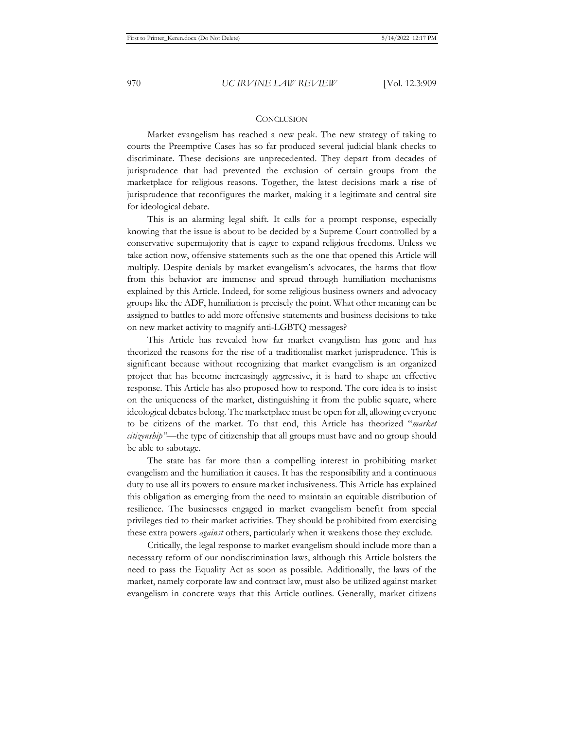## CONCLUSION

Market evangelism has reached a new peak. The new strategy of taking to courts the Preemptive Cases has so far produced several judicial blank checks to discriminate. These decisions are unprecedented. They depart from decades of jurisprudence that had prevented the exclusion of certain groups from the marketplace for religious reasons. Together, the latest decisions mark a rise of jurisprudence that reconfigures the market, making it a legitimate and central site for ideological debate.

This is an alarming legal shift. It calls for a prompt response, especially knowing that the issue is about to be decided by a Supreme Court controlled by a conservative supermajority that is eager to expand religious freedoms. Unless we take action now, offensive statements such as the one that opened this Article will multiply. Despite denials by market evangelism's advocates, the harms that flow from this behavior are immense and spread through humiliation mechanisms explained by this Article. Indeed, for some religious business owners and advocacy groups like the ADF, humiliation is precisely the point. What other meaning can be assigned to battles to add more offensive statements and business decisions to take on new market activity to magnify anti-LGBTQ messages?

This Article has revealed how far market evangelism has gone and has theorized the reasons for the rise of a traditionalist market jurisprudence. This is significant because without recognizing that market evangelism is an organized project that has become increasingly aggressive, it is hard to shape an effective response. This Article has also proposed how to respond. The core idea is to insist on the uniqueness of the market, distinguishing it from the public square, where ideological debates belong. The marketplace must be open for all, allowing everyone to be citizens of the market. To that end, this Article has theorized "*market citizenship"*—the type of citizenship that all groups must have and no group should be able to sabotage.

The state has far more than a compelling interest in prohibiting market evangelism and the humiliation it causes. It has the responsibility and a continuous duty to use all its powers to ensure market inclusiveness. This Article has explained this obligation as emerging from the need to maintain an equitable distribution of resilience. The businesses engaged in market evangelism benefit from special privileges tied to their market activities. They should be prohibited from exercising these extra powers *against* others, particularly when it weakens those they exclude.

Critically, the legal response to market evangelism should include more than a necessary reform of our nondiscrimination laws, although this Article bolsters the need to pass the Equality Act as soon as possible. Additionally, the laws of the market, namely corporate law and contract law, must also be utilized against market evangelism in concrete ways that this Article outlines. Generally, market citizens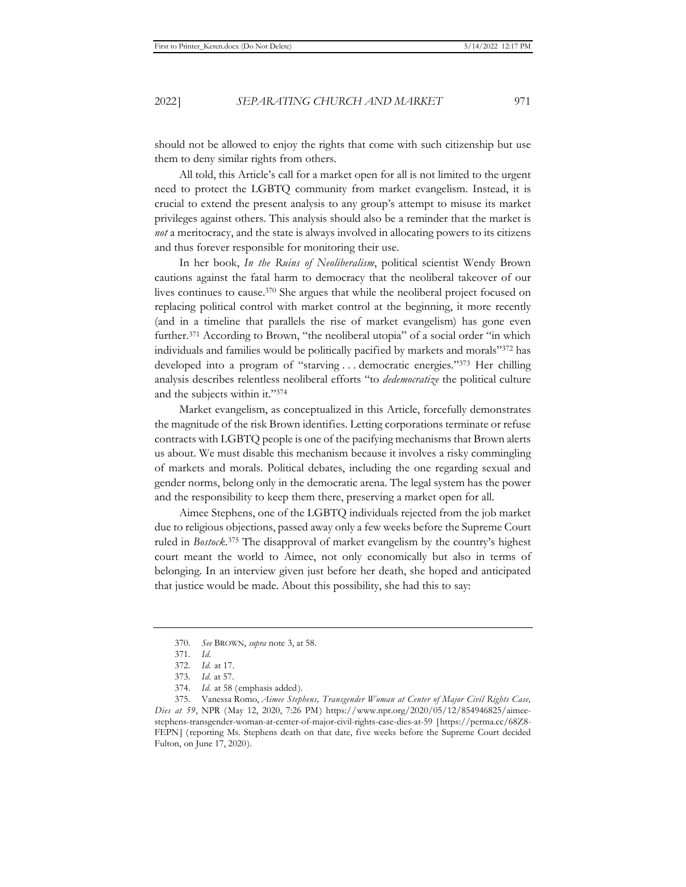should not be allowed to enjoy the rights that come with such citizenship but use them to deny similar rights from others.

All told, this Article's call for a market open for all is not limited to the urgent need to protect the LGBTQ community from market evangelism. Instead, it is crucial to extend the present analysis to any group's attempt to misuse its market privileges against others. This analysis should also be a reminder that the market is *not* a meritocracy, and the state is always involved in allocating powers to its citizens and thus forever responsible for monitoring their use.

In her book, *In the Ruins of Neoliberalism*, political scientist Wendy Brown cautions against the fatal harm to democracy that the neoliberal takeover of our lives continues to cause.[370] She argues that while the neoliberal project focused on replacing political control with market control at the beginning, it more recently (and in a timeline that parallels the rise of market evangelism) has gone even further.[371] According to Brown, "the neoliberal utopia" of a social order "in which individuals and families would be politically pacified by markets and morals"[372] has developed into a program of "starving . . . democratic energies."[373] Her chilling analysis describes relentless neoliberal efforts "to *dedemocratize* the political culture and the subjects within it."[374]

Market evangelism, as conceptualized in this Article, forcefully demonstrates the magnitude of the risk Brown identifies. Letting corporations terminate or refuse contracts with LGBTQ people is one of the pacifying mechanisms that Brown alerts us about. We must disable this mechanism because it involves a risky commingling of markets and morals. Political debates, including the one regarding sexual and gender norms, belong only in the democratic arena. The legal system has the power and the responsibility to keep them there, preserving a market open for all.

Aimee Stephens, one of the LGBTQ individuals rejected from the job market due to religious objections, passed away only a few weeks before the Supreme Court ruled in *Bostock*.[375] The disapproval of market evangelism by the country's highest court meant the world to Aimee, not only economically but also in terms of belonging. In an interview given just before her death, she hoped and anticipated that justice would be made. About this possibility, she had this to say:

---

370. *See* BROWN, *supra* note 3, at 58.

371. *Id.*

372. *Id.* at 17.

373. *Id.* at 57.

374. *Id.* at 58 (emphasis added).

375. Vanessa Romo, *Aimee Stephens, Transgender Woman at Center of Major Civil Rights Case, Dies at 59*, NPR (May 12, 2020, 7:26 PM) https://www.npr.org/2020/05/12/854946825/aimee-stephens-transgender-woman-at-center-of-major-civil-rights-case-dies-at-59 [https://perma.cc/68Z8-FEPN] (reporting Ms. Stephens death on that date, five weeks before the Supreme Court decided Fulton, on June 17, 2020).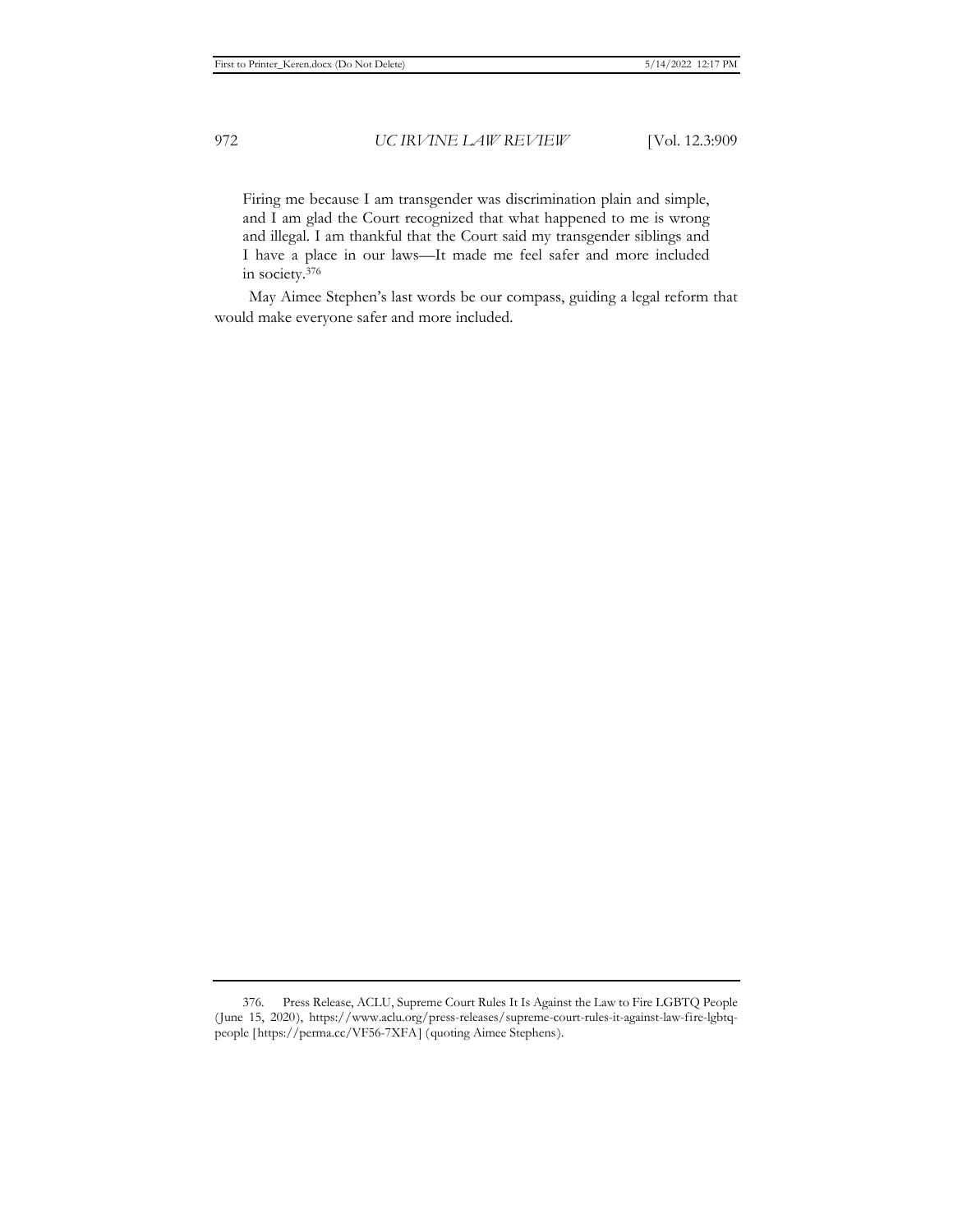> Firing me because I am transgender was discrimination plain and simple, and I am glad the Court recognized that what happened to me is wrong and illegal. I am thankful that the Court said my transgender siblings and I have a place in our laws—It made me feel safer and more included in society.[376]

May Aimee Stephen's last words be our compass, guiding a legal reform that would make everyone safer and more included.

---

376. Press Release, ACLU, Supreme Court Rules It Is Against the Law to Fire LGBTQ People (June 15, 2020), https://www.aclu.org/press-releases/supreme-court-rules-it-against-law-fire-lgbtq-people [https://perma.cc/VF56-7XFA] (quoting Aimee Stephens).